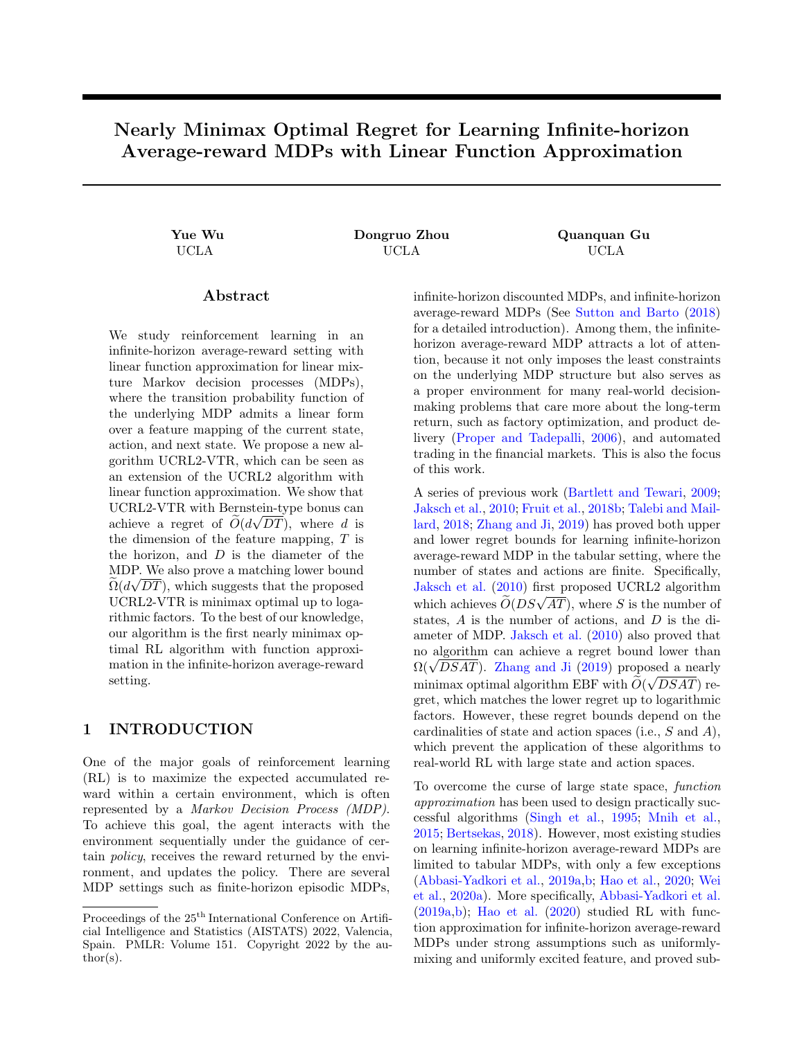# Nearly Minimax Optimal Regret for Learning Infinite-horizon Average-reward MDPs with Linear Function Approximation

**Yue Wu**
UCLA

**Dongruo Zhou**
UCLA

**Quanquan Gu**
UCLA

## Abstract

We study reinforcement learning in an infinite-horizon average-reward setting with linear function approximation for linear mixture Markov decision processes (MDPs), where the transition probability function of the underlying MDP admits a linear form over a feature mapping of the current state, action, and next state. We propose a new algorithm UCRL2-VTR, which can be seen as an extension of the UCRL2 algorithm with linear function approximation. We show that UCRL2-VTR with Bernstein-type bonus can achieve a regret of $\widetilde{O}(d\sqrt{DT})$, where $d$ is the dimension of the feature mapping, $T$ is the horizon, and $D$ is the diameter of the MDP. We also prove a matching lower bound $\widetilde{\Omega}(d\sqrt{DT})$, which suggests that the proposed UCRL2-VTR is minimax optimal up to logarithmic factors. To the best of our knowledge, our algorithm is the first nearly minimax optimal RL algorithm with function approximation in the infinite-horizon average-reward setting.

## 1 INTRODUCTION

One of the major goals of reinforcement learning (RL) is to maximize the expected accumulated reward within a certain environment, which is often represented by a *Markov Decision Process (MDP)*. To achieve this goal, the agent interacts with the environment sequentially under the guidance of certain *policy*, receives the reward returned by the environment, and updates the policy. There are several MDP settings such as finite-horizon episodic MDPs, infinite-horizon discounted MDPs, and infinite-horizon average-reward MDPs (See Sutton and Barto (2018) for a detailed introduction). Among them, the infinite-horizon average-reward MDP attracts a lot of attention, because it not only imposes the least constraints on the underlying MDP structure but also serves as a proper environment for many real-world decision-making problems that care more about the long-term return, such as factory optimization, and product delivery (Proper and Tadepalli, 2006), and automated trading in the financial markets. This is also the focus of this work.

A series of previous work (Bartlett and Tewari, 2009; Jaksch et al., 2010; Fruit et al., 2018b; Talebi and Maillard, 2018; Zhang and Ji, 2019) has proved both upper and lower regret bounds for learning infinite-horizon average-reward MDP in the tabular setting, where the number of states and actions are finite. Specifically, Jaksch et al. (2010) first proposed UCRL2 algorithm which achieves $\widetilde{O}(DS\sqrt{AT})$, where $S$ is the number of states, $A$ is the number of actions, and $D$ is the diameter of MDP. Jaksch et al. (2010) also proved that no algorithm can achieve a regret bound lower than $\Omega(\sqrt{DSAT})$. Zhang and Ji (2019) proposed a nearly minimax optimal algorithm EBF with $\widetilde{O}(\sqrt{DSAT})$ regret, which matches the lower regret up to logarithmic factors. However, these regret bounds depend on the cardinalities of state and action spaces (i.e., $S$ and $A$), which prevent the application of these algorithms to real-world RL with large state and action spaces.

To overcome the curse of large state space, *function approximation* has been used to design practically successful algorithms (Singh et al., 1995; Mnih et al., 2015; Bertsekas, 2018). However, most existing studies on learning infinite-horizon average-reward MDPs are limited to tabular MDPs, with only a few exceptions (Abbasi-Yadkori et al., 2019a,b; Hao et al., 2020; Wei et al., 2020a). More specifically, Abbasi-Yadkori et al. (2019a,b); Hao et al. (2020) studied RL with function approximation for infinite-horizon average-reward MDPs under strong assumptions such as uniformly-mixing and uniformly excited feature, and proved sub-

Proceedings of the 25[th] International Conference on Artificial Intelligence and Statistics (AISTATS) 2022, Valencia, Spain. PMLR: Volume 151. Copyright 2022 by the author(s).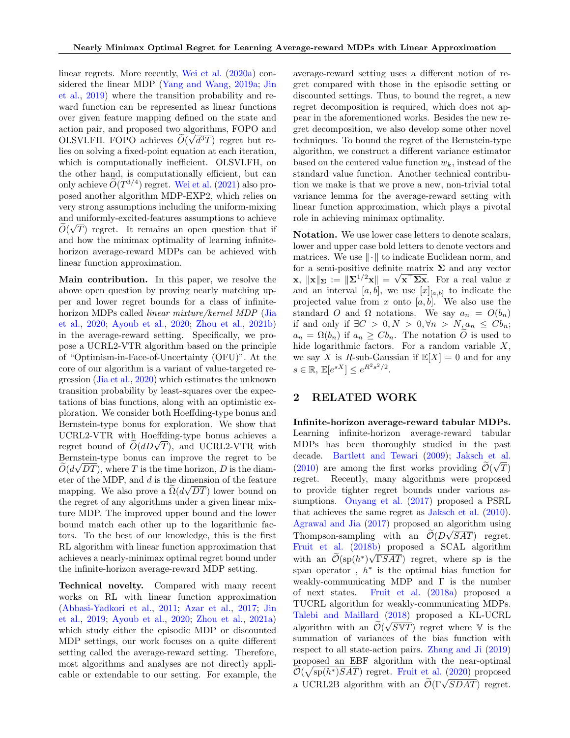linear regrets. More recently, Wei et al. (2020a) considered the linear MDP (Yang and Wang, 2019a; Jin et al., 2019) where the transition probability and reward function can be represented as linear functions over given feature mapping defined on the state and action pair, and proposed two algorithms, FOPO and OLSVI.FH. FOPO achieves $\widetilde{O}(\sqrt{d^3T})$ regret but relies on solving a fixed-point equation at each iteration, which is computationally inefficient. OLSVI.FH, on the other hand, is computationally efficient, but can only achieve $\widetilde{O}(T^{3/4})$ regret. Wei et al. (2021) also proposed another algorithm MDP-EXP2, which relies on very strong assumptions including the uniform-mixing and uniformly-excited-features assumptions to achieve $\widetilde{O}(\sqrt{T})$ regret. It remains an open question that if and how the minimax optimality of learning infinite-horizon average-reward MDPs can be achieved with linear function approximation.

**Main contribution.** In this paper, we resolve the above open question by proving nearly matching upper and lower regret bounds for a class of infinite-horizon MDPs called *linear mixture/kernel MDP* (Jia et al., 2020; Ayoub et al., 2020; Zhou et al., 2021b) in the average-reward setting. Specifically, we propose a UCRL2-VTR algorithm based on the principle of "Optimism-in-Face-of-Uncertainty (OFU)". At the core of our algorithm is a variant of value-targeted regression (Jia et al., 2020) which estimates the unknown transition probability by least-squares over the expectations of bias functions, along with an optimistic exploration. We consider both Hoeffding-type bonus and Bernstein-type bonus for exploration. We show that UCRL2-VTR with Hoeffding-type bonus achieves a regret bound of $\widetilde{O}(dD\sqrt{T})$, and UCRL2-VTR with Bernstein-type bonus can improve the regret to be $\widetilde{O}(d\sqrt{DT})$, where $T$ is the time horizon, $D$ is the diameter of the MDP, and $d$ is the dimension of the feature mapping. We also prove a $\widetilde{\Omega}(d\sqrt{DT})$ lower bound on the regret of any algorithms under a given linear mixture MDP. The improved upper bound and the lower bound match each other up to the logarithmic factors. To the best of our knowledge, this is the first RL algorithm with linear function approximation that achieves a nearly-minimax optimal regret bound under the infinite-horizon average-reward MDP setting.

**Technical novelty.** Compared with many recent works on RL with linear function approximation (Abbasi-Yadkori et al., 2011; Azar et al., 2017; Jin et al., 2019; Ayoub et al., 2020; Zhou et al., 2021a) which study either the episodic MDP or discounted MDP settings, our work focuses on a quite different setting called the average-reward setting. Therefore, most algorithms and analyses are not directly applicable or extendable to our setting. For example, the average-reward setting uses a different notion of regret compared with those in the episodic setting or discounted settings. Thus, to bound the regret, a new regret decomposition is required, which does not appear in the aforementioned works. Besides the new regret decomposition, we also develop some other novel techniques. To bound the regret of the Bernstein-type algorithm, we construct a different variance estimator based on the centered value function $w_k$, instead of the standard value function. Another technical contribution we make is that we prove a new, non-trivial total variance lemma for the average-reward setting with linear function approximation, which plays a pivotal role in achieving minimax optimality.

**Notation.** We use lower case letters to denote scalars, lower and upper case bold letters to denote vectors and matrices. We use $\|\cdot\|$ to indicate Euclidean norm, and for a semi-positive definite matrix $\mathbf{\Sigma}$ and any vector $\mathbf{x}$, $\|\mathbf{x}\|_{\mathbf{\Sigma}} := \|\mathbf{\Sigma}^{1/2}\mathbf{x}\| = \sqrt{\mathbf{x}^\top\mathbf{\Sigma}\mathbf{x}}$. For a real value $x$ and an interval $[a, b]$, we use $[x]_{[a,b]}$ to indicate the projected value from $x$ onto $[a, b]$. We also use the standard $O$ and $\Omega$ notations. We say $a_n = O(b_n)$ if and only if $\exists C > 0, N > 0, \forall n > N, a_n \leq Cb_n$; $a_n = \Omega(b_n)$ if $a_n \geq Cb_n$. The notation $\widetilde{O}$ is used to hide logarithmic factors. For a random variable $X$, we say $X$ is $R$-sub-Gaussian if $\mathbb{E}[X] = 0$ and for any $s \in \mathbb{R}$, $\mathbb{E}[e^{sX}] \leq e^{R^2s^2/2}$.

## 2 RELATED WORK

**Infinite-horizon average-reward tabular MDPs.** Learning infinite-horizon average-reward tabular MDPs has been thoroughly studied in the past decade. Bartlett and Tewari (2009); Jaksch et al. (2010) are among the first works providing $\widetilde{\mathcal{O}}(\sqrt{T})$ regret. Recently, many algorithms were proposed to provide tighter regret bounds under various assumptions. Ouyang et al. (2017) proposed a PSRL that achieves the same regret as Jaksch et al. (2010). Agrawal and Jia (2017) proposed an algorithm using Thompson-sampling with an $\widetilde{\mathcal{O}}(D\sqrt{SAT})$ regret. Fruit et al. (2018b) proposed a SCAL algorithm with an $\widetilde{\mathcal{O}}(\text{sp}(h^*)\sqrt{\Gamma SAT})$ regret, where sp is the span operator , $h^*$ is the optimal bias function for weakly-communicating MDP and $\Gamma$ is the number of next states. Fruit et al. (2018a) proposed a TUCRL algorithm for weakly-communicating MDPs. Talebi and Maillard (2018) proposed a KL-UCRL algorithm with an $\widetilde{\mathcal{O}}(\sqrt{S\mathbb{V}T})$ regret where $\mathbb{V}$ is the summation of variances of the bias function with respect to all state-action pairs. Zhang and Ji (2019) proposed an EBF algorithm with the near-optimal $\widetilde{\mathcal{O}}(\sqrt{\text{sp}(h^*)SAT})$ regret. Fruit et al. (2020) proposed a UCRL2B algorithm with an $\widetilde{\mathcal{O}}(\Gamma\sqrt{SDAT})$ regret.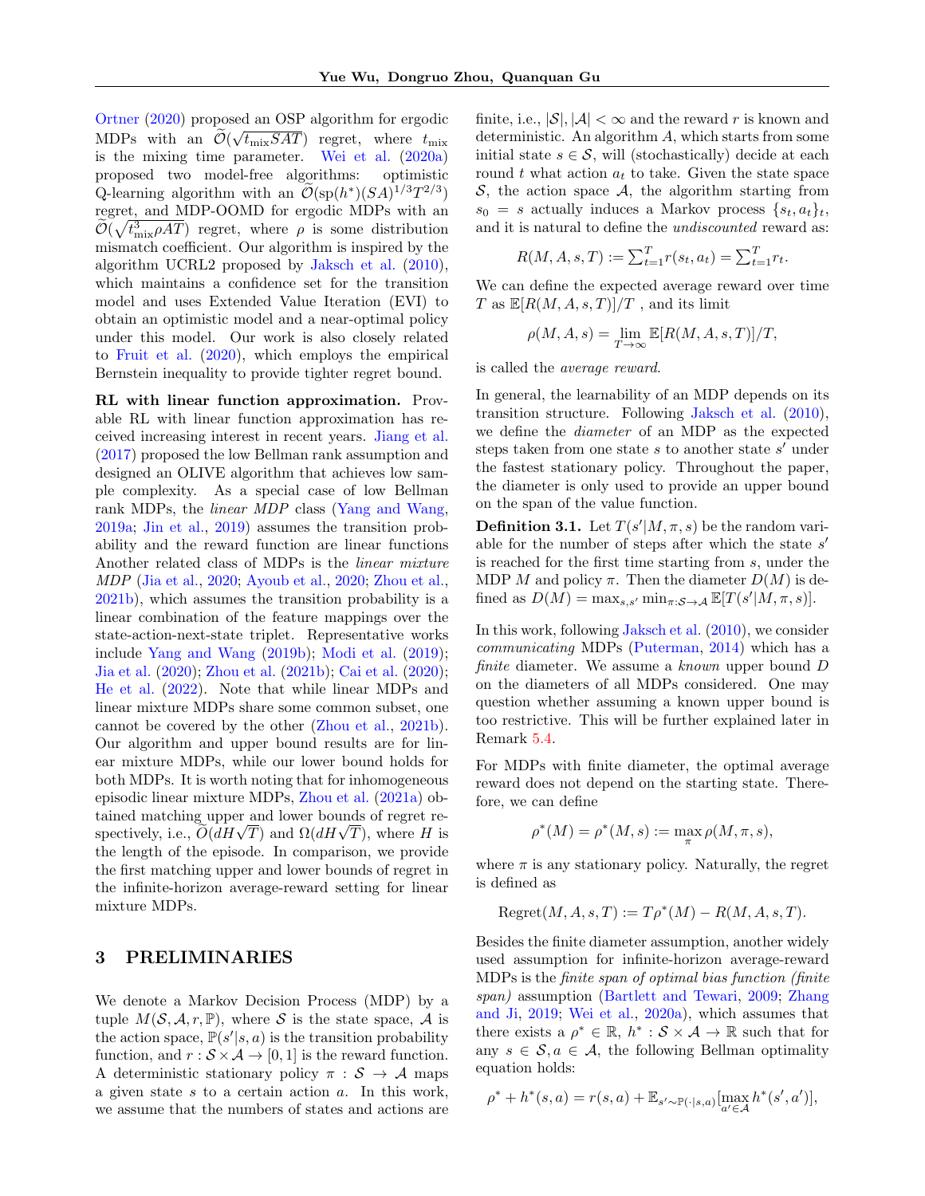Ortner (2020) proposed an OSP algorithm for ergodic MDPs with an $\widetilde{\mathcal{O}}(\sqrt{t_{\text{mix}}SAT})$ regret, where $t_{\text{mix}}$ is the mixing time parameter. Wei et al. (2020a) proposed two model-free algorithms: optimistic Q-learning algorithm with an $\widetilde{\mathcal{O}}(\text{sp}(h^*)(SA)^{1/3}T^{2/3})$ regret, and MDP-OOMD for ergodic MDPs with an $\widetilde{\mathcal{O}}(\sqrt{t_{\text{mix}}^3\rho AT})$ regret, where $\rho$ is some distribution mismatch coefficient. Our algorithm is inspired by the algorithm UCRL2 proposed by Jaksch et al. (2010), which maintains a confidence set for the transition model and uses Extended Value Iteration (EVI) to obtain an optimistic model and a near-optimal policy under this model. Our work is also closely related to Fruit et al. (2020), which employs the empirical Bernstein inequality to provide tighter regret bound.

**RL with linear function approximation.** Provable RL with linear function approximation has received increasing interest in recent years. Jiang et al. (2017) proposed the low Bellman rank assumption and designed an OLIVE algorithm that achieves low sample complexity. As a special case of low Bellman rank MDPs, the *linear MDP* class (Yang and Wang, 2019a; Jin et al., 2019) assumes the transition probability and the reward function are linear functions Another related class of MDPs is the *linear mixture MDP* (Jia et al., 2020; Ayoub et al., 2020; Zhou et al., 2021b), which assumes the transition probability is a linear combination of the feature mappings over the state-action-next-state triplet. Representative works include Yang and Wang (2019b); Modi et al. (2019); Jia et al. (2020); Zhou et al. (2021b); Cai et al. (2020); He et al. (2022). Note that while linear MDPs and linear mixture MDPs share some common subset, one cannot be covered by the other (Zhou et al., 2021b). Our algorithm and upper bound results are for linear mixture MDPs, while our lower bound holds for both MDPs. It is worth noting that for inhomogeneous episodic linear mixture MDPs, Zhou et al. (2021a) obtained matching upper and lower bounds of regret respectively, i.e., $\widetilde{O}(dH\sqrt{T})$ and $\Omega(dH\sqrt{T})$, where $H$ is the length of the episode. In comparison, we provide the first matching upper and lower bounds of regret in the infinite-horizon average-reward setting for linear mixture MDPs.

# 3 PRELIMINARIES

We denote a Markov Decision Process (MDP) by a tuple $M(\mathcal{S}, \mathcal{A}, r, \mathbb{P})$, where $\mathcal{S}$ is the state space, $\mathcal{A}$ is the action space, $\mathbb{P}(s'|s,a)$ is the transition probability function, and $r : \mathcal{S} \times \mathcal{A} \to [0,1]$ is the reward function. A deterministic stationary policy $\pi : \mathcal{S} \to \mathcal{A}$ maps a given state $s$ to a certain action $a$. In this work, we assume that the numbers of states and actions are finite, i.e., $|\mathcal{S}|, |\mathcal{A}| < \infty$ and the reward $r$ is known and deterministic. An algorithm $A$, which starts from some initial state $s \in \mathcal{S}$, will (stochastically) decide at each round $t$ what action $a_t$ to take. Given the state space $\mathcal{S}$, the action space $\mathcal{A}$, the algorithm starting from $s_0 = s$ actually induces a Markov process $\{s_t, a_t\}_t$, and it is natural to define the *undiscounted* reward as:

$$R(M, A, s, T) := \textstyle\sum_{t=1}^{T} r(s_t, a_t) = \sum_{t=1}^{T} r_t.$$

We can define the expected average reward over time $T$ as $\mathbb{E}[R(M, A, s, T)]/T$ , and its limit

$$\rho(M, A, s) = \lim_{T\to\infty} \mathbb{E}[R(M, A, s, T)]/T,$$

is called the *average reward*.

In general, the learnability of an MDP depends on its transition structure. Following Jaksch et al. (2010), we define the *diameter* of an MDP as the expected steps taken from one state $s$ to another state $s'$ under the fastest stationary policy. Throughout the paper, the diameter is only used to provide an upper bound on the span of the value function.

**Definition 3.1.** Let $T(s'|M, \pi, s)$ be the random variable for the number of steps after which the state $s'$ is reached for the first time starting from $s$, under the MDP $M$ and policy $\pi$. Then the diameter $D(M)$ is defined as $D(M) = \max_{s,s'} \min_{\pi:\mathcal{S}\to\mathcal{A}} \mathbb{E}[T(s'|M, \pi, s)]$.

In this work, following Jaksch et al. (2010), we consider *communicating* MDPs (Puterman, 2014) which has a *finite* diameter. We assume a *known* upper bound $D$ on the diameters of all MDPs considered. One may question whether assuming a known upper bound is too restrictive. This will be further explained later in Remark 5.4.

For MDPs with finite diameter, the optimal average reward does not depend on the starting state. Therefore, we can define

$$\rho^*(M) = \rho^*(M, s) := \max_{\pi} \rho(M, \pi, s),$$

where $\pi$ is any stationary policy. Naturally, the regret is defined as

$$\text{Regret}(M, A, s, T) := T\rho^*(M) - R(M, A, s, T).$$

Besides the finite diameter assumption, another widely used assumption for infinite-horizon average-reward MDPs is the *finite span of optimal bias function (finite span)* assumption (Bartlett and Tewari, 2009; Zhang and Ji, 2019; Wei et al., 2020a), which assumes that there exists a $\rho^* \in \mathbb{R}$, $h^* : \mathcal{S} \times \mathcal{A} \to \mathbb{R}$ such that for any $s \in \mathcal{S}, a \in \mathcal{A}$, the following Bellman optimality equation holds:

$$\rho^* + h^*(s, a) = r(s, a) + \mathbb{E}_{s'\sim\mathbb{P}(\cdot|s,a)}[\max_{a'\in\mathcal{A}} h^*(s', a')],$$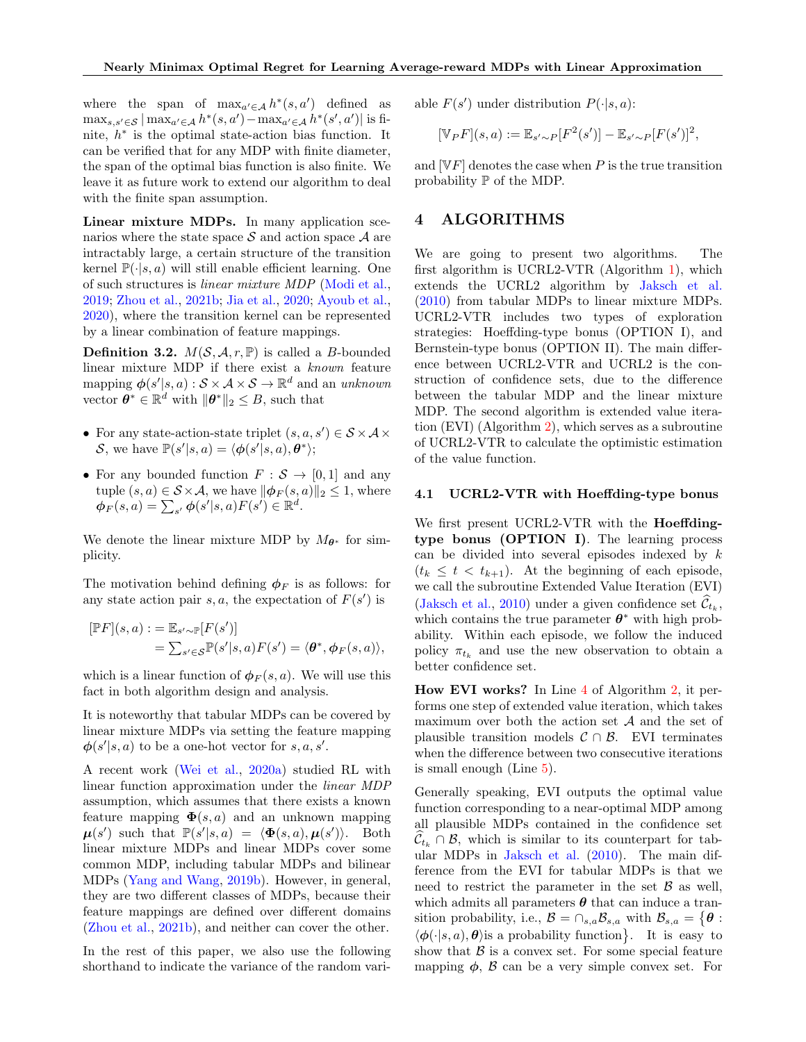where the span of $\max_{a' \in \mathcal{A}} h^*(s, a')$ defined as $\max_{s,s' \in \mathcal{S}} |\max_{a' \in \mathcal{A}} h^*(s, a') - \max_{a' \in \mathcal{A}} h^*(s', a')|$ is finite, $h^*$ is the optimal state-action bias function. It can be verified that for any MDP with finite diameter, the span of the optimal bias function is also finite. We leave it as future work to extend our algorithm to deal with the finite span assumption.

**Linear mixture MDPs.** In many application scenarios where the state space $\mathcal{S}$ and action space $\mathcal{A}$ are intractably large, a certain structure of the transition kernel $\mathbb{P}(\cdot|s, a)$ will still enable efficient learning. One of such structures is *linear mixture MDP* (Modi et al., 2019; Zhou et al., 2021b; Jia et al., 2020; Ayoub et al., 2020), where the transition kernel can be represented by a linear combination of feature mappings.

**Definition 3.2.** $M(\mathcal{S}, \mathcal{A}, r, \mathbb{P})$ is called a $B$-bounded linear mixture MDP if there exist a *known* feature mapping $\boldsymbol{\phi}(s'|s, a) : \mathcal{S} \times \mathcal{A} \times \mathcal{S} \to \mathbb{R}^d$ and an *unknown* vector $\boldsymbol{\theta}^* \in \mathbb{R}^d$ with $\|\boldsymbol{\theta}^*\|_2 \leq B$, such that

- For any state-action-state triplet $(s, a, s') \in \mathcal{S} \times \mathcal{A} \times \mathcal{S}$, we have $\mathbb{P}(s'|s, a) = \langle \boldsymbol{\phi}(s'|s, a), \boldsymbol{\theta}^* \rangle$;
- For any bounded function $F : \mathcal{S} \to [0, 1]$ and any tuple $(s, a) \in \mathcal{S} \times \mathcal{A}$, we have $\|\boldsymbol{\phi}_F(s, a)\|_2 \leq 1$, where $\boldsymbol{\phi}_F(s, a) = \sum_{s'} \boldsymbol{\phi}(s'|s, a) F(s') \in \mathbb{R}^d$.

We denote the linear mixture MDP by $M_{\boldsymbol{\theta}^*}$ for simplicity.

The motivation behind defining $\boldsymbol{\phi}_F$ is as follows: for any state action pair $s, a$, the expectation of $F(s')$ is

$$
\begin{aligned}
[\mathbb{P}F](s, a) &:= \mathbb{E}_{s' \sim \mathbb{P}}[F(s')] \\
&= \textstyle\sum_{s' \in \mathcal{S}} \mathbb{P}(s'|s, a) F(s') = \langle \boldsymbol{\theta}^*, \boldsymbol{\phi}_F(s, a) \rangle,
\end{aligned}
$$

which is a linear function of $\boldsymbol{\phi}_F(s, a)$. We will use this fact in both algorithm design and analysis.

It is noteworthy that tabular MDPs can be covered by linear mixture MDPs via setting the feature mapping $\boldsymbol{\phi}(s'|s, a)$ to be a one-hot vector for $s, a, s'$.

A recent work (Wei et al., 2020a) studied RL with linear function approximation under the *linear MDP* assumption, which assumes that there exists a known feature mapping $\boldsymbol{\Phi}(s, a)$ and an unknown mapping $\boldsymbol{\mu}(s')$ such that $\mathbb{P}(s'|s, a) = \langle \boldsymbol{\Phi}(s, a), \boldsymbol{\mu}(s') \rangle$. Both linear mixture MDPs and linear MDPs cover some common MDP, including tabular MDPs and bilinear MDPs (Yang and Wang, 2019b). However, in general, they are two different classes of MDPs, because their feature mappings are defined over different domains (Zhou et al., 2021b), and neither can cover the other.

In the rest of this paper, we also use the following shorthand to indicate the variance of the random variable $F(s')$ under distribution $P(\cdot|s, a)$:

$$
[\mathbb{V}_P F](s, a) := \mathbb{E}_{s' \sim P}[F^2(s')] - \mathbb{E}_{s' \sim P}[F(s')]^2,
$$

and $[\mathbb{V}F]$ denotes the case when $P$ is the true transition probability $\mathbb{P}$ of the MDP.

# 4 ALGORITHMS

We are going to present two algorithms. The first algorithm is UCRL2-VTR (Algorithm 1), which extends the UCRL2 algorithm by Jaksch et al. (2010) from tabular MDPs to linear mixture MDPs. UCRL2-VTR includes two types of exploration strategies: Hoeffding-type bonus (OPTION I), and Bernstein-type bonus (OPTION II). The main difference between UCRL2-VTR and UCRL2 is the construction of confidence sets, due to the difference between the tabular MDP and the linear mixture MDP. The second algorithm is extended value iteration (EVI) (Algorithm 2), which serves as a subroutine of UCRL2-VTR to calculate the optimistic estimation of the value function.

## 4.1 UCRL2-VTR with Hoeffding-type bonus

We first present UCRL2-VTR with the **Hoeffding-type bonus (OPTION I)**. The learning process can be divided into several episodes indexed by $k$ ($t_k \leq t < t_{k+1}$). At the beginning of each episode, we call the subroutine Extended Value Iteration (EVI) (Jaksch et al., 2010) under a given confidence set $\widehat{\mathcal{C}}_{t_k}$, which contains the true parameter $\boldsymbol{\theta}^*$ with high probability. Within each episode, we follow the induced policy $\pi_{t_k}$ and use the new observation to obtain a better confidence set.

**How EVI works?** In Line 4 of Algorithm 2, it performs one step of extended value iteration, which takes maximum over both the action set $\mathcal{A}$ and the set of plausible transition models $\mathcal{C} \cap \mathcal{B}$. EVI terminates when the difference between two consecutive iterations is small enough (Line 5).

Generally speaking, EVI outputs the optimal value function corresponding to a near-optimal MDP among all plausible MDPs contained in the confidence set $\widehat{\mathcal{C}}_{t_k} \cap \mathcal{B}$, which is similar to its counterpart for tabular MDPs in Jaksch et al. (2010). The main difference from the EVI for tabular MDPs is that we need to restrict the parameter in the set $\mathcal{B}$ as well, which admits all parameters $\boldsymbol{\theta}$ that can induce a transition probability, i.e., $\mathcal{B} = \cap_{s,a} \mathcal{B}_{s,a}$ with $\mathcal{B}_{s,a} = \big\{\boldsymbol{\theta} : \langle \boldsymbol{\phi}(\cdot|s, a), \boldsymbol{\theta} \rangle \text{is a probability function}\big\}$. It is easy to show that $\mathcal{B}$ is a convex set. For some special feature mapping $\boldsymbol{\phi}$, $\mathcal{B}$ can be a very simple convex set. For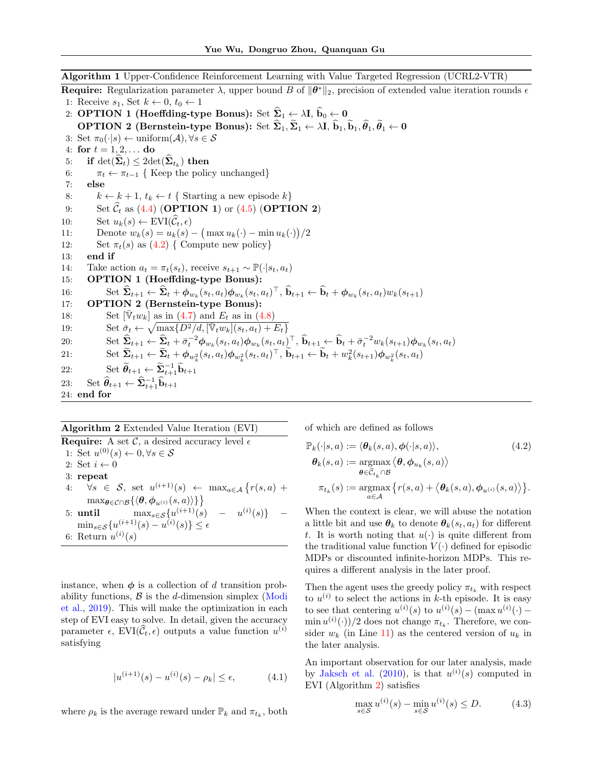**Algorithm 1** Upper-Confidence Reinforcement Learning with Value Targeted Regression (UCRL2-VTR)

**Require:** Regularization parameter $\lambda$, upper bound $B$ of $\|\boldsymbol{\theta}^*\|_2$, precision of extended value iteration rounds $\epsilon$

1: Receive $s_1$, Set $k \leftarrow 0$, $t_0 \leftarrow 1$
2: **OPTION 1 (Hoeffding-type Bonus):** Set $\widehat{\boldsymbol{\Sigma}}_1 \leftarrow \lambda \mathbf{I}$, $\widehat{\mathbf{b}}_0 \leftarrow \mathbf{0}$
&nbsp;&nbsp;&nbsp;&nbsp;**OPTION 2 (Bernstein-type Bonus):** Set $\widehat{\boldsymbol{\Sigma}}_1, \widetilde{\boldsymbol{\Sigma}}_1 \leftarrow \lambda \mathbf{I}$, $\widehat{\mathbf{b}}_1, \widetilde{\mathbf{b}}_1, \widehat{\boldsymbol{\theta}}_1, \widetilde{\boldsymbol{\theta}}_1 \leftarrow \mathbf{0}$
3: Set $\pi_0(\cdot|s) \leftarrow \text{uniform}(\mathcal{A}), \forall s \in \mathcal{S}$
4: **for** $t = 1, 2, \ldots$ **do**
5: &nbsp;&nbsp;&nbsp;&nbsp;**if** $\det(\widehat{\boldsymbol{\Sigma}}_t) \le 2\det(\widehat{\boldsymbol{\Sigma}}_{t_k})$ **then**
6: &nbsp;&nbsp;&nbsp;&nbsp;&nbsp;&nbsp;&nbsp;&nbsp;$\pi_t \leftarrow \pi_{t-1}$ { Keep the policy unchanged}
7: &nbsp;&nbsp;&nbsp;&nbsp;**else**
8: &nbsp;&nbsp;&nbsp;&nbsp;&nbsp;&nbsp;&nbsp;&nbsp;$k \leftarrow k+1$, $t_k \leftarrow t$ { Starting a new episode $k$}
9: &nbsp;&nbsp;&nbsp;&nbsp;&nbsp;&nbsp;&nbsp;&nbsp;Set $\widehat{\mathcal{C}}_t$ as (4.4) (**OPTION 1**) or (4.5) (**OPTION 2**)
10: &nbsp;&nbsp;&nbsp;&nbsp;&nbsp;&nbsp;&nbsp;Set $u_k(s) \leftarrow \text{EVI}(\widehat{\mathcal{C}}_t, \epsilon)$
11: &nbsp;&nbsp;&nbsp;&nbsp;&nbsp;&nbsp;&nbsp;Denote $w_k(s) = u_k(s) - \big(\max u_k(\cdot) - \min u_k(\cdot)\big)/2$
12: &nbsp;&nbsp;&nbsp;&nbsp;&nbsp;&nbsp;&nbsp;Set $\pi_t(s)$ as (4.2) { Compute new policy}
13: &nbsp;&nbsp;&nbsp;**end if**
14: &nbsp;&nbsp;&nbsp;Take action $a_t = \pi_t(s_t)$, receive $s_{t+1} \sim \mathbb{P}(\cdot|s_t, a_t)$
15: &nbsp;&nbsp;&nbsp;**OPTION 1 (Hoeffding-type Bonus):**
16: &nbsp;&nbsp;&nbsp;&nbsp;&nbsp;&nbsp;&nbsp;Set $\widehat{\boldsymbol{\Sigma}}_{t+1} \leftarrow \widehat{\boldsymbol{\Sigma}}_t + \boldsymbol{\phi}_{w_k}(s_t,a_t)\boldsymbol{\phi}_{w_k}(s_t,a_t)^\top$, $\widehat{\mathbf{b}}_{t+1} \leftarrow \widehat{\mathbf{b}}_t + \boldsymbol{\phi}_{w_k}(s_t,a_t)w_k(s_{t+1})$
17: &nbsp;&nbsp;&nbsp;**OPTION 2 (Bernstein-type Bonus):**
18: &nbsp;&nbsp;&nbsp;&nbsp;&nbsp;&nbsp;&nbsp;Set $[\bar{\mathbb{V}}_t w_k]$ as in (4.7) and $E_t$ as in (4.8)
19: &nbsp;&nbsp;&nbsp;&nbsp;&nbsp;&nbsp;&nbsp;Set $\bar{\sigma}_t \leftarrow \sqrt{\max\{D^2/d, [\bar{\mathbb{V}}_t w_k](s_t,a_t) + E_t\}}$
20: &nbsp;&nbsp;&nbsp;&nbsp;&nbsp;&nbsp;&nbsp;Set $\widehat{\boldsymbol{\Sigma}}_{t+1} \leftarrow \widehat{\boldsymbol{\Sigma}}_t + \bar{\sigma}_t^{-2}\boldsymbol{\phi}_{w_k}(s_t,a_t)\boldsymbol{\phi}_{w_k}(s_t,a_t)^\top$, $\widehat{\mathbf{b}}_{t+1} \leftarrow \widehat{\mathbf{b}}_t + \bar{\sigma}_t^{-2} w_k(s_{t+1})\boldsymbol{\phi}_{w_k}(s_t,a_t)$
21: &nbsp;&nbsp;&nbsp;&nbsp;&nbsp;&nbsp;&nbsp;Set $\widetilde{\boldsymbol{\Sigma}}_{t+1} \leftarrow \widetilde{\boldsymbol{\Sigma}}_t + \boldsymbol{\phi}_{w_k^2}(s_t,a_t)\boldsymbol{\phi}_{w_k^2}(s_t,a_t)^\top$, $\widetilde{\mathbf{b}}_{t+1} \leftarrow \widetilde{\mathbf{b}}_t + w_k^2(s_{t+1})\boldsymbol{\phi}_{w_k^2}(s_t,a_t)$
22: &nbsp;&nbsp;&nbsp;&nbsp;&nbsp;&nbsp;&nbsp;Set $\widetilde{\boldsymbol{\theta}}_{t+1} \leftarrow \widetilde{\boldsymbol{\Sigma}}_{t+1}^{-1}\widetilde{\mathbf{b}}_{t+1}$
23: &nbsp;&nbsp;&nbsp;Set $\widehat{\boldsymbol{\theta}}_{t+1} \leftarrow \widehat{\boldsymbol{\Sigma}}_{t+1}^{-1}\widehat{\mathbf{b}}_{t+1}$
24: **end for**

**Algorithm 2** Extended Value Iteration (EVI)

**Require:** A set $\mathcal{C}$, a desired accuracy level $\epsilon$

1: Set $u^{(0)}(s) \leftarrow 0, \forall s \in \mathcal{S}$
2: Set $i \leftarrow 0$
3: **repeat**
4: &nbsp;&nbsp;&nbsp;$\forall s \in \mathcal{S}$, set $u^{(i+1)}(s) \leftarrow \max_{a \in \mathcal{A}}\big\{r(s,a) + \max_{\boldsymbol{\theta} \in \mathcal{C} \cap \mathcal{B}}\{\langle \boldsymbol{\theta}, \boldsymbol{\phi}_{u^{(i)}}(s,a)\rangle\}\big\}$
5: **until** $\max_{s \in \mathcal{S}}\{u^{(i+1)}(s) - u^{(i)}(s)\} - \min_{s \in \mathcal{S}}\{u^{(i+1)}(s) - u^{(i)}(s)\} \le \epsilon$
6: Return $u^{(i)}(s)$

instance, when $\boldsymbol{\phi}$ is a collection of $d$ transition probability functions, $\mathcal{B}$ is the $d$-dimension simplex (Modi et al., 2019). This will make the optimization in each step of EVI easy to solve. In detail, given the accuracy parameter $\epsilon$, $\text{EVI}(\widehat{\mathcal{C}}_t, \epsilon)$ outputs a value function $u^{(i)}$ satisfying

$$|u^{(i+1)}(s) - u^{(i)}(s) - \rho_k| \le \epsilon, \tag{4.1}$$

where $\rho_k$ is the average reward under $\mathbb{P}_k$ and $\pi_{t_k}$, both of which are defined as follows

$$\begin{aligned}
\mathbb{P}_k(\cdot|s,a) &:= \langle \boldsymbol{\theta}_k(s,a), \boldsymbol{\phi}(\cdot|s,a)\rangle, \\
\boldsymbol{\theta}_k(s,a) &:= \mathop{\mathrm{argmax}}_{\boldsymbol{\theta} \in \widehat{\mathcal{C}}_{t_k} \cap \mathcal{B}} \big\langle \boldsymbol{\theta}, \boldsymbol{\phi}_{u_k}(s,a)\big\rangle \\
\pi_{t_k}(s) &:= \mathop{\mathrm{argmax}}_{a \in \mathcal{A}} \big\{r(s,a) + \big\langle \boldsymbol{\theta}_k(s,a), \boldsymbol{\phi}_{u^{(i)}}(s,a)\big\rangle\big\}.
\end{aligned} \tag{4.2}$$

When the context is clear, we will abuse the notation a little bit and use $\boldsymbol{\theta}_k$ to denote $\boldsymbol{\theta}_k(s_t, a_t)$ for different $t$. It is worth noting that $u(\cdot)$ is quite different from the traditional value function $V(\cdot)$ defined for episodic MDPs or discounted infinite-horizon MDPs. This requires a different analysis in the later proof.

Then the agent uses the greedy policy $\pi_{t_k}$ with respect to $u^{(i)}$ to select the actions in $k$-th episode. It is easy to see that centering $u^{(i)}(s)$ to $u^{(i)}(s) - (\max u^{(i)}(\cdot) - \min u^{(i)}(\cdot))/2$ does not change $\pi_{t_k}$. Therefore, we consider $w_k$ (in Line 11) as the centered version of $u_k$ in the later analysis.

An important observation for our later analysis, made by Jaksch et al. (2010), is that $u^{(i)}(s)$ computed in EVI (Algorithm 2) satisfies

$$\max_{s \in \mathcal{S}} u^{(i)}(s) - \min_{s \in \mathcal{S}} u^{(i)}(s) \le D. \tag{4.3}$$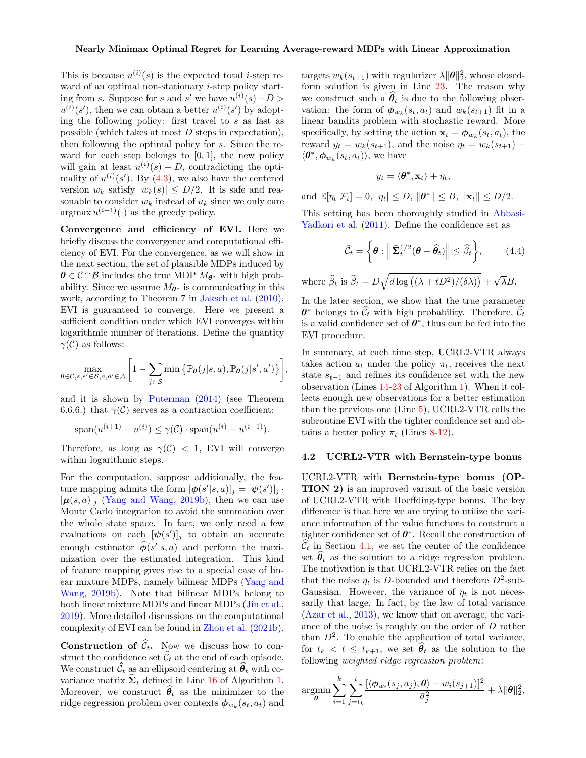This is because $u^{(i)}(s)$ is the expected total $i$-step reward of an optimal non-stationary $i$-step policy starting from $s$. Suppose for $s$ and $s'$ we have $u^{(i)}(s) - D > u^{(i)}(s')$, then we can obtain a better $u^{(i)}(s')$ by adopting the following policy: first travel to $s$ as fast as possible (which takes at most $D$ steps in expectation), then following the optimal policy for $s$. Since the reward for each step belongs to $[0, 1]$, the new policy will gain at least $u^{(i)}(s) - D$, contradicting the optimality of $u^{(i)}(s')$. By (4.3), we also have the centered version $w_k$ satisfy $|w_k(s)| \leq D/2$. It is safe and reasonable to consider $w_k$ instead of $u_k$ since we only care argmax $u^{(i+1)}(\cdot)$ as the greedy policy.

**Convergence and efficiency of EVI.** Here we briefly discuss the convergence and computational efficiency of EVI. For the convergence, as we will show in the next section, the set of plausible MDPs induced by $\boldsymbol{\theta} \in \mathcal{C} \cap \mathcal{B}$ includes the true MDP $M_{\boldsymbol{\theta}^*}$ with high probability. Since we assume $M_{\boldsymbol{\theta}^*}$ is communicating in this work, according to Theorem 7 in Jaksch et al. (2010), EVI is guaranteed to converge. Here we present a sufficient condition under which EVI converges within logarithmic number of iterations. Define the quantity $\gamma(\mathcal{C})$ as follows:

$$\max_{\boldsymbol{\theta} \in \mathcal{C}, s, s' \in \mathcal{S}, a, a' \in \mathcal{A}} \left[ 1 - \sum_{j \in \mathcal{S}} \min \left\{ \mathbb{P}_{\boldsymbol{\theta}}(j|s,a), \mathbb{P}_{\boldsymbol{\theta}}(j|s',a') \right\} \right],$$

and it is shown by Puterman (2014) (see Theorem 6.6.6.) that $\gamma(\mathcal{C})$ serves as a contraction coefficient:

$$\text{span}(u^{(i+1)} - u^{(i)}) \leq \gamma(\mathcal{C}) \cdot \text{span}(u^{(i)} - u^{(i-1)}).$$

Therefore, as long as $\gamma(\mathcal{C}) < 1$, EVI will converge within logarithmic steps.

For the computation, suppose additionally, the feature mapping admits the form $[\boldsymbol{\phi}(s'|s,a)]_j = [\boldsymbol{\psi}(s')]_j \cdot [\boldsymbol{\mu}(s,a)]_j$ (Yang and Wang, 2019b), then we can use Monte Carlo integration to avoid the summation over the whole state space. In fact, we only need a few evaluations on each $[\boldsymbol{\psi}(s')]_j$ to obtain an accurate enough estimator $\widehat{\boldsymbol{\phi}}(s'|s,a)$ and perform the maximization over the estimated integration. This kind of feature mapping gives rise to a special case of linear mixture MDPs, namely bilinear MDPs (Yang and Wang, 2019b). Note that bilinear MDPs belong to both linear mixture MDPs and linear MDPs (Jin et al., 2019). More detailed discussions on the computational complexity of EVI can be found in Zhou et al. (2021b).

**Construction of $\widehat{\mathcal{C}}_t$.** Now we discuss how to construct the confidence set $\widehat{\mathcal{C}}_t$ at the end of each episode. We construct $\widehat{\mathcal{C}}_t$ as an ellipsoid centering at $\widehat{\boldsymbol{\theta}}_t$ with covariance matrix $\widehat{\boldsymbol{\Sigma}}_t$ defined in Line 16 of Algorithm 1. Moreover, we construct $\widehat{\boldsymbol{\theta}}_t$ as the minimizer to the ridge regression problem over contexts $\boldsymbol{\phi}_{w_k}(s_t, a_t)$ and targets $w_k(s_{t+1})$ with regularizer $\lambda \|\boldsymbol{\theta}\|_2^2$, whose closed-form solution is given in Line 23. The reason why we construct such a $\widehat{\boldsymbol{\theta}}_t$ is due to the following observation: the form of $\boldsymbol{\phi}_{w_k}(s_t, a_t)$ and $w_k(s_{t+1})$ fit in a linear bandits problem with stochastic reward. More specifically, by setting the action $\mathbf{x}_t = \boldsymbol{\phi}_{w_k}(s_t, a_t)$, the reward $y_t = w_k(s_{t+1})$, and the noise $\eta_t = w_k(s_{t+1}) - \langle \boldsymbol{\theta}^*, \boldsymbol{\phi}_{w_k}(s_t, a_t) \rangle$, we have

$$y_t = \langle \boldsymbol{\theta}^*, \mathbf{x}_t \rangle + \eta_t,$$

and $\mathbb{E}[\eta_t | \mathcal{F}_t] = 0$, $|\eta_t| \leq D$, $\|\boldsymbol{\theta}^*\| \leq B$, $\|\mathbf{x}_t\| \leq D/2$.

This setting has been thoroughly studied in Abbasi-Yadkori et al. (2011). Define the confidence set as

$$\widehat{\mathcal{C}}_t = \left\{ \boldsymbol{\theta} : \left\| \widehat{\boldsymbol{\Sigma}}_t^{1/2} (\boldsymbol{\theta} - \widehat{\boldsymbol{\theta}}_t) \right\| \leq \widehat{\beta}_t \right\}, \tag{4.4}$$

where $\widehat{\beta}_t$ is $\widehat{\beta}_t = D\sqrt{d \log\left((\lambda + tD^2)/(\delta\lambda)\right)} + \sqrt{\lambda}B$.

In the later section, we show that the true parameter $\boldsymbol{\theta}^*$ belongs to $\widehat{\mathcal{C}}_t$ with high probability. Therefore, $\widehat{\mathcal{C}}_t$ is a valid confidence set of $\boldsymbol{\theta}^*$, thus can be fed into the EVI procedure.

In summary, at each time step, UCRL2-VTR always takes action $a_t$ under the policy $\pi_t$, receives the next state $s_{t+1}$ and refines its confidence set with the new observation (Lines 14-23 of Algorithm 1). When it collects enough new observations for a better estimation than the previous one (Line 5), UCRL2-VTR calls the subroutine EVI with the tighter confidence set and obtains a better policy $\pi_t$ (Lines 8-12).

### 4.2 UCRL2-VTR with Bernstein-type bonus

UCRL2-VTR with **Bernstein-type bonus (OPTION 2)** is an improved variant of the basic version of UCRL2-VTR with Hoeffding-type bonus. The key difference is that here we are trying to utilize the variance information of the value functions to construct a tighter confidence set of $\boldsymbol{\theta}^*$. Recall the construction of $\widehat{\mathcal{C}}_t$ in Section 4.1, we set the center of the confidence set $\widehat{\boldsymbol{\theta}}_t$ as the solution to a ridge regression problem. The motivation is that UCRL2-VTR relies on the fact that the noise $\eta_t$ is $D$-bounded and therefore $D^2$-sub-Gaussian. However, the variance of $\eta_t$ is not necessarily that large. In fact, by the law of total variance (Azar et al., 2013), we know that on average, the variance of the noise is roughly on the order of $D$ rather than $D^2$. To enable the application of total variance, for $t_k < t \leq t_{k+1}$, we set $\widehat{\boldsymbol{\theta}}_t$ as the solution to the following *weighted ridge regression problem*:

$$\underset{\boldsymbol{\theta}}{\text{argmin}} \sum_{i=1}^{k} \sum_{j=t_k}^{t} \frac{\left[ \langle \boldsymbol{\phi}_{w_i}(s_j, a_j), \boldsymbol{\theta} \rangle - w_i(s_{j+1}) \right]^2}{\bar{\sigma}_j^2} + \lambda \|\boldsymbol{\theta}\|_2^2,$$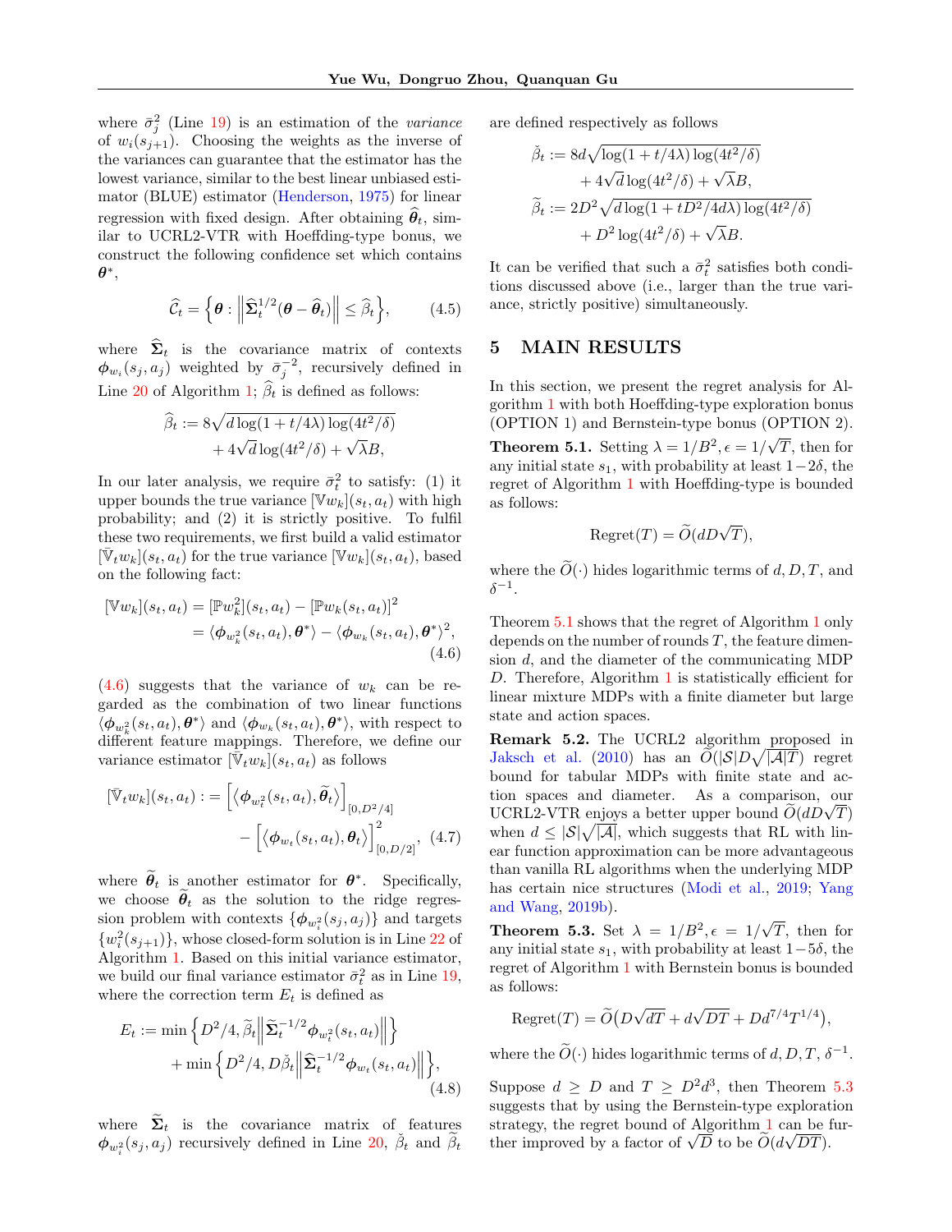where $\bar{\sigma}_j^2$ (Line 19) is an estimation of the *variance* of $w_i(s_{j+1})$. Choosing the weights as the inverse of the variances can guarantee that the estimator has the lowest variance, similar to the best linear unbiased estimator (BLUE) estimator (Henderson, 1975) for linear regression with fixed design. After obtaining $\widehat{\boldsymbol{\theta}}_t$, similar to UCRL2-VTR with Hoeffding-type bonus, we construct the following confidence set which contains $\boldsymbol{\theta}^*$,

$$\widehat{\mathcal{C}}_t = \Big\{\boldsymbol{\theta} : \Big\|\widehat{\boldsymbol{\Sigma}}_t^{1/2}(\boldsymbol{\theta} - \widehat{\boldsymbol{\theta}}_t)\Big\| \le \widehat{\beta}_t\Big\}, \tag{4.5}$$

where $\widehat{\boldsymbol{\Sigma}}_t$ is the covariance matrix of contexts $\boldsymbol{\phi}_{w_i}(s_j, a_j)$ weighted by $\bar{\sigma}_j^{-2}$, recursively defined in Line 20 of Algorithm 1; $\widehat{\beta}_t$ is defined as follows:

$$\begin{aligned}\widehat{\beta}_t &:= 8\sqrt{d\log(1 + t/4\lambda)\log(4t^2/\delta)} \\ &\quad + 4\sqrt{d}\log(4t^2/\delta) + \sqrt{\lambda}B,\end{aligned}$$

In our later analysis, we require $\bar{\sigma}_t^2$ to satisfy: (1) it upper bounds the true variance $[\mathbb{V}w_k](s_t, a_t)$ with high probability; and (2) it is strictly positive. To fulfil these two requirements, we first build a valid estimator $[\bar{\mathbb{V}}_t w_k](s_t, a_t)$ for the true variance $[\mathbb{V}w_k](s_t, a_t)$, based on the following fact:

$$\begin{aligned}[\mathbb{V}w_k](s_t, a_t) &= [\mathbb{P}w_k^2](s_t, a_t) - [\mathbb{P}w_k(s_t, a_t)]^2 \\ &= \langle \boldsymbol{\phi}_{w_k^2}(s_t, a_t), \boldsymbol{\theta}^*\rangle - \langle \boldsymbol{\phi}_{w_k}(s_t, a_t), \boldsymbol{\theta}^*\rangle^2,\end{aligned} \tag{4.6}$$

(4.6) suggests that the variance of $w_k$ can be regarded as the combination of two linear functions $\langle \boldsymbol{\phi}_{w_k^2}(s_t, a_t), \boldsymbol{\theta}^*\rangle$ and $\langle \boldsymbol{\phi}_{w_k}(s_t, a_t), \boldsymbol{\theta}^*\rangle$, with respect to different feature mappings. Therefore, we define our variance estimator $[\bar{\mathbb{V}}_t w_k](s_t, a_t)$ as follows

$$\begin{aligned}[\bar{\mathbb{V}}_t w_k](s_t, a_t) :&= \Big[\big\langle \boldsymbol{\phi}_{w_t^2}(s_t, a_t), \widetilde{\boldsymbol{\theta}}_t\big\rangle\Big]_{[0, D^2/4]} \\ &\quad - \Big[\big\langle \boldsymbol{\phi}_{w_t}(s_t, a_t), \boldsymbol{\theta}_t\big\rangle\Big]_{[0, D/2]}^2,\end{aligned} \tag{4.7}$$

where $\widetilde{\boldsymbol{\theta}}_t$ is another estimator for $\boldsymbol{\theta}^*$. Specifically, we choose $\widetilde{\boldsymbol{\theta}}_t$ as the solution to the ridge regression problem with contexts $\{\boldsymbol{\phi}_{w_i^2}(s_j, a_j)\}$ and targets $\{w_i^2(s_{j+1})\}$, whose closed-form solution is in Line 22 of Algorithm 1. Based on this initial variance estimator, we build our final variance estimator $\bar{\sigma}_t^2$ as in Line 19, where the correction term $E_t$ is defined as

$$\begin{aligned}E_t :&= \min\Big\{D^2/4, \widetilde{\beta}_t\Big\|\widetilde{\boldsymbol{\Sigma}}_t^{-1/2}\boldsymbol{\phi}_{w_t^2}(s_t, a_t)\Big\|\Big\} \\ &\quad + \min\Big\{D^2/4, D\check{\beta}_t\Big\|\widehat{\boldsymbol{\Sigma}}_t^{-1/2}\boldsymbol{\phi}_{w_t}(s_t, a_t)\Big\|\Big\},\end{aligned} \tag{4.8}$$

where $\widetilde{\boldsymbol{\Sigma}}_t$ is the covariance matrix of features $\boldsymbol{\phi}_{w_i^2}(s_j, a_j)$ recursively defined in Line 20, $\check{\beta}_t$ and $\widetilde{\beta}_t$ are defined respectively as follows

$$\begin{aligned}\check{\beta}_t &:= 8d\sqrt{\log(1 + t/4\lambda)\log(4t^2/\delta)} \\ &\quad + 4\sqrt{d}\log(4t^2/\delta) + \sqrt{\lambda}B, \\ \widetilde{\beta}_t &:= 2D^2\sqrt{d\log(1 + tD^2/4d\lambda)\log(4t^2/\delta)} \\ &\quad + D^2\log(4t^2/\delta) + \sqrt{\lambda}B.\end{aligned}$$

It can be verified that such a $\bar{\sigma}_t^2$ satisfies both conditions discussed above (i.e., larger than the true variance, strictly positive) simultaneously.

## 5 MAIN RESULTS

In this section, we present the regret analysis for Algorithm 1 with both Hoeffding-type exploration bonus (OPTION 1) and Bernstein-type bonus (OPTION 2).

**Theorem 5.1.** Setting $\lambda = 1/B^2, \epsilon = 1/\sqrt{T}$, then for any initial state $s_1$, with probability at least $1-2\delta$, the regret of Algorithm 1 with Hoeffding-type is bounded as follows:

$$\text{Regret}(T) = \widetilde{O}(dD\sqrt{T}),$$

where the $\widetilde{O}(\cdot)$ hides logarithmic terms of $d, D, T$, and $\delta^{-1}$.

Theorem 5.1 shows that the regret of Algorithm 1 only depends on the number of rounds $T$, the feature dimension $d$, and the diameter of the communicating MDP $D$. Therefore, Algorithm 1 is statistically efficient for linear mixture MDPs with a finite diameter but large state and action spaces.

**Remark 5.2.** The UCRL2 algorithm proposed in Jaksch et al. (2010) has an $\widetilde{O}(|\mathcal{S}|D\sqrt{|\mathcal{A}|T})$ regret bound for tabular MDPs with finite state and action spaces and diameter. As a comparison, our UCRL2-VTR enjoys a better upper bound $\widetilde{O}(dD\sqrt{T})$ when $d \le |\mathcal{S}|\sqrt{|\mathcal{A}|}$, which suggests that RL with linear function approximation can be more advantageous than vanilla RL algorithms when the underlying MDP has certain nice structures (Modi et al., 2019; Yang and Wang, 2019b).

**Theorem 5.3.** Set $\lambda = 1/B^2, \epsilon = 1/\sqrt{T}$, then for any initial state $s_1$, with probability at least $1-5\delta$, the regret of Algorithm 1 with Bernstein bonus is bounded as follows:

$$\text{Regret}(T) = \widetilde{O}\big(D\sqrt{dT} + d\sqrt{DT} + Dd^{7/4}T^{1/4}\big),$$

where the $\widetilde{O}(\cdot)$ hides logarithmic terms of $d, D, T, \delta^{-1}$.

Suppose $d \ge D$ and $T \ge D^2d^3$, then Theorem 5.3 suggests that by using the Bernstein-type exploration strategy, the regret bound of Algorithm 1 can be further improved by a factor of $\sqrt{D}$ to be $\widetilde{O}(d\sqrt{DT})$.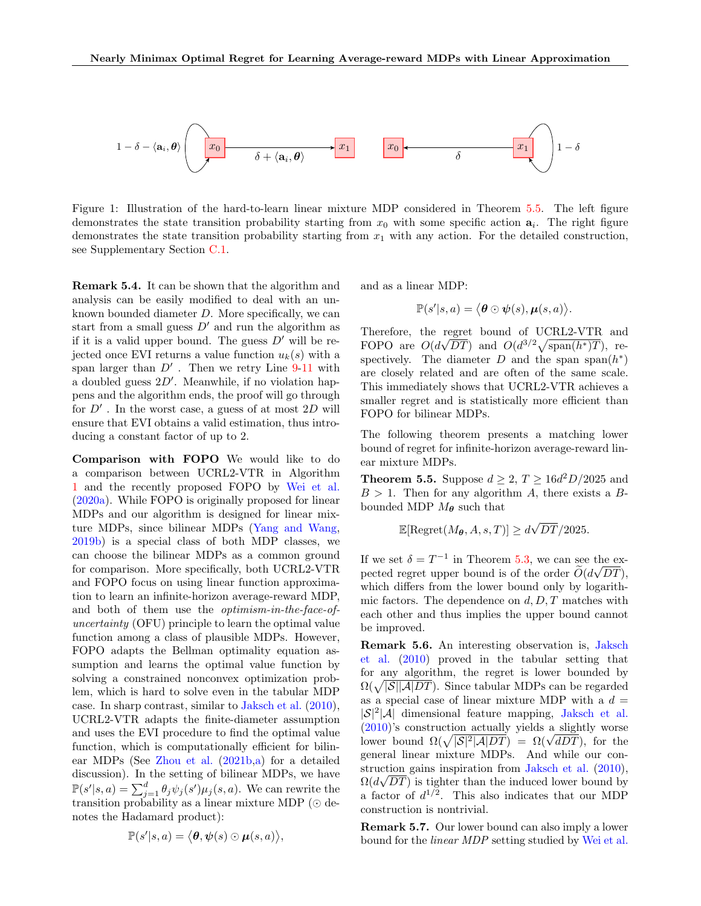Figure 1: Illustration of the hard-to-learn linear mixture MDP considered in Theorem 5.5. The left figure demonstrates the state transition probability starting from $x_0$ with some specific action $\mathbf{a}_i$. The right figure demonstrates the state transition probability starting from $x_1$ with any action. For the detailed construction, see Supplementary Section C.1.

**Remark 5.4.** It can be shown that the algorithm and analysis can be easily modified to deal with an unknown bounded diameter $D$. More specifically, we can start from a small guess $D'$ and run the algorithm as if it is a valid upper bound. The guess $D'$ will be rejected once EVI returns a value function $u_k(s)$ with a span larger than $D'$ . Then we retry Line 9-11 with a doubled guess $2D'$. Meanwhile, if no violation happens and the algorithm ends, the proof will go through for $D'$ . In the worst case, a guess of at most $2D$ will ensure that EVI obtains a valid estimation, thus introducing a constant factor of up to 2.

**Comparison with FOPO** We would like to do a comparison between UCRL2-VTR in Algorithm 1 and the recently proposed FOPO by Wei et al. (2020a). While FOPO is originally proposed for linear MDPs and our algorithm is designed for linear mixture MDPs, since bilinear MDPs (Yang and Wang, 2019b) is a special class of both MDP classes, we can choose the bilinear MDPs as a common ground for comparison. More specifically, both UCRL2-VTR and FOPO focus on using linear function approximation to learn an infinite-horizon average-reward MDP, and both of them use the *optimism-in-the-face-of-uncertainty* (OFU) principle to learn the optimal value function among a class of plausible MDPs. However, FOPO adapts the Bellman optimality equation assumption and learns the optimal value function by solving a constrained nonconvex optimization problem, which is hard to solve even in the tabular MDP case. In sharp contrast, similar to Jaksch et al. (2010), UCRL2-VTR adapts the finite-diameter assumption and uses the EVI procedure to find the optimal value function, which is computationally efficient for bilinear MDPs (See Zhou et al. (2021b,a) for a detailed discussion). In the setting of bilinear MDPs, we have $\mathbb{P}(s'|s,a) = \sum_{j=1}^d \theta_j \psi_j(s') \mu_j(s,a)$. We can rewrite the transition probability as a linear mixture MDP ($\odot$ denotes the Hadamard product):

$$\mathbb{P}(s'|s,a) = \big\langle \boldsymbol{\theta}, \boldsymbol{\psi}(s) \odot \boldsymbol{\mu}(s,a) \big\rangle,$$

and as a linear MDP:

$$\mathbb{P}(s'|s,a) = \big\langle \boldsymbol{\theta} \odot \boldsymbol{\psi}(s), \boldsymbol{\mu}(s,a) \big\rangle.$$

Therefore, the regret bound of UCRL2-VTR and FOPO are $O(d\sqrt{DT})$ and $O(d^{3/2}\sqrt{\text{span}(h^*)T})$, respectively. The diameter $D$ and the span $\text{span}(h^*)$ are closely related and are often of the same scale. This immediately shows that UCRL2-VTR achieves a smaller regret and is statistically more efficient than FOPO for bilinear MDPs.

The following theorem presents a matching lower bound of regret for infinite-horizon average-reward linear mixture MDPs.

**Theorem 5.5.** Suppose $d \geq 2$, $T \geq 16d^2D/2025$ and $B > 1$. Then for any algorithm $A$, there exists a $B$-bounded MDP $M_{\boldsymbol{\theta}}$ such that

$$\mathbb{E}[\text{Regret}(M_{\boldsymbol{\theta}}, A, s, T)] \geq d\sqrt{DT}/2025.$$

If we set $\delta = T^{-1}$ in Theorem 5.3, we can see the expected regret upper bound is of the order $\widetilde{O}(d\sqrt{DT})$, which differs from the lower bound only by logarithmic factors. The dependence on $d, D, T$ matches with each other and thus implies the upper bound cannot be improved.

**Remark 5.6.** An interesting observation is, Jaksch et al. (2010) proved in the tabular setting that for any algorithm, the regret is lower bounded by $\Omega(\sqrt{|\mathcal{S}||\mathcal{A}|DT})$. Since tabular MDPs can be regarded as a special case of linear mixture MDP with a $d = |\mathcal{S}|^2|\mathcal{A}|$ dimensional feature mapping, Jaksch et al. (2010)'s construction actually yields a slightly worse lower bound $\Omega(\sqrt{|\mathcal{S}|^2|\mathcal{A}|DT}) = \Omega(\sqrt{dDT})$, for the general linear mixture MDPs. And while our construction gains inspiration from Jaksch et al. (2010), $\Omega(d\sqrt{DT})$ is tighter than the induced lower bound by a factor of $d^{1/2}$. This also indicates that our MDP construction is nontrivial.

**Remark 5.7.** Our lower bound can also imply a lower bound for the *linear MDP* setting studied by Wei et al.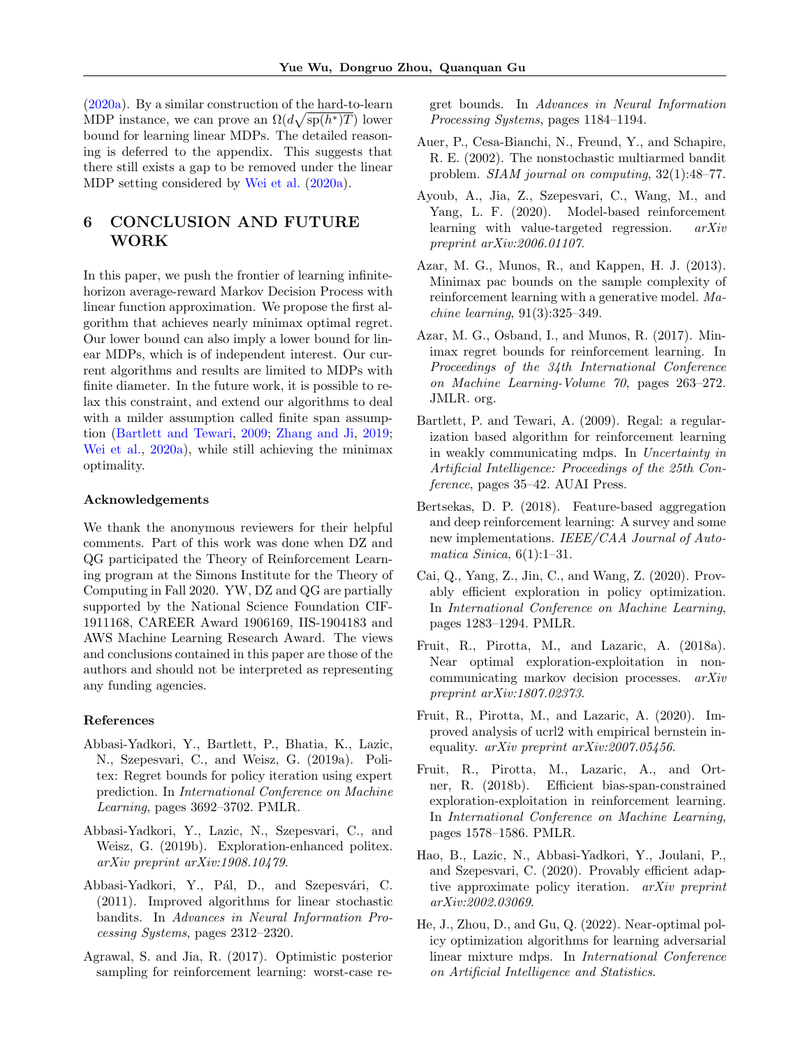(2020a). By a similar construction of the hard-to-learn MDP instance, we can prove an $\Omega(d\sqrt{\mathrm{sp}(h^*)T})$ lower bound for learning linear MDPs. The detailed reasoning is deferred to the appendix. This suggests that there still exists a gap to be removed under the linear MDP setting considered by Wei et al. (2020a).

## 6 CONCLUSION AND FUTURE WORK

In this paper, we push the frontier of learning infinite-horizon average-reward Markov Decision Process with linear function approximation. We propose the first algorithm that achieves nearly minimax optimal regret. Our lower bound can also imply a lower bound for linear MDPs, which is of independent interest. Our current algorithms and results are limited to MDPs with finite diameter. In the future work, it is possible to relax this constraint, and extend our algorithms to deal with a milder assumption called finite span assumption (Bartlett and Tewari, 2009; Zhang and Ji, 2019; Wei et al., 2020a), while still achieving the minimax optimality.

### Acknowledgements

We thank the anonymous reviewers for their helpful comments. Part of this work was done when DZ and QG participated the Theory of Reinforcement Learning program at the Simons Institute for the Theory of Computing in Fall 2020. YW, DZ and QG are partially supported by the National Science Foundation CIF-1911168, CAREER Award 1906169, IIS-1904183 and AWS Machine Learning Research Award. The views and conclusions contained in this paper are those of the authors and should not be interpreted as representing any funding agencies.

### References

Abbasi-Yadkori, Y., Bartlett, P., Bhatia, K., Lazic, N., Szepesvari, C., and Weisz, G. (2019a). Politex: Regret bounds for policy iteration using expert prediction. In *International Conference on Machine Learning*, pages 3692–3702. PMLR.

Abbasi-Yadkori, Y., Lazic, N., Szepesvari, C., and Weisz, G. (2019b). Exploration-enhanced politex. *arXiv preprint arXiv:1908.10479*.

Abbasi-Yadkori, Y., Pál, D., and Szepesvári, C. (2011). Improved algorithms for linear stochastic bandits. In *Advances in Neural Information Processing Systems*, pages 2312–2320.

Agrawal, S. and Jia, R. (2017). Optimistic posterior sampling for reinforcement learning: worst-case regret bounds. In *Advances in Neural Information Processing Systems*, pages 1184–1194.

Auer, P., Cesa-Bianchi, N., Freund, Y., and Schapire, R. E. (2002). The nonstochastic multiarmed bandit problem. *SIAM journal on computing*, 32(1):48–77.

Ayoub, A., Jia, Z., Szepesvari, C., Wang, M., and Yang, L. F. (2020). Model-based reinforcement learning with value-targeted regression. *arXiv preprint arXiv:2006.01107*.

Azar, M. G., Munos, R., and Kappen, H. J. (2013). Minimax pac bounds on the sample complexity of reinforcement learning with a generative model. *Machine learning*, 91(3):325–349.

Azar, M. G., Osband, I., and Munos, R. (2017). Minimax regret bounds for reinforcement learning. In *Proceedings of the 34th International Conference on Machine Learning-Volume 70*, pages 263–272. JMLR. org.

Bartlett, P. and Tewari, A. (2009). Regal: a regularization based algorithm for reinforcement learning in weakly communicating mdps. In *Uncertainty in Artificial Intelligence: Proceedings of the 25th Conference*, pages 35–42. AUAI Press.

Bertsekas, D. P. (2018). Feature-based aggregation and deep reinforcement learning: A survey and some new implementations. *IEEE/CAA Journal of Automatica Sinica*, 6(1):1–31.

Cai, Q., Yang, Z., Jin, C., and Wang, Z. (2020). Provably efficient exploration in policy optimization. In *International Conference on Machine Learning*, pages 1283–1294. PMLR.

Fruit, R., Pirotta, M., and Lazaric, A. (2018a). Near optimal exploration-exploitation in non-communicating markov decision processes. *arXiv preprint arXiv:1807.02373*.

Fruit, R., Pirotta, M., and Lazaric, A. (2020). Improved analysis of ucrl2 with empirical bernstein inequality. *arXiv preprint arXiv:2007.05456*.

Fruit, R., Pirotta, M., Lazaric, A., and Ortner, R. (2018b). Efficient bias-span-constrained exploration-exploitation in reinforcement learning. In *International Conference on Machine Learning*, pages 1578–1586. PMLR.

Hao, B., Lazic, N., Abbasi-Yadkori, Y., Joulani, P., and Szepesvari, C. (2020). Provably efficient adaptive approximate policy iteration. *arXiv preprint arXiv:2002.03069*.

He, J., Zhou, D., and Gu, Q. (2022). Near-optimal policy optimization algorithms for learning adversarial linear mixture mdps. In *International Conference on Artificial Intelligence and Statistics*.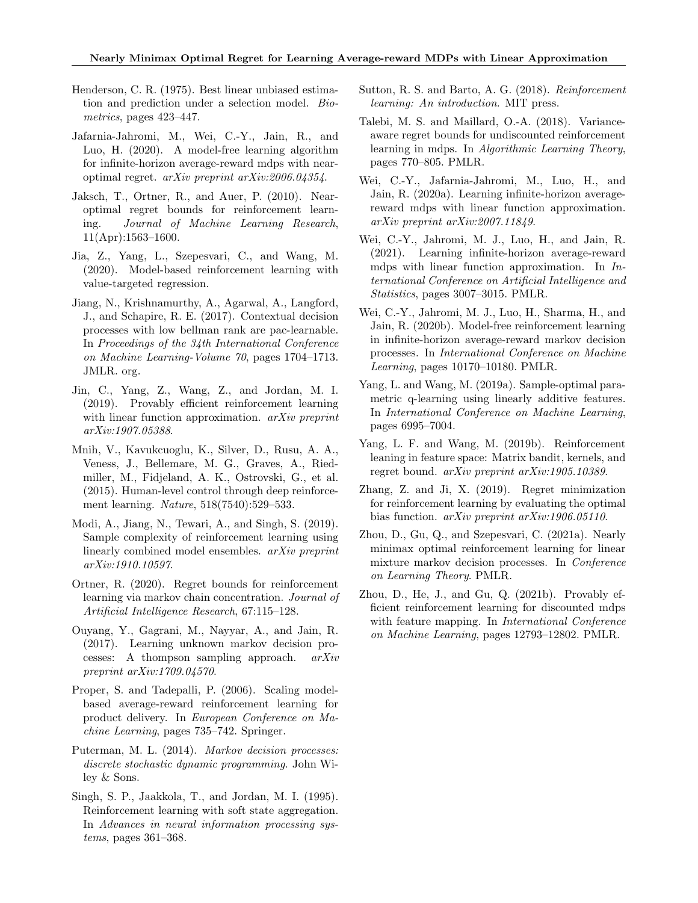Henderson, C. R. (1975). Best linear unbiased estimation and prediction under a selection model. *Biometrics*, pages 423–447.

Jafarnia-Jahromi, M., Wei, C.-Y., Jain, R., and Luo, H. (2020). A model-free learning algorithm for infinite-horizon average-reward mdps with near-optimal regret. *arXiv preprint arXiv:2006.04354*.

Jaksch, T., Ortner, R., and Auer, P. (2010). Near-optimal regret bounds for reinforcement learning. *Journal of Machine Learning Research*, 11(Apr):1563–1600.

Jia, Z., Yang, L., Szepesvari, C., and Wang, M. (2020). Model-based reinforcement learning with value-targeted regression.

Jiang, N., Krishnamurthy, A., Agarwal, A., Langford, J., and Schapire, R. E. (2017). Contextual decision processes with low bellman rank are pac-learnable. In *Proceedings of the 34th International Conference on Machine Learning-Volume 70*, pages 1704–1713. JMLR. org.

Jin, C., Yang, Z., Wang, Z., and Jordan, M. I. (2019). Provably efficient reinforcement learning with linear function approximation. *arXiv preprint arXiv:1907.05388*.

Mnih, V., Kavukcuoglu, K., Silver, D., Rusu, A. A., Veness, J., Bellemare, M. G., Graves, A., Riedmiller, M., Fidjeland, A. K., Ostrovski, G., et al. (2015). Human-level control through deep reinforcement learning. *Nature*, 518(7540):529–533.

Modi, A., Jiang, N., Tewari, A., and Singh, S. (2019). Sample complexity of reinforcement learning using linearly combined model ensembles. *arXiv preprint arXiv:1910.10597*.

Ortner, R. (2020). Regret bounds for reinforcement learning via markov chain concentration. *Journal of Artificial Intelligence Research*, 67:115–128.

Ouyang, Y., Gagrani, M., Nayyar, A., and Jain, R. (2017). Learning unknown markov decision processes: A thompson sampling approach. *arXiv preprint arXiv:1709.04570*.

Proper, S. and Tadepalli, P. (2006). Scaling model-based average-reward reinforcement learning for product delivery. In *European Conference on Machine Learning*, pages 735–742. Springer.

Puterman, M. L. (2014). *Markov decision processes: discrete stochastic dynamic programming*. John Wiley & Sons.

Singh, S. P., Jaakkola, T., and Jordan, M. I. (1995). Reinforcement learning with soft state aggregation. In *Advances in neural information processing systems*, pages 361–368.

Sutton, R. S. and Barto, A. G. (2018). *Reinforcement learning: An introduction*. MIT press.

Talebi, M. S. and Maillard, O.-A. (2018). Variance-aware regret bounds for undiscounted reinforcement learning in mdps. In *Algorithmic Learning Theory*, pages 770–805. PMLR.

Wei, C.-Y., Jafarnia-Jahromi, M., Luo, H., and Jain, R. (2020a). Learning infinite-horizon average-reward mdps with linear function approximation. *arXiv preprint arXiv:2007.11849*.

Wei, C.-Y., Jahromi, M. J., Luo, H., and Jain, R. (2021). Learning infinite-horizon average-reward mdps with linear function approximation. In *International Conference on Artificial Intelligence and Statistics*, pages 3007–3015. PMLR.

Wei, C.-Y., Jahromi, M. J., Luo, H., Sharma, H., and Jain, R. (2020b). Model-free reinforcement learning in infinite-horizon average-reward markov decision processes. In *International Conference on Machine Learning*, pages 10170–10180. PMLR.

Yang, L. and Wang, M. (2019a). Sample-optimal parametric q-learning using linearly additive features. In *International Conference on Machine Learning*, pages 6995–7004.

Yang, L. F. and Wang, M. (2019b). Reinforcement leaning in feature space: Matrix bandit, kernels, and regret bound. *arXiv preprint arXiv:1905.10389*.

Zhang, Z. and Ji, X. (2019). Regret minimization for reinforcement learning by evaluating the optimal bias function. *arXiv preprint arXiv:1906.05110*.

Zhou, D., Gu, Q., and Szepesvari, C. (2021a). Nearly minimax optimal reinforcement learning for linear mixture markov decision processes. In *Conference on Learning Theory*. PMLR.

Zhou, D., He, J., and Gu, Q. (2021b). Provably efficient reinforcement learning for discounted mdps with feature mapping. In *International Conference on Machine Learning*, pages 12793–12802. PMLR.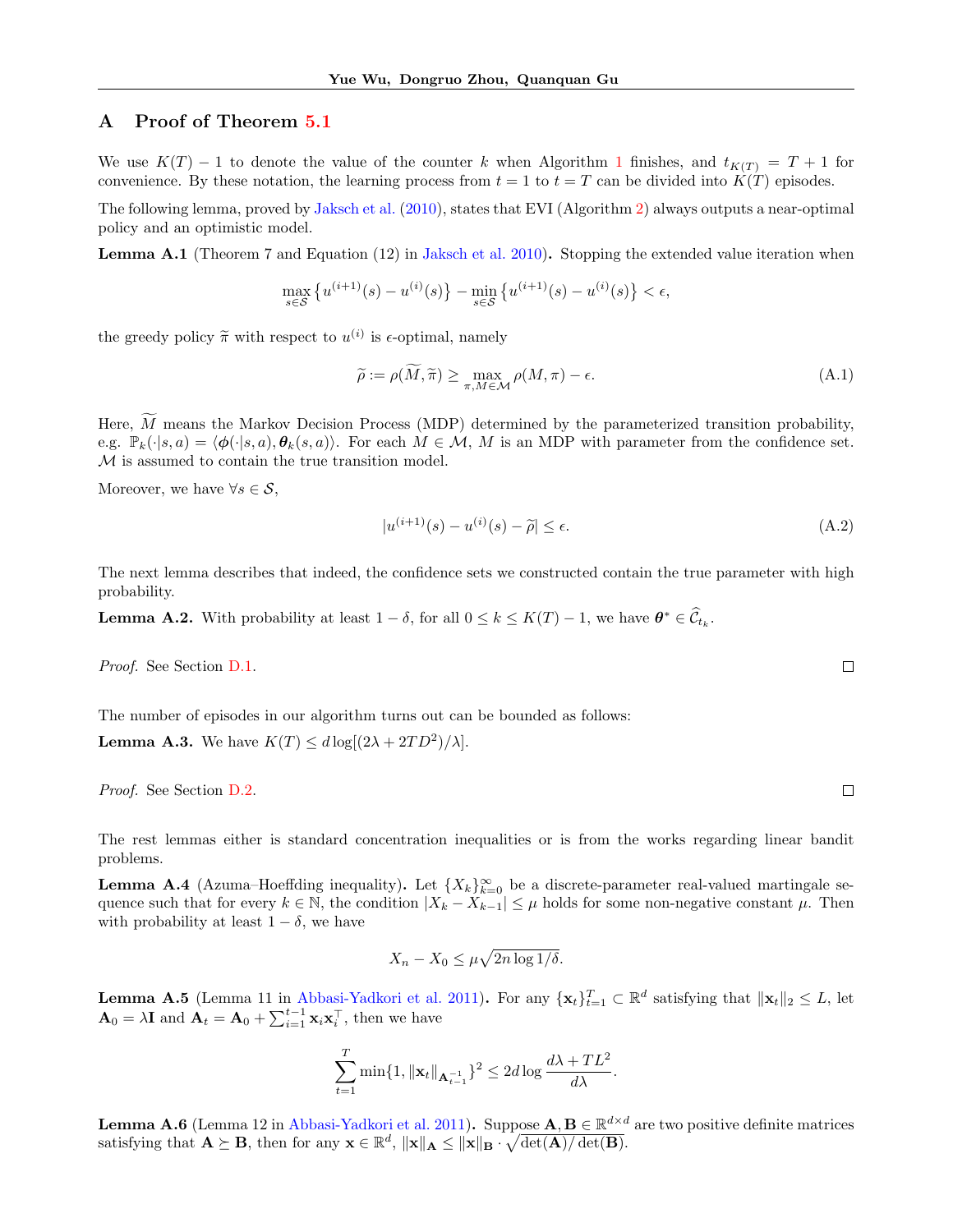## A Proof of Theorem 5.1

We use $K(T) - 1$ to denote the value of the counter $k$ when Algorithm 1 finishes, and $t_{K(T)} = T + 1$ for convenience. By these notation, the learning process from $t = 1$ to $t = T$ can be divided into $K(T)$ episodes.

The following lemma, proved by Jaksch et al. (2010), states that EVI (Algorithm 2) always outputs a near-optimal policy and an optimistic model.

**Lemma A.1** (Theorem 7 and Equation (12) in Jaksch et al. 2010)**.** Stopping the extended value iteration when

$$\max_{s \in \mathcal{S}} \left\{ u^{(i+1)}(s) - u^{(i)}(s) \right\} - \min_{s \in \mathcal{S}} \left\{ u^{(i+1)}(s) - u^{(i)}(s) \right\} < \epsilon,$$

the greedy policy $\widetilde{\pi}$ with respect to $u^{(i)}$ is $\epsilon$-optimal, namely

$$\widetilde{\rho} := \rho(\widetilde{M}, \widetilde{\pi}) \geq \max_{\pi, M \in \mathcal{M}} \rho(M, \pi) - \epsilon. \tag{A.1}$$

Here, $\widetilde{M}$ means the Markov Decision Process (MDP) determined by the parameterized transition probability, e.g. $\mathbb{P}_k(\cdot|s,a) = \langle \boldsymbol{\phi}(\cdot|s,a), \boldsymbol{\theta}_k(s,a) \rangle$. For each $M \in \mathcal{M}$, $M$ is an MDP with parameter from the confidence set. $\mathcal{M}$ is assumed to contain the true transition model.

Moreover, we have $\forall s \in \mathcal{S}$,

$$|u^{(i+1)}(s) - u^{(i)}(s) - \widetilde{\rho}| \leq \epsilon. \tag{A.2}$$

The next lemma describes that indeed, the confidence sets we constructed contain the true parameter with high probability.

**Lemma A.2.** With probability at least $1 - \delta$, for all $0 \leq k \leq K(T) - 1$, we have $\boldsymbol{\theta}^* \in \widehat{\mathcal{C}}_{t_k}$.

*Proof.* See Section D.1. □

The number of episodes in our algorithm turns out can be bounded as follows:

**Lemma A.3.** We have $K(T) \leq d \log[(2\lambda + 2TD^2)/\lambda]$.

*Proof.* See Section D.2. □

The rest lemmas either is standard concentration inequalities or is from the works regarding linear bandit problems.

**Lemma A.4** (Azuma–Hoeffding inequality)**.** Let $\{X_k\}_{k=0}^{\infty}$ be a discrete-parameter real-valued martingale sequence such that for every $k \in \mathbb{N}$, the condition $|X_k - X_{k-1}| \leq \mu$ holds for some non-negative constant $\mu$. Then with probability at least $1 - \delta$, we have

$$X_n - X_0 \leq \mu \sqrt{2n \log 1/\delta}.$$

**Lemma A.5** (Lemma 11 in Abbasi-Yadkori et al. 2011)**.** For any $\{\mathbf{x}_t\}_{t=1}^{T} \subset \mathbb{R}^d$ satisfying that $\|\mathbf{x}_t\|_2 \leq L$, let $\mathbf{A}_0 = \lambda \mathbf{I}$ and $\mathbf{A}_t = \mathbf{A}_0 + \sum_{i=1}^{t-1} \mathbf{x}_i \mathbf{x}_i^\top$, then we have

$$\sum_{t=1}^{T} \min\{1, \|\mathbf{x}_t\|_{\mathbf{A}_{t-1}^{-1}}\}^2 \leq 2d \log \frac{d\lambda + TL^2}{d\lambda}.$$

**Lemma A.6** (Lemma 12 in Abbasi-Yadkori et al. 2011)**.** Suppose $\mathbf{A}, \mathbf{B} \in \mathbb{R}^{d \times d}$ are two positive definite matrices satisfying that $\mathbf{A} \succeq \mathbf{B}$, then for any $\mathbf{x} \in \mathbb{R}^d$, $\|\mathbf{x}\|_{\mathbf{A}} \leq \|\mathbf{x}\|_{\mathbf{B}} \cdot \sqrt{\det(\mathbf{A})/\det(\mathbf{B})}$.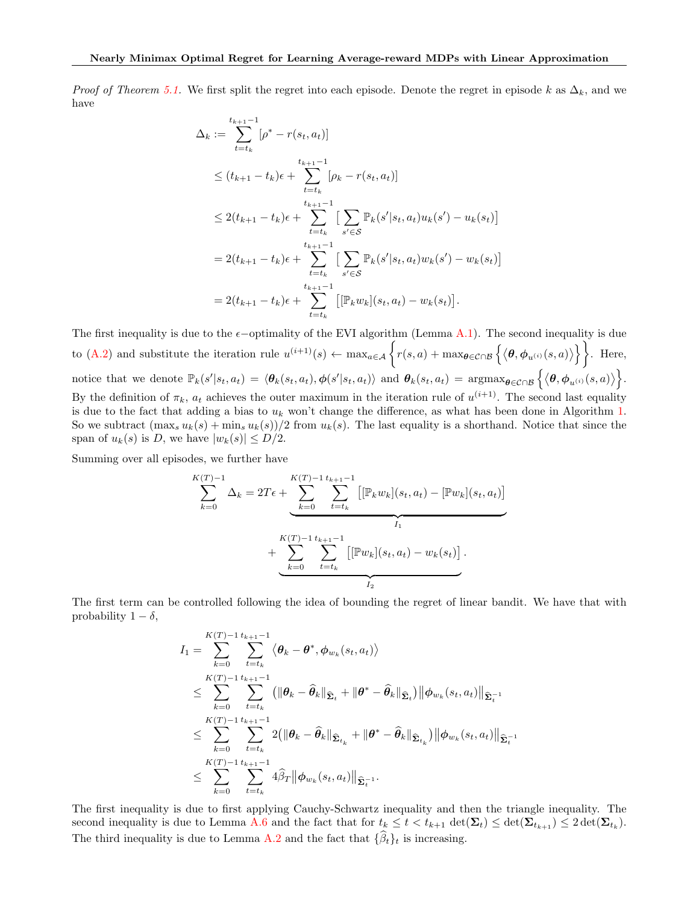*Proof of Theorem 5.1.* We first split the regret into each episode. Denote the regret in episode $k$ as $\Delta_k$, and we have

$$
\begin{aligned}
\Delta_k &:= \sum_{t=t_k}^{t_{k+1}-1} [\rho^* - r(s_t, a_t)] \\
&\leq (t_{k+1} - t_k)\epsilon + \sum_{t=t_k}^{t_{k+1}-1} [\rho_k - r(s_t, a_t)] \\
&\leq 2(t_{k+1} - t_k)\epsilon + \sum_{t=t_k}^{t_{k+1}-1} \Big[ \sum_{s' \in \mathcal{S}} \mathbb{P}_k(s'|s_t, a_t) u_k(s') - u_k(s_t) \Big] \\
&= 2(t_{k+1} - t_k)\epsilon + \sum_{t=t_k}^{t_{k+1}-1} \Big[ \sum_{s' \in \mathcal{S}} \mathbb{P}_k(s'|s_t, a_t) w_k(s') - w_k(s_t) \Big] \\
&= 2(t_{k+1} - t_k)\epsilon + \sum_{t=t_k}^{t_{k+1}-1} \big[ [\mathbb{P}_k w_k](s_t, a_t) - w_k(s_t) \big].
\end{aligned}
$$

The first inequality is due to the $\epsilon-$optimality of the EVI algorithm (Lemma A.1). The second inequality is due to (A.2) and substitute the iteration rule $u^{(i+1)}(s) \leftarrow \max_{a \in \mathcal{A}} \Big\{ r(s,a) + \max_{\boldsymbol{\theta} \in \mathcal{C} \cap \mathcal{B}} \big\{ \langle \boldsymbol{\theta}, \boldsymbol{\phi}_{u^{(i)}}(s,a) \rangle \big\} \Big\}$. Here, notice that we denote $\mathbb{P}_k(s'|s_t, a_t) = \langle \boldsymbol{\theta}_k(s_t, a_t), \boldsymbol{\phi}(s'|s_t, a_t) \rangle$ and $\boldsymbol{\theta}_k(s_t, a_t) = \operatorname{argmax}_{\boldsymbol{\theta} \in \mathcal{C} \cap \mathcal{B}} \big\{ \langle \boldsymbol{\theta}, \boldsymbol{\phi}_{u^{(i)}}(s,a) \rangle \big\}$. By the definition of $\pi_k$, $a_t$ achieves the outer maximum in the iteration rule of $u^{(i+1)}$. The second last equality is due to the fact that adding a bias to $u_k$ won't change the difference, as what has been done in Algorithm 1. So we subtract $(\max_s u_k(s) + \min_s u_k(s))/2$ from $u_k(s)$. The last equality is a shorthand. Notice that since the span of $u_k(s)$ is $D$, we have $|w_k(s)| \leq D/2$.

Summing over all episodes, we further have

$$
\sum_{k=0}^{K(T)-1} \Delta_k = 2T\epsilon + \underbrace{\sum_{k=0}^{K(T)-1} \sum_{t=t_k}^{t_{k+1}-1} \big[ [\mathbb{P}_k w_k](s_t, a_t) - [\mathbb{P} w_k](s_t, a_t) \big]}_{I_1} + \underbrace{\sum_{k=0}^{K(T)-1} \sum_{t=t_k}^{t_{k+1}-1} \big[ [\mathbb{P} w_k](s_t, a_t) - w_k(s_t) \big]}_{I_2}.
$$

The first term can be controlled following the idea of bounding the regret of linear bandit. We have that with probability $1 - \delta$,

$$
\begin{aligned}
I_1 &= \sum_{k=0}^{K(T)-1} \sum_{t=t_k}^{t_{k+1}-1} \big\langle \boldsymbol{\theta}_k - \boldsymbol{\theta}^*, \boldsymbol{\phi}_{w_k}(s_t, a_t) \big\rangle \\
&\leq \sum_{k=0}^{K(T)-1} \sum_{t=t_k}^{t_{k+1}-1} \big( \|\boldsymbol{\theta}_k - \widehat{\boldsymbol{\theta}}_k\|_{\widehat{\boldsymbol{\Sigma}}_t} + \|\boldsymbol{\theta}^* - \widehat{\boldsymbol{\theta}}_k\|_{\widehat{\boldsymbol{\Sigma}}_t} \big) \big\| \boldsymbol{\phi}_{w_k}(s_t, a_t) \big\|_{\widehat{\boldsymbol{\Sigma}}_t^{-1}} \\
&\leq \sum_{k=0}^{K(T)-1} \sum_{t=t_k}^{t_{k+1}-1} 2 \big( \|\boldsymbol{\theta}_k - \widehat{\boldsymbol{\theta}}_k\|_{\widehat{\boldsymbol{\Sigma}}_{t_k}} + \|\boldsymbol{\theta}^* - \widehat{\boldsymbol{\theta}}_k\|_{\widehat{\boldsymbol{\Sigma}}_{t_k}} \big) \big\| \boldsymbol{\phi}_{w_k}(s_t, a_t) \big\|_{\widehat{\boldsymbol{\Sigma}}_t^{-1}} \\
&\leq \sum_{k=0}^{K(T)-1} \sum_{t=t_k}^{t_{k+1}-1} 4\widehat{\beta}_T \big\| \boldsymbol{\phi}_{w_k}(s_t, a_t) \big\|_{\widehat{\boldsymbol{\Sigma}}_t^{-1}}.
\end{aligned}
$$

The first inequality is due to first applying Cauchy-Schwartz inequality and then the triangle inequality. The second inequality is due to Lemma A.6 and the fact that for $t_k \leq t < t_{k+1}$ $\det(\boldsymbol{\Sigma}_t) \leq \det(\boldsymbol{\Sigma}_{t_{k+1}}) \leq 2\det(\boldsymbol{\Sigma}_{t_k})$. The third inequality is due to Lemma A.2 and the fact that $\{\widehat{\beta}_t\}_t$ is increasing.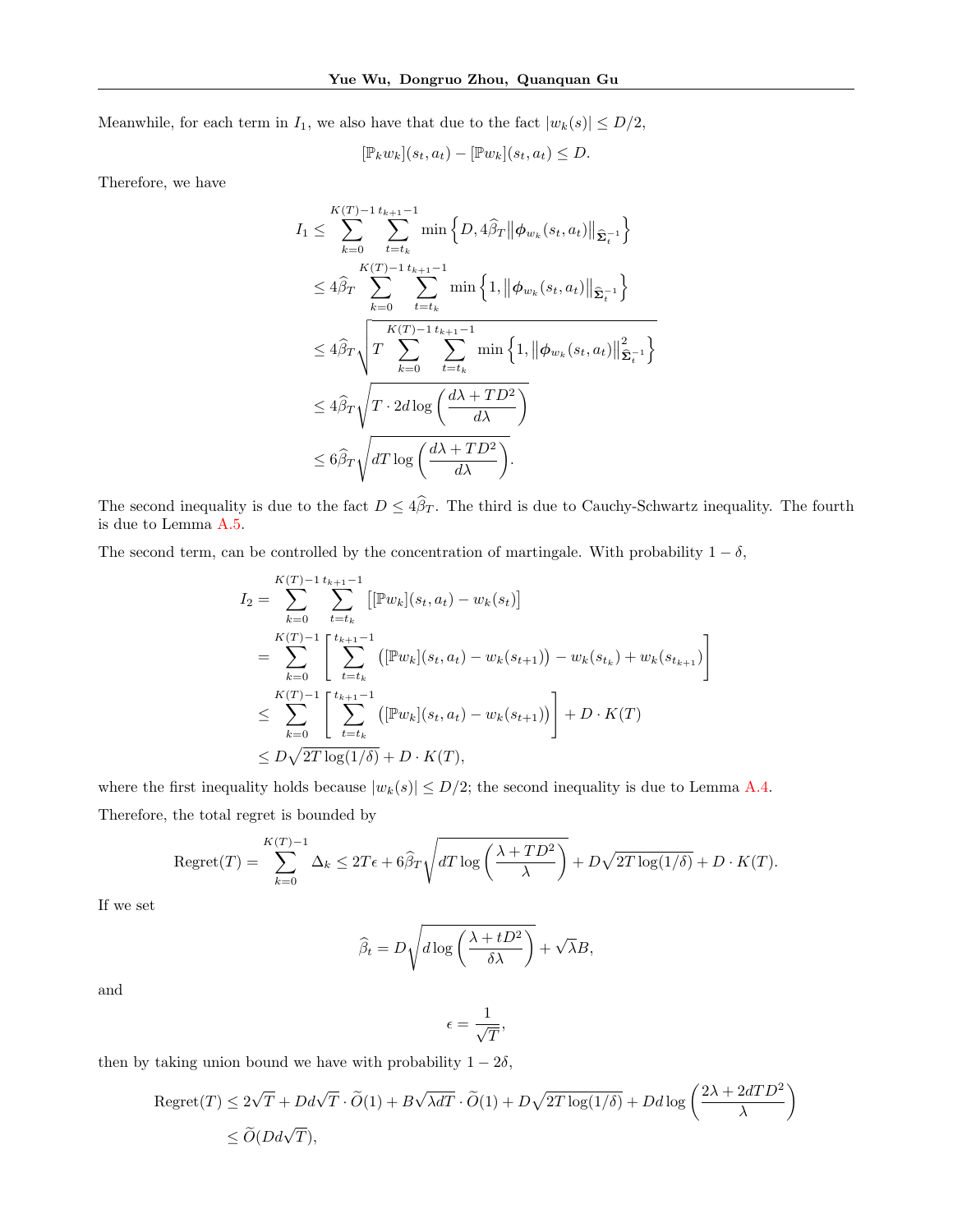Meanwhile, for each term in $I_1$, we also have that due to the fact $|w_k(s)| \le D/2$,

$$[\mathbb{P}_k w_k](s_t, a_t) - [\mathbb{P} w_k](s_t, a_t) \le D.$$

Therefore, we have

$$\begin{aligned}
I_1 &\le \sum_{k=0}^{K(T)-1} \sum_{t=t_k}^{t_{k+1}-1} \min\Big\{D, 4\widehat{\beta}_T \big\|\boldsymbol{\phi}_{w_k}(s_t, a_t)\big\|_{\widehat{\boldsymbol{\Sigma}}_t^{-1}}\Big\} \\
&\le 4\widehat{\beta}_T \sum_{k=0}^{K(T)-1} \sum_{t=t_k}^{t_{k+1}-1} \min\Big\{1, \big\|\boldsymbol{\phi}_{w_k}(s_t, a_t)\big\|_{\widehat{\boldsymbol{\Sigma}}_t^{-1}}\Big\} \\
&\le 4\widehat{\beta}_T \sqrt{T \sum_{k=0}^{K(T)-1} \sum_{t=t_k}^{t_{k+1}-1} \min\Big\{1, \big\|\boldsymbol{\phi}_{w_k}(s_t, a_t)\big\|^2_{\widehat{\boldsymbol{\Sigma}}_t^{-1}}\Big\}} \\
&\le 4\widehat{\beta}_T \sqrt{T \cdot 2d \log\left(\frac{d\lambda + TD^2}{d\lambda}\right)} \\
&\le 6\widehat{\beta}_T \sqrt{dT \log\left(\frac{d\lambda + TD^2}{d\lambda}\right)}.
\end{aligned}$$

The second inequality is due to the fact $D \le 4\widehat{\beta}_T$. The third is due to Cauchy-Schwartz inequality. The fourth is due to Lemma A.5.

The second term, can be controlled by the concentration of martingale. With probability $1 - \delta$,

$$\begin{aligned}
I_2 &= \sum_{k=0}^{K(T)-1} \sum_{t=t_k}^{t_{k+1}-1} \big[[\mathbb{P} w_k](s_t, a_t) - w_k(s_t)\big] \\
&= \sum_{k=0}^{K(T)-1} \left[\sum_{t=t_k}^{t_{k+1}-1} \big([\mathbb{P} w_k](s_t, a_t) - w_k(s_{t+1})\big) - w_k(s_{t_k}) + w_k(s_{t_{k+1}})\right] \\
&\le \sum_{k=0}^{K(T)-1} \left[\sum_{t=t_k}^{t_{k+1}-1} \big([\mathbb{P} w_k](s_t, a_t) - w_k(s_{t+1})\big)\right] + D \cdot K(T) \\
&\le D\sqrt{2T \log(1/\delta)} + D \cdot K(T),
\end{aligned}$$

where the first inequality holds because $|w_k(s)| \le D/2$; the second inequality is due to Lemma A.4.

Therefore, the total regret is bounded by

$$\text{Regret}(T) = \sum_{k=0}^{K(T)-1} \Delta_k \le 2T\epsilon + 6\widehat{\beta}_T \sqrt{dT \log\left(\frac{\lambda + TD^2}{\lambda}\right)} + D\sqrt{2T \log(1/\delta)} + D \cdot K(T).$$

If we set

$$\widehat{\beta}_t = D\sqrt{d \log\left(\frac{\lambda + tD^2}{\delta\lambda}\right)} + \sqrt{\lambda} B,$$

and

$$\epsilon = \frac{1}{\sqrt{T}},$$

then by taking union bound we have with probability $1 - 2\delta$,

$$\begin{aligned}
\text{Regret}(T) &\le 2\sqrt{T} + Dd\sqrt{T} \cdot \widetilde{O}(1) + B\sqrt{\lambda dT} \cdot \widetilde{O}(1) + D\sqrt{2T \log(1/\delta)} + Dd \log\left(\frac{2\lambda + 2dTD^2}{\lambda}\right) \\
&\le \widetilde{O}(Dd\sqrt{T}),
\end{aligned}$$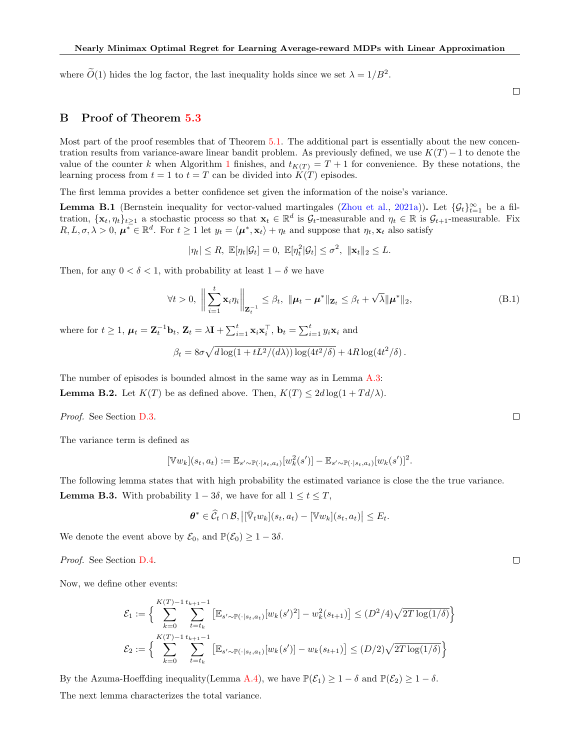where $\widetilde{O}(1)$ hides the log factor, the last inequality holds since we set $\lambda = 1/B^2$.

□

## B Proof of Theorem 5.3

Most part of the proof resembles that of Theorem 5.1. The additional part is essentially about the new concentration results from variance-aware linear bandit problem. As previously defined, we use $K(T) - 1$ to denote the value of the counter $k$ when Algorithm 1 finishes, and $t_{K(T)} = T + 1$ for convenience. By these notations, the learning process from $t = 1$ to $t = T$ can be divided into $K(T)$ episodes.

The first lemma provides a better confidence set given the information of the noise's variance.

**Lemma B.1** (Bernstein inequality for vector-valued martingales (Zhou et al., 2021a))**.** Let $\{\mathcal{G}_t\}_{t=1}^{\infty}$ be a filtration, $\{\mathbf{x}_t, \eta_t\}_{t \geq 1}$ a stochastic process so that $\mathbf{x}_t \in \mathbb{R}^d$ is $\mathcal{G}_t$-measurable and $\eta_t \in \mathbb{R}$ is $\mathcal{G}_{t+1}$-measurable. Fix $R, L, \sigma, \lambda > 0$, $\boldsymbol{\mu}^* \in \mathbb{R}^d$. For $t \geq 1$ let $y_t = \langle \boldsymbol{\mu}^*, \mathbf{x}_t \rangle + \eta_t$ and suppose that $\eta_t, \mathbf{x}_t$ also satisfy

$$|\eta_t| \leq R,\ \mathbb{E}[\eta_t | \mathcal{G}_t] = 0,\ \mathbb{E}[\eta_t^2 | \mathcal{G}_t] \leq \sigma^2,\ \|\mathbf{x}_t\|_2 \leq L.$$

Then, for any $0 < \delta < 1$, with probability at least $1 - \delta$ we have

$$\forall t > 0,\ \left\| \sum_{i=1}^{t} \mathbf{x}_i \eta_i \right\|_{\mathbf{Z}_t^{-1}} \leq \beta_t,\ \|\boldsymbol{\mu}_t - \boldsymbol{\mu}^*\|_{\mathbf{Z}_t} \leq \beta_t + \sqrt{\lambda} \|\boldsymbol{\mu}^*\|_2, \tag{B.1}$$

where for $t \geq 1$, $\boldsymbol{\mu}_t = \mathbf{Z}_t^{-1} \mathbf{b}_t$, $\mathbf{Z}_t = \lambda \mathbf{I} + \sum_{i=1}^{t} \mathbf{x}_i \mathbf{x}_i^\top$, $\mathbf{b}_t = \sum_{i=1}^{t} y_i \mathbf{x}_i$ and

$$\beta_t = 8\sigma \sqrt{d \log(1 + tL^2/(d\lambda)) \log(4t^2/\delta)} + 4R \log(4t^2/\delta).$$

The number of episodes is bounded almost in the same way as in Lemma A.3:

**Lemma B.2.** Let $K(T)$ be as defined above. Then, $K(T) \leq 2d \log(1 + Td/\lambda)$.

*Proof.* See Section D.3. □

The variance term is defined as

$$[\mathbb{V} w_k](s_t, a_t) := \mathbb{E}_{s' \sim \mathbb{P}(\cdot | s_t, a_t)}[w_k^2(s')] - \mathbb{E}_{s' \sim \mathbb{P}(\cdot | s_t, a_t)}[w_k(s')]^2.$$

The following lemma states that with high probability the estimated variance is close the the true variance.

**Lemma B.3.** With probability $1 - 3\delta$, we have for all $1 \leq t \leq T$,

$$\boldsymbol{\theta}^* \in \widehat{\mathcal{C}}_t \cap \mathcal{B}, \left| [\bar{\mathbb{V}}_t w_k](s_t, a_t) - [\mathbb{V} w_k](s_t, a_t) \right| \leq E_t.$$

We denote the event above by $\mathcal{E}_0$, and $\mathbb{P}(\mathcal{E}_0) \geq 1 - 3\delta$.

*Proof.* See Section D.4. □

Now, we define other events:

$$\mathcal{E}_1 := \Big\{ \sum_{k=0}^{K(T)-1} \sum_{t=t_k}^{t_{k+1}-1} \left[ \mathbb{E}_{s' \sim \mathbb{P}(\cdot | s_t, a_t)}[w_k(s')^2] - w_k^2(s_{t+1}) \right] \leq (D^2/4) \sqrt{2T \log(1/\delta)} \Big\}$$

$$\mathcal{E}_2 := \Big\{ \sum_{k=0}^{K(T)-1} \sum_{t=t_k}^{t_{k+1}-1} \left[ \mathbb{E}_{s' \sim \mathbb{P}(\cdot | s_t, a_t)}[w_k(s')] - w_k(s_{t+1}) \right] \leq (D/2) \sqrt{2T \log(1/\delta)} \Big\}$$

By the Azuma-Hoeffding inequality(Lemma A.4), we have $\mathbb{P}(\mathcal{E}_1) \geq 1 - \delta$ and $\mathbb{P}(\mathcal{E}_2) \geq 1 - \delta$.

The next lemma characterizes the total variance.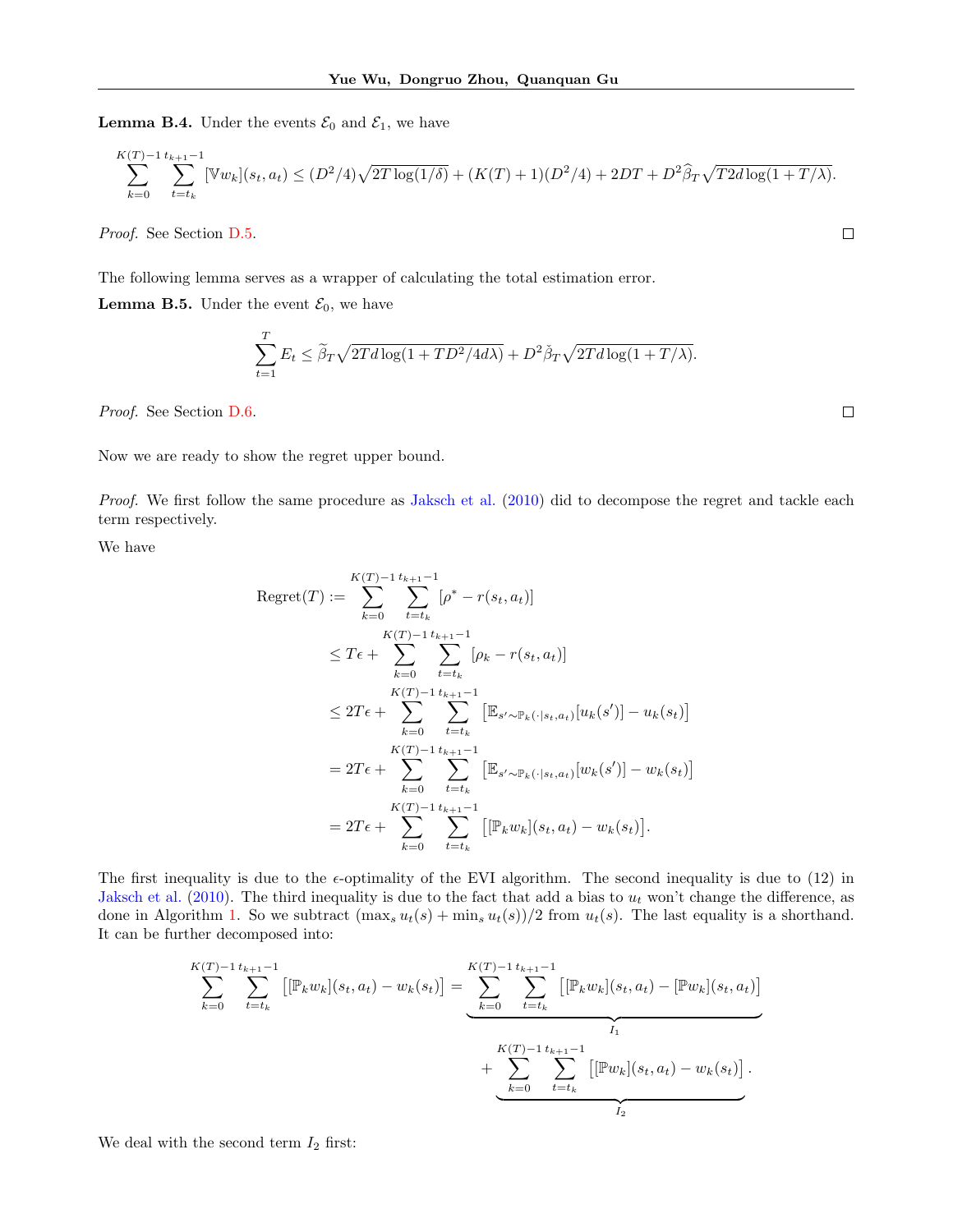**Lemma B.4.** Under the events $\mathcal{E}_0$ and $\mathcal{E}_1$, we have

$$\sum_{k=0}^{K(T)-1} \sum_{t=t_k}^{t_{k+1}-1} [\mathbb{V} w_k](s_t, a_t) \leq (D^2/4)\sqrt{2T\log(1/\delta)} + (K(T)+1)(D^2/4) + 2DT + D^2 \widehat{\beta}_T \sqrt{T 2d \log(1+T/\lambda)}.$$

*Proof.* See Section D.5. $\square$

The following lemma serves as a wrapper of calculating the total estimation error.

**Lemma B.5.** Under the event $\mathcal{E}_0$, we have

$$\sum_{t=1}^{T} E_t \leq \widetilde{\beta}_T \sqrt{2Td\log(1+TD^2/4d\lambda)} + D^2 \check{\beta}_T \sqrt{2Td\log(1+T/\lambda)}.$$

*Proof.* See Section D.6. $\square$

Now we are ready to show the regret upper bound.

*Proof.* We first follow the same procedure as Jaksch et al. (2010) did to decompose the regret and tackle each term respectively.

We have

$$\begin{aligned}
\text{Regret}(T) &:= \sum_{k=0}^{K(T)-1} \sum_{t=t_k}^{t_{k+1}-1} [\rho^* - r(s_t, a_t)] \\
&\leq T\epsilon + \sum_{k=0}^{K(T)-1} \sum_{t=t_k}^{t_{k+1}-1} [\rho_k - r(s_t, a_t)] \\
&\leq 2T\epsilon + \sum_{k=0}^{K(T)-1} \sum_{t=t_k}^{t_{k+1}-1} \big[\mathbb{E}_{s' \sim \mathbb{P}_k(\cdot|s_t,a_t)}[u_k(s')] - u_k(s_t)\big] \\
&= 2T\epsilon + \sum_{k=0}^{K(T)-1} \sum_{t=t_k}^{t_{k+1}-1} \big[\mathbb{E}_{s' \sim \mathbb{P}_k(\cdot|s_t,a_t)}[w_k(s')] - w_k(s_t)\big] \\
&= 2T\epsilon + \sum_{k=0}^{K(T)-1} \sum_{t=t_k}^{t_{k+1}-1} \big[[\mathbb{P}_k w_k](s_t, a_t) - w_k(s_t)\big].
\end{aligned}$$

The first inequality is due to the $\epsilon$-optimality of the EVI algorithm. The second inequality is due to (12) in Jaksch et al. (2010). The third inequality is due to the fact that add a bias to $u_t$ won't change the difference, as done in Algorithm 1. So we subtract $(\max_s u_t(s) + \min_s u_t(s))/2$ from $u_t(s)$. The last equality is a shorthand. It can be further decomposed into:

$$\sum_{k=0}^{K(T)-1} \sum_{t=t_k}^{t_{k+1}-1} \big[[\mathbb{P}_k w_k](s_t, a_t) - w_k(s_t)\big] = \underbrace{\sum_{k=0}^{K(T)-1} \sum_{t=t_k}^{t_{k+1}-1} \big[[\mathbb{P}_k w_k](s_t, a_t) - [\mathbb{P} w_k](s_t, a_t)\big]}_{I_1} + \underbrace{\sum_{k=0}^{K(T)-1} \sum_{t=t_k}^{t_{k+1}-1} \big[[\mathbb{P} w_k](s_t, a_t) - w_k(s_t)\big]}_{I_2}.$$

We deal with the second term $I_2$ first: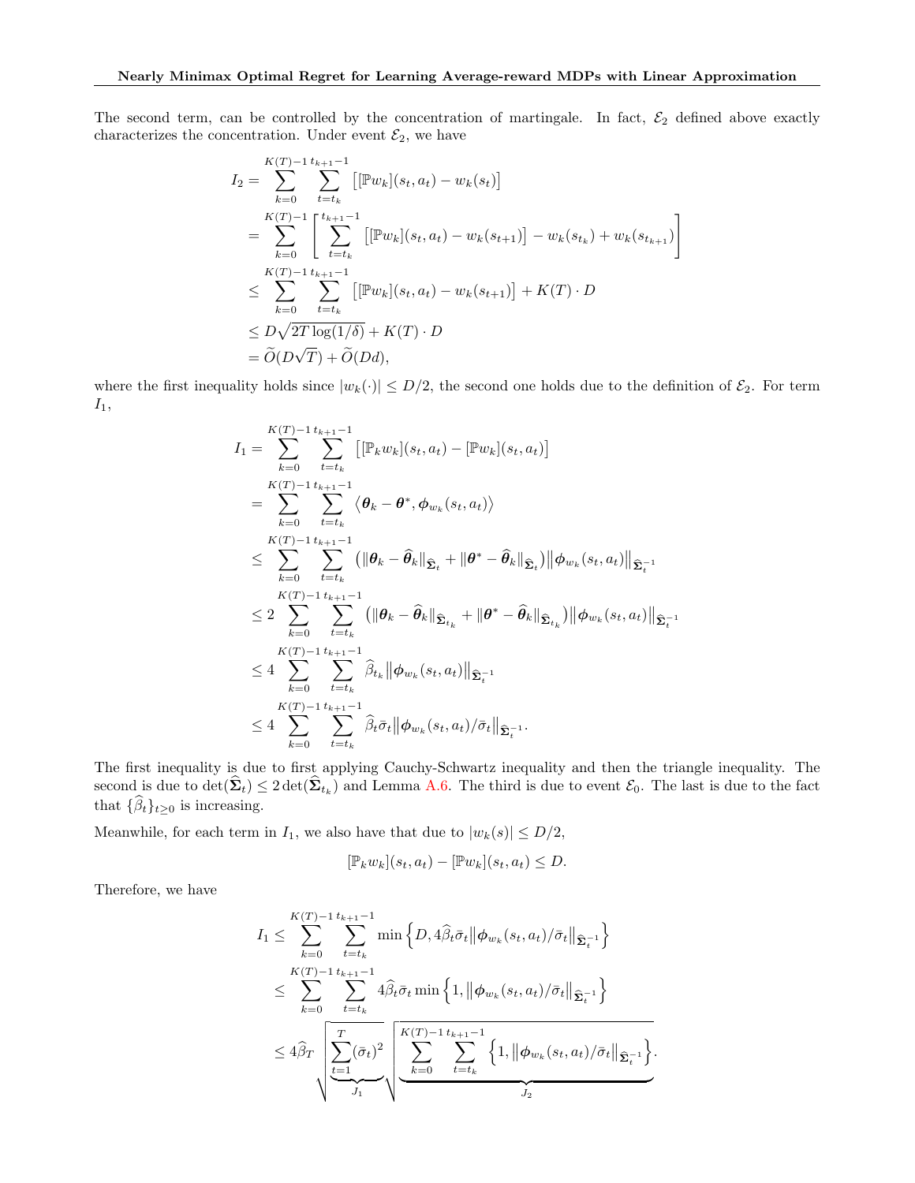The second term, can be controlled by the concentration of martingale. In fact, $\mathcal{E}_2$ defined above exactly characterizes the concentration. Under event $\mathcal{E}_2$, we have

$$
\begin{aligned}
I_2 &= \sum_{k=0}^{K(T)-1} \sum_{t=t_k}^{t_{k+1}-1} \big[[\mathbb{P}w_k](s_t,a_t) - w_k(s_t)\big] \\
&= \sum_{k=0}^{K(T)-1} \left[ \sum_{t=t_k}^{t_{k+1}-1} \big[[\mathbb{P}w_k](s_t,a_t) - w_k(s_{t+1})\big] - w_k(s_{t_k}) + w_k(s_{t_{k+1}}) \right] \\
&\le \sum_{k=0}^{K(T)-1} \sum_{t=t_k}^{t_{k+1}-1} \big[[\mathbb{P}w_k](s_t,a_t) - w_k(s_{t+1})\big] + K(T)\cdot D \\
&\le D\sqrt{2T\log(1/\delta)} + K(T)\cdot D \\
&= \widetilde{O}(D\sqrt{T}) + \widetilde{O}(Dd),
\end{aligned}
$$

where the first inequality holds since $|w_k(\cdot)| \le D/2$, the second one holds due to the definition of $\mathcal{E}_2$. For term $I_1$,

$$
\begin{aligned}
I_1 &= \sum_{k=0}^{K(T)-1} \sum_{t=t_k}^{t_{k+1}-1} \big[[\mathbb{P}_k w_k](s_t,a_t) - [\mathbb{P}w_k](s_t,a_t)\big] \\
&= \sum_{k=0}^{K(T)-1} \sum_{t=t_k}^{t_{k+1}-1} \big\langle \boldsymbol{\theta}_k - \boldsymbol{\theta}^*, \boldsymbol{\phi}_{w_k}(s_t,a_t) \big\rangle \\
&\le \sum_{k=0}^{K(T)-1} \sum_{t=t_k}^{t_{k+1}-1} \big( \|\boldsymbol{\theta}_k - \widehat{\boldsymbol{\theta}}_k\|_{\widehat{\boldsymbol{\Sigma}}_t} + \|\boldsymbol{\theta}^* - \widehat{\boldsymbol{\theta}}_k\|_{\widehat{\boldsymbol{\Sigma}}_t} \big) \big\|\boldsymbol{\phi}_{w_k}(s_t,a_t)\big\|_{\widehat{\boldsymbol{\Sigma}}_t^{-1}} \\
&\le 2\sum_{k=0}^{K(T)-1} \sum_{t=t_k}^{t_{k+1}-1} \big( \|\boldsymbol{\theta}_k - \widehat{\boldsymbol{\theta}}_k\|_{\widehat{\boldsymbol{\Sigma}}_{t_k}} + \|\boldsymbol{\theta}^* - \widehat{\boldsymbol{\theta}}_k\|_{\widehat{\boldsymbol{\Sigma}}_{t_k}} \big) \big\|\boldsymbol{\phi}_{w_k}(s_t,a_t)\big\|_{\widehat{\boldsymbol{\Sigma}}_t^{-1}} \\
&\le 4\sum_{k=0}^{K(T)-1} \sum_{t=t_k}^{t_{k+1}-1} \widehat{\beta}_{t_k} \big\|\boldsymbol{\phi}_{w_k}(s_t,a_t)\big\|_{\widehat{\boldsymbol{\Sigma}}_t^{-1}} \\
&\le 4\sum_{k=0}^{K(T)-1} \sum_{t=t_k}^{t_{k+1}-1} \widehat{\beta}_t \bar{\sigma}_t \big\|\boldsymbol{\phi}_{w_k}(s_t,a_t)/\bar{\sigma}_t\big\|_{\widehat{\boldsymbol{\Sigma}}_t^{-1}}.
\end{aligned}
$$

The first inequality is due to first applying Cauchy-Schwartz inequality and then the triangle inequality. The second is due to $\det(\widehat{\boldsymbol{\Sigma}}_t) \le 2\det(\widehat{\boldsymbol{\Sigma}}_{t_k})$ and Lemma A.6. The third is due to event $\mathcal{E}_0$. The last is due to the fact that $\{\widehat{\beta}_t\}_{t\ge 0}$ is increasing.

Meanwhile, for each term in $I_1$, we also have that due to $|w_k(s)| \le D/2$,

$$
[\mathbb{P}_k w_k](s_t,a_t) - [\mathbb{P}w_k](s_t,a_t) \le D.
$$

Therefore, we have

$$
\begin{aligned}
I_1 &\le \sum_{k=0}^{K(T)-1} \sum_{t=t_k}^{t_{k+1}-1} \min\Big\{ D, 4\widehat{\beta}_t \bar{\sigma}_t \big\|\boldsymbol{\phi}_{w_k}(s_t,a_t)/\bar{\sigma}_t\big\|_{\widehat{\boldsymbol{\Sigma}}_t^{-1}} \Big\} \\
&\le \sum_{k=0}^{K(T)-1} \sum_{t=t_k}^{t_{k+1}-1} 4\widehat{\beta}_t \bar{\sigma}_t \min\Big\{ 1, \big\|\boldsymbol{\phi}_{w_k}(s_t,a_t)/\bar{\sigma}_t\big\|_{\widehat{\boldsymbol{\Sigma}}_t^{-1}} \Big\} \\
&\le 4\widehat{\beta}_T \sqrt{\underbrace{\sum_{t=1}^{T} (\bar{\sigma}_t)^2}_{J_1}} \sqrt{\underbrace{\sum_{k=0}^{K(T)-1} \sum_{t=t_k}^{t_{k+1}-1} \Big\{ 1, \big\|\boldsymbol{\phi}_{w_k}(s_t,a_t)/\bar{\sigma}_t\big\|_{\widehat{\boldsymbol{\Sigma}}_t^{-1}} \Big\}}_{J_2}}.
\end{aligned}
$$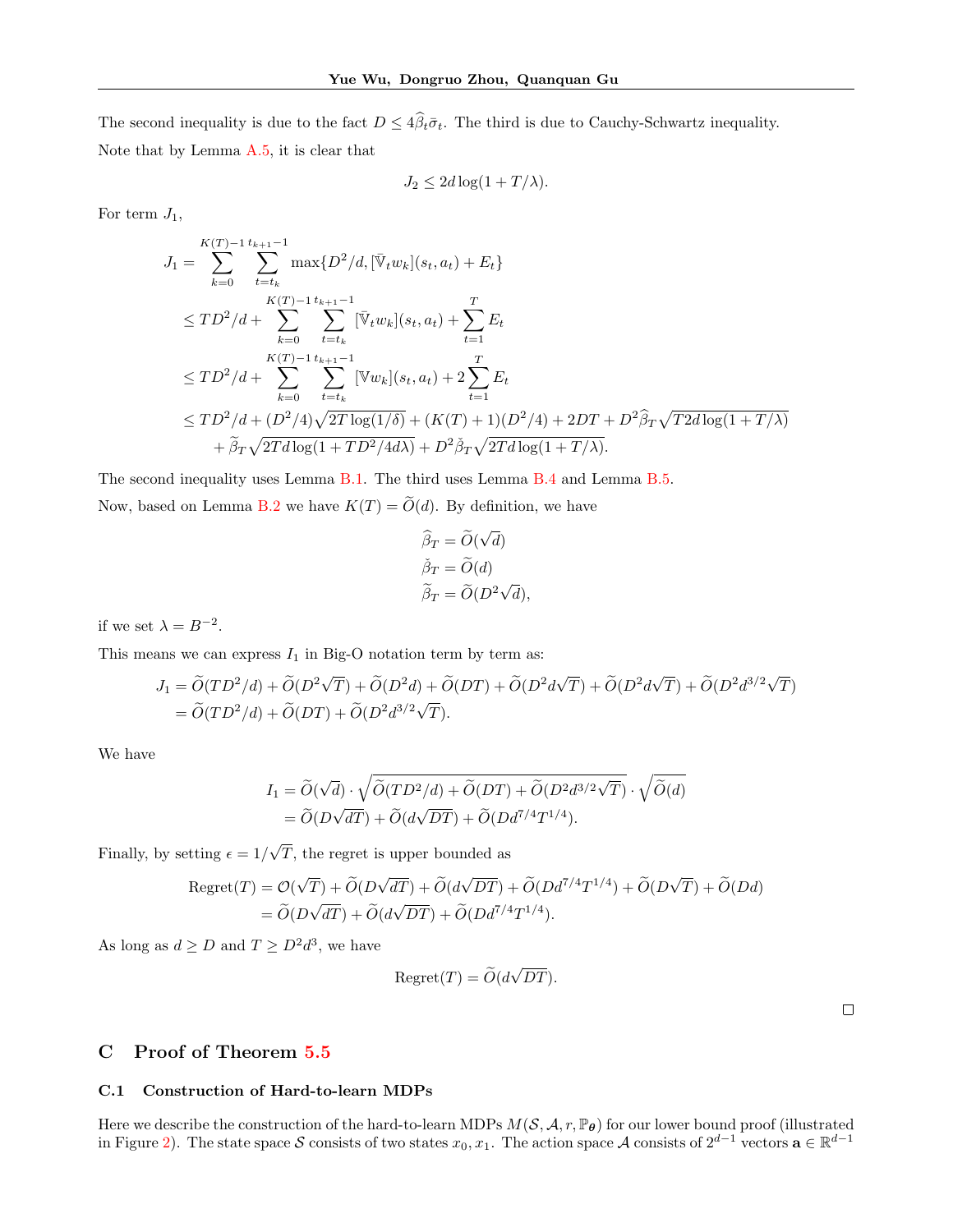The second inequality is due to the fact $D \le 4\widehat{\beta}_t \bar{\sigma}_t$. The third is due to Cauchy-Schwartz inequality.

Note that by Lemma A.5, it is clear that

$$J_2 \le 2d \log(1 + T/\lambda).$$

For term $J_1$,

$$
\begin{aligned}
J_1 &= \sum_{k=0}^{K(T)-1} \sum_{t=t_k}^{t_{k+1}-1} \max\{D^2/d, [\bar{\mathbb{V}}_t w_k](s_t, a_t) + E_t\} \\
&\le TD^2/d + \sum_{k=0}^{K(T)-1} \sum_{t=t_k}^{t_{k+1}-1} [\bar{\mathbb{V}}_t w_k](s_t, a_t) + \sum_{t=1}^{T} E_t \\
&\le TD^2/d + \sum_{k=0}^{K(T)-1} \sum_{t=t_k}^{t_{k+1}-1} [\mathbb{V} w_k](s_t, a_t) + 2\sum_{t=1}^{T} E_t \\
&\le TD^2/d + (D^2/4)\sqrt{2T\log(1/\delta)} + (K(T)+1)(D^2/4) + 2DT + D^2 \widehat{\beta}_T \sqrt{T 2d \log(1 + T/\lambda)} \\
&\quad + \widetilde{\beta}_T \sqrt{2Td \log(1 + TD^2/4d\lambda)} + D^2 \check{\beta}_T \sqrt{2Td\log(1 + T/\lambda)}.
\end{aligned}
$$

The second inequality uses Lemma B.1. The third uses Lemma B.4 and Lemma B.5.

Now, based on Lemma B.2 we have $K(T) = \widetilde{O}(d)$. By definition, we have

$$
\begin{aligned}
\widehat{\beta}_T &= \widetilde{O}(\sqrt{d}) \\
\check{\beta}_T &= \widetilde{O}(d) \\
\widetilde{\beta}_T &= \widetilde{O}(D^2\sqrt{d}),
\end{aligned}
$$

if we set $\lambda = B^{-2}$.

This means we can express $I_1$ in Big-O notation term by term as:

$$
\begin{aligned}
J_1 &= \widetilde{O}(TD^2/d) + \widetilde{O}(D^2\sqrt{T}) + \widetilde{O}(D^2 d) + \widetilde{O}(DT) + \widetilde{O}(D^2 d\sqrt{T}) + \widetilde{O}(D^2 d\sqrt{T}) + \widetilde{O}(D^2 d^{3/2}\sqrt{T}) \\
&= \widetilde{O}(TD^2/d) + \widetilde{O}(DT) + \widetilde{O}(D^2 d^{3/2}\sqrt{T}).
\end{aligned}
$$

We have

$$
\begin{aligned}
I_1 &= \widetilde{O}(\sqrt{d}) \cdot \sqrt{\widetilde{O}(TD^2/d) + \widetilde{O}(DT) + \widetilde{O}(D^2 d^{3/2}\sqrt{T})} \cdot \sqrt{\widetilde{O}(d)} \\
&= \widetilde{O}(D\sqrt{dT}) + \widetilde{O}(d\sqrt{DT}) + \widetilde{O}(Dd^{7/4}T^{1/4}).
\end{aligned}
$$

Finally, by setting $\epsilon = 1/\sqrt{T}$, the regret is upper bounded as

$$
\begin{aligned}
\text{Regret}(T) &= \mathcal{O}(\sqrt{T}) + \widetilde{O}(D\sqrt{dT}) + \widetilde{O}(d\sqrt{DT}) + \widetilde{O}(Dd^{7/4}T^{1/4}) + \widetilde{O}(D\sqrt{T}) + \widetilde{O}(Dd) \\
&= \widetilde{O}(D\sqrt{dT}) + \widetilde{O}(d\sqrt{DT}) + \widetilde{O}(Dd^{7/4}T^{1/4}).
\end{aligned}
$$

As long as $d \ge D$ and $T \ge D^2 d^3$, we have

$$\text{Regret}(T) = \widetilde{O}(d\sqrt{DT}).$$

□

## C Proof of Theorem 5.5

### C.1 Construction of Hard-to-learn MDPs

Here we describe the construction of the hard-to-learn MDPs $M(\mathcal{S}, \mathcal{A}, r, \mathbb{P}_{\boldsymbol{\theta}})$ for our lower bound proof (illustrated in Figure 2). The state space $\mathcal{S}$ consists of two states $x_0, x_1$. The action space $\mathcal{A}$ consists of $2^{d-1}$ vectors $\mathbf{a} \in \mathbb{R}^{d-1}$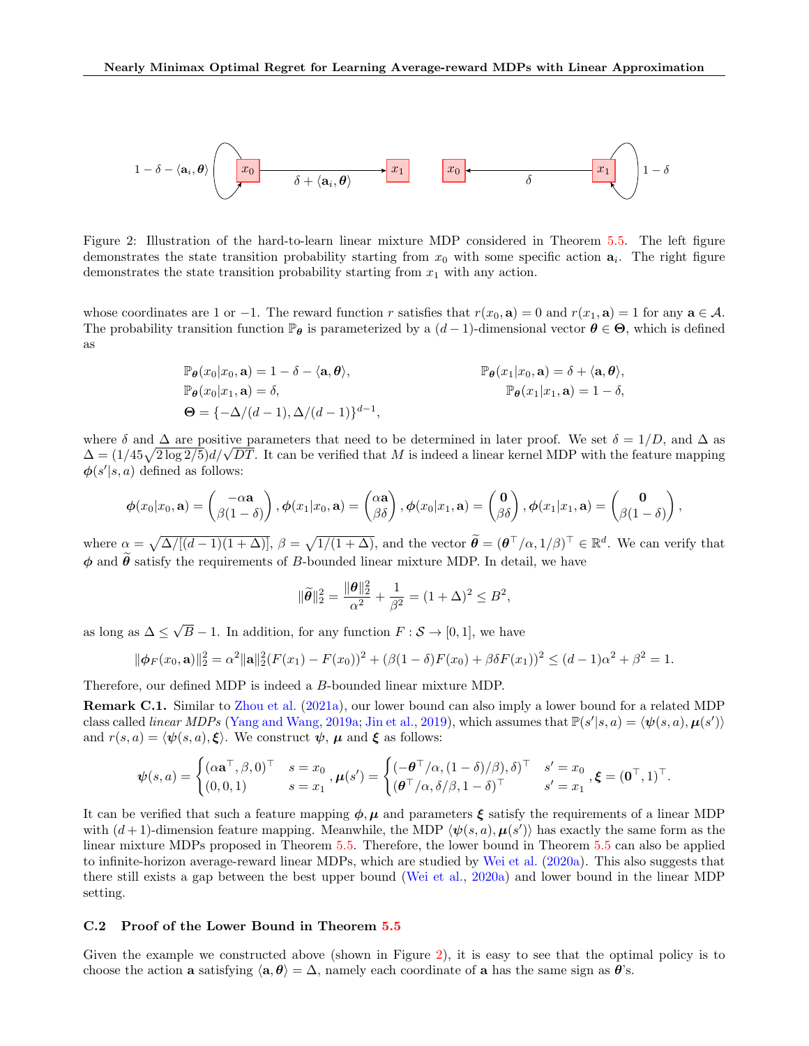Figure 2: Illustration of the hard-to-learn linear mixture MDP considered in Theorem 5.5. The left figure demonstrates the state transition probability starting from $x_0$ with some specific action $\mathbf{a}_i$. The right figure demonstrates the state transition probability starting from $x_1$ with any action.

whose coordinates are 1 or $-1$. The reward function $r$ satisfies that $r(x_0, \mathbf{a}) = 0$ and $r(x_1, \mathbf{a}) = 1$ for any $\mathbf{a} \in \mathcal{A}$. The probability transition function $\mathbb{P}_{\boldsymbol{\theta}}$ is parameterized by a $(d-1)$-dimensional vector $\boldsymbol{\theta} \in \boldsymbol{\Theta}$, which is defined as

$$\mathbb{P}_{\boldsymbol{\theta}}(x_0|x_0, \mathbf{a}) = 1 - \delta - \langle \mathbf{a}, \boldsymbol{\theta} \rangle, \qquad \mathbb{P}_{\boldsymbol{\theta}}(x_1|x_0, \mathbf{a}) = \delta + \langle \mathbf{a}, \boldsymbol{\theta} \rangle,$$
$$\mathbb{P}_{\boldsymbol{\theta}}(x_0|x_1, \mathbf{a}) = \delta, \qquad \mathbb{P}_{\boldsymbol{\theta}}(x_1|x_1, \mathbf{a}) = 1 - \delta,$$
$$\boldsymbol{\Theta} = \{-\Delta/(d-1), \Delta/(d-1)\}^{d-1},$$

where $\delta$ and $\Delta$ are positive parameters that need to be determined in later proof. We set $\delta = 1/D$, and $\Delta$ as $\Delta = (1/45\sqrt{2\log 2/5})d/\sqrt{DT}$. It can be verified that $M$ is indeed a linear kernel MDP with the feature mapping $\boldsymbol{\phi}(s'|s,a)$ defined as follows:

$$\boldsymbol{\phi}(x_0|x_0, \mathbf{a}) = \begin{pmatrix} -\alpha \mathbf{a} \\ \beta(1-\delta) \end{pmatrix}, \boldsymbol{\phi}(x_1|x_0, \mathbf{a}) = \begin{pmatrix} \alpha \mathbf{a} \\ \beta\delta \end{pmatrix}, \boldsymbol{\phi}(x_0|x_1, \mathbf{a}) = \begin{pmatrix} \mathbf{0} \\ \beta\delta \end{pmatrix}, \boldsymbol{\phi}(x_1|x_1, \mathbf{a}) = \begin{pmatrix} \mathbf{0} \\ \beta(1-\delta) \end{pmatrix},$$

where $\alpha = \sqrt{\Delta/[(d-1)(1+\Delta)]}$, $\beta = \sqrt{1/(1+\Delta)}$, and the vector $\widetilde{\boldsymbol{\theta}} = (\boldsymbol{\theta}^\top/\alpha, 1/\beta)^\top \in \mathbb{R}^d$. We can verify that $\boldsymbol{\phi}$ and $\widetilde{\boldsymbol{\theta}}$ satisfy the requirements of $B$-bounded linear mixture MDP. In detail, we have

$$\|\widetilde{\boldsymbol{\theta}}\|_2^2 = \frac{\|\boldsymbol{\theta}\|_2^2}{\alpha^2} + \frac{1}{\beta^2} = (1+\Delta)^2 \le B^2,$$

as long as $\Delta \le \sqrt{B} - 1$. In addition, for any function $F: \mathcal{S} \to [0,1]$, we have

$$\|\boldsymbol{\phi}_F(x_0, \mathbf{a})\|_2^2 = \alpha^2 \|\mathbf{a}\|_2^2 (F(x_1) - F(x_0))^2 + (\beta(1-\delta)F(x_0) + \beta\delta F(x_1))^2 \le (d-1)\alpha^2 + \beta^2 = 1.$$

Therefore, our defined MDP is indeed a $B$-bounded linear mixture MDP.

**Remark C.1.** Similar to Zhou et al. (2021a), our lower bound can also imply a lower bound for a related MDP class called *linear MDPs* (Yang and Wang, 2019a; Jin et al., 2019), which assumes that $\mathbb{P}(s'|s,a) = \langle \boldsymbol{\psi}(s,a), \boldsymbol{\mu}(s') \rangle$ and $r(s,a) = \langle \boldsymbol{\psi}(s,a), \boldsymbol{\xi} \rangle$. We construct $\boldsymbol{\psi}$, $\boldsymbol{\mu}$ and $\boldsymbol{\xi}$ as follows:

$$\boldsymbol{\psi}(s,a) = \begin{cases} (\alpha \mathbf{a}^\top, \beta, 0)^\top & s = x_0 \\ (0, 0, 1) & s = x_1 \end{cases}, \boldsymbol{\mu}(s') = \begin{cases} (-\boldsymbol{\theta}^\top/\alpha, (1-\delta)/\beta), \delta)^\top & s' = x_0 \\ (\boldsymbol{\theta}^\top/\alpha, \delta/\beta, 1-\delta)^\top & s' = x_1 \end{cases}, \boldsymbol{\xi} = (\mathbf{0}^\top, 1)^\top.$$

It can be verified that such a feature mapping $\boldsymbol{\phi}, \boldsymbol{\mu}$ and parameters $\boldsymbol{\xi}$ satisfy the requirements of a linear MDP with $(d+1)$-dimension feature mapping. Meanwhile, the MDP $\langle \boldsymbol{\psi}(s,a), \boldsymbol{\mu}(s') \rangle$ has exactly the same form as the linear mixture MDPs proposed in Theorem 5.5. Therefore, the lower bound in Theorem 5.5 can also be applied to infinite-horizon average-reward linear MDPs, which are studied by Wei et al. (2020a). This also suggests that there still exists a gap between the best upper bound (Wei et al., 2020a) and lower bound in the linear MDP setting.

### C.2 Proof of the Lower Bound in Theorem 5.5

Given the example we constructed above (shown in Figure 2), it is easy to see that the optimal policy is to choose the action $\mathbf{a}$ satisfying $\langle \mathbf{a}, \boldsymbol{\theta} \rangle = \Delta$, namely each coordinate of $\mathbf{a}$ has the same sign as $\boldsymbol{\theta}$'s.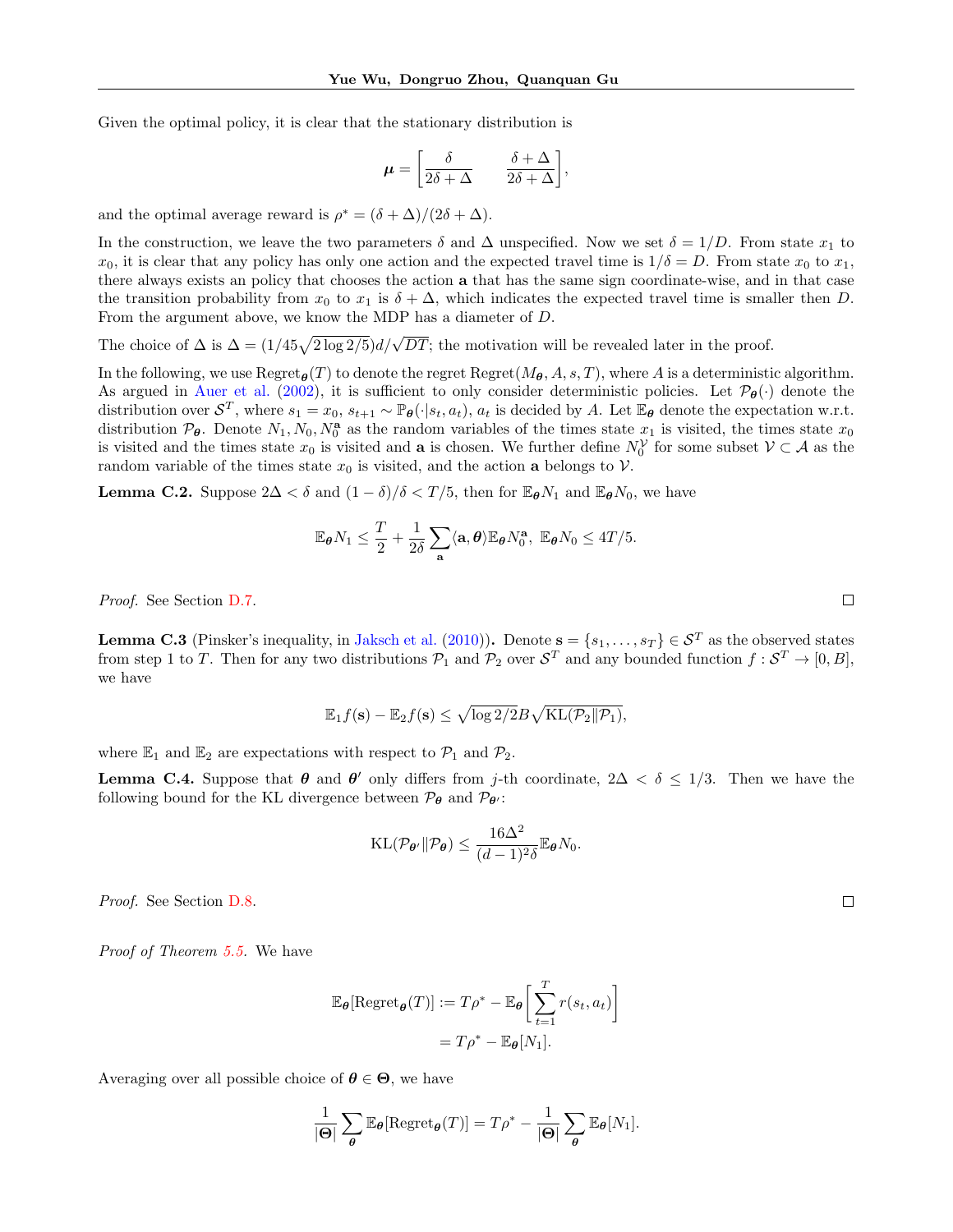Given the optimal policy, it is clear that the stationary distribution is

$$\boldsymbol{\mu} = \left[\frac{\delta}{2\delta + \Delta} \qquad \frac{\delta + \Delta}{2\delta + \Delta}\right],$$

and the optimal average reward is $\rho^* = (\delta + \Delta)/(2\delta + \Delta)$.

In the construction, we leave the two parameters $\delta$ and $\Delta$ unspecified. Now we set $\delta = 1/D$. From state $x_1$ to $x_0$, it is clear that any policy has only one action and the expected travel time is $1/\delta = D$. From state $x_0$ to $x_1$, there always exists an policy that chooses the action $\mathbf{a}$ that has the same sign coordinate-wise, and in that case the transition probability from $x_0$ to $x_1$ is $\delta + \Delta$, which indicates the expected travel time is smaller then $D$. From the argument above, we know the MDP has a diameter of $D$.

The choice of $\Delta$ is $\Delta = (1/45\sqrt{2\log 2/5})d/\sqrt{DT}$; the motivation will be revealed later in the proof.

In the following, we use $\mathrm{Regret}_{\boldsymbol{\theta}}(T)$ to denote the regret $\mathrm{Regret}(M_{\boldsymbol{\theta}}, A, s, T)$, where $A$ is a deterministic algorithm. As argued in Auer et al. (2002), it is sufficient to only consider deterministic policies. Let $\mathcal{P}_{\boldsymbol{\theta}}(\cdot)$ denote the distribution over $\mathcal{S}^T$, where $s_1 = x_0$, $s_{t+1} \sim \mathbb{P}_{\boldsymbol{\theta}}(\cdot|s_t, a_t)$, $a_t$ is decided by $A$. Let $\mathbb{E}_{\boldsymbol{\theta}}$ denote the expectation w.r.t. distribution $\mathcal{P}_{\boldsymbol{\theta}}$. Denote $N_1, N_0, N_0^{\mathbf{a}}$ as the random variables of the times state $x_1$ is visited, the times state $x_0$ is visited and the times state $x_0$ is visited and $\mathbf{a}$ is chosen. We further define $N_0^{\mathcal{V}}$ for some subset $\mathcal{V} \subset \mathcal{A}$ as the random variable of the times state $x_0$ is visited, and the action $\mathbf{a}$ belongs to $\mathcal{V}$.

**Lemma C.2.** Suppose $2\Delta < \delta$ and $(1-\delta)/\delta < T/5$, then for $\mathbb{E}_{\boldsymbol{\theta}} N_1$ and $\mathbb{E}_{\boldsymbol{\theta}} N_0$, we have

$$\mathbb{E}_{\boldsymbol{\theta}} N_1 \le \frac{T}{2} + \frac{1}{2\delta}\sum_{\mathbf{a}} \langle \mathbf{a}, \boldsymbol{\theta}\rangle \mathbb{E}_{\boldsymbol{\theta}} N_0^{\mathbf{a}}, \ \mathbb{E}_{\boldsymbol{\theta}} N_0 \le 4T/5.$$

*Proof.* See Section D.7. □

**Lemma C.3** (Pinsker's inequality, in Jaksch et al. (2010))**.** Denote $\mathbf{s} = \{s_1, \ldots, s_T\} \in \mathcal{S}^T$ as the observed states from step 1 to $T$. Then for any two distributions $\mathcal{P}_1$ and $\mathcal{P}_2$ over $\mathcal{S}^T$ and any bounded function $f : \mathcal{S}^T \to [0, B]$, we have

$$\mathbb{E}_1 f(\mathbf{s}) - \mathbb{E}_2 f(\mathbf{s}) \le \sqrt{\log 2/2} B \sqrt{\mathrm{KL}(\mathcal{P}_2 \| \mathcal{P}_1)},$$

where $\mathbb{E}_1$ and $\mathbb{E}_2$ are expectations with respect to $\mathcal{P}_1$ and $\mathcal{P}_2$.

**Lemma C.4.** Suppose that $\boldsymbol{\theta}$ and $\boldsymbol{\theta}'$ only differs from $j$-th coordinate, $2\Delta < \delta \le 1/3$. Then we have the following bound for the KL divergence between $\mathcal{P}_{\boldsymbol{\theta}}$ and $\mathcal{P}_{\boldsymbol{\theta}'}$:

$$\mathrm{KL}(\mathcal{P}_{\boldsymbol{\theta}'} \| \mathcal{P}_{\boldsymbol{\theta}}) \le \frac{16\Delta^2}{(d-1)^2\delta} \mathbb{E}_{\boldsymbol{\theta}} N_0.$$

*Proof.* See Section D.8. □

*Proof of Theorem 5.5.* We have

$$\begin{aligned}
\mathbb{E}_{\boldsymbol{\theta}}[\mathrm{Regret}_{\boldsymbol{\theta}}(T)] &:= T\rho^* - \mathbb{E}_{\boldsymbol{\theta}}\left[\sum_{t=1}^T r(s_t, a_t)\right] \\
&= T\rho^* - \mathbb{E}_{\boldsymbol{\theta}}[N_1].
\end{aligned}$$

Averaging over all possible choice of $\boldsymbol{\theta} \in \boldsymbol{\Theta}$, we have

$$\frac{1}{|\boldsymbol{\Theta}|}\sum_{\boldsymbol{\theta}} \mathbb{E}_{\boldsymbol{\theta}}[\mathrm{Regret}_{\boldsymbol{\theta}}(T)] = T\rho^* - \frac{1}{|\boldsymbol{\Theta}|}\sum_{\boldsymbol{\theta}} \mathbb{E}_{\boldsymbol{\theta}}[N_1].$$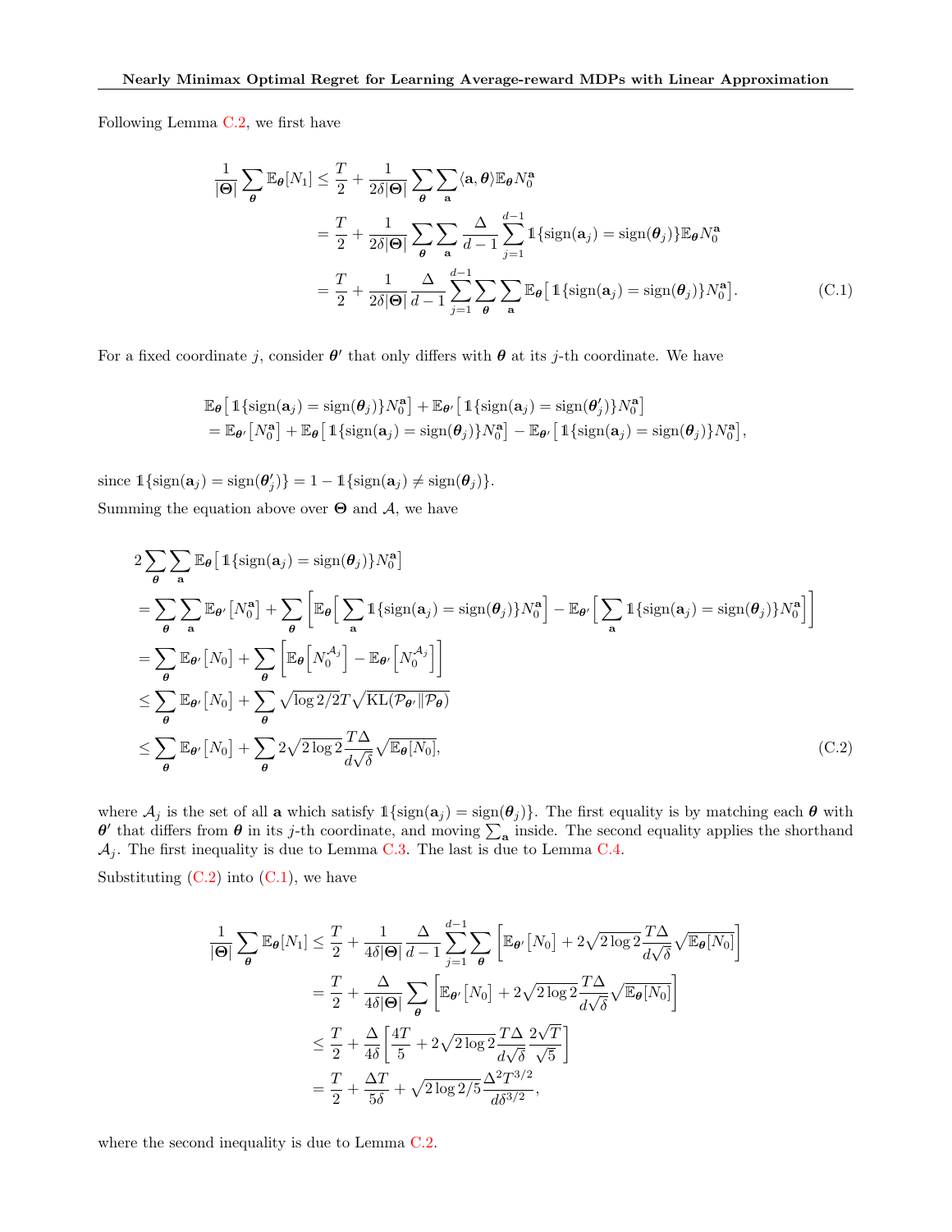Following Lemma C.2, we first have

$$
\begin{aligned}
\frac{1}{|\boldsymbol{\Theta}|}\sum_{\boldsymbol{\theta}}\mathbb{E}_{\boldsymbol{\theta}}[N_1] &\le \frac{T}{2} + \frac{1}{2\delta|\boldsymbol{\Theta}|}\sum_{\boldsymbol{\theta}}\sum_{\mathbf{a}}\langle \mathbf{a}, \boldsymbol{\theta}\rangle \mathbb{E}_{\boldsymbol{\theta}} N_0^{\mathbf{a}} \\
&= \frac{T}{2} + \frac{1}{2\delta|\boldsymbol{\Theta}|}\sum_{\boldsymbol{\theta}}\sum_{\mathbf{a}}\frac{\Delta}{d-1}\sum_{j=1}^{d-1}\mathbb{1}\{\mathrm{sign}(\mathbf{a}_j) = \mathrm{sign}(\boldsymbol{\theta}_j)\}\mathbb{E}_{\boldsymbol{\theta}} N_0^{\mathbf{a}} \\
&= \frac{T}{2} + \frac{1}{2\delta|\boldsymbol{\Theta}|}\frac{\Delta}{d-1}\sum_{j=1}^{d-1}\sum_{\boldsymbol{\theta}}\sum_{\mathbf{a}}\mathbb{E}_{\boldsymbol{\theta}}\big[\mathbb{1}\{\mathrm{sign}(\mathbf{a}_j) = \mathrm{sign}(\boldsymbol{\theta}_j)\}N_0^{\mathbf{a}}\big]. \qquad \text{(C.1)}
\end{aligned}
$$

For a fixed coordinate $j$, consider $\boldsymbol{\theta}'$ that only differs with $\boldsymbol{\theta}$ at its $j$-th coordinate. We have

$$
\begin{aligned}
&\mathbb{E}_{\boldsymbol{\theta}}\big[\mathbb{1}\{\mathrm{sign}(\mathbf{a}_j) = \mathrm{sign}(\boldsymbol{\theta}_j)\}N_0^{\mathbf{a}}\big] + \mathbb{E}_{\boldsymbol{\theta}'}\big[\mathbb{1}\{\mathrm{sign}(\mathbf{a}_j) = \mathrm{sign}(\boldsymbol{\theta}'_j)\}N_0^{\mathbf{a}}\big] \\
&= \mathbb{E}_{\boldsymbol{\theta}'}\big[N_0^{\mathbf{a}}\big] + \mathbb{E}_{\boldsymbol{\theta}}\big[\mathbb{1}\{\mathrm{sign}(\mathbf{a}_j) = \mathrm{sign}(\boldsymbol{\theta}_j)\}N_0^{\mathbf{a}}\big] - \mathbb{E}_{\boldsymbol{\theta}'}\big[\mathbb{1}\{\mathrm{sign}(\mathbf{a}_j) = \mathrm{sign}(\boldsymbol{\theta}_j)\}N_0^{\mathbf{a}}\big],
\end{aligned}
$$

since $\mathbb{1}\{\mathrm{sign}(\mathbf{a}_j) = \mathrm{sign}(\boldsymbol{\theta}'_j)\} = 1 - \mathbb{1}\{\mathrm{sign}(\mathbf{a}_j) \neq \mathrm{sign}(\boldsymbol{\theta}_j)\}$.

Summing the equation above over $\boldsymbol{\Theta}$ and $\mathcal{A}$, we have

$$
\begin{aligned}
&2\sum_{\boldsymbol{\theta}}\sum_{\mathbf{a}}\mathbb{E}_{\boldsymbol{\theta}}\big[\mathbb{1}\{\mathrm{sign}(\mathbf{a}_j) = \mathrm{sign}(\boldsymbol{\theta}_j)\}N_0^{\mathbf{a}}\big] \\
&= \sum_{\boldsymbol{\theta}}\sum_{\mathbf{a}}\mathbb{E}_{\boldsymbol{\theta}'}\big[N_0^{\mathbf{a}}\big] + \sum_{\boldsymbol{\theta}}\bigg[\mathbb{E}_{\boldsymbol{\theta}}\Big[\sum_{\mathbf{a}}\mathbb{1}\{\mathrm{sign}(\mathbf{a}_j) = \mathrm{sign}(\boldsymbol{\theta}_j)\}N_0^{\mathbf{a}}\Big] - \mathbb{E}_{\boldsymbol{\theta}'}\Big[\sum_{\mathbf{a}}\mathbb{1}\{\mathrm{sign}(\mathbf{a}_j) = \mathrm{sign}(\boldsymbol{\theta}_j)\}N_0^{\mathbf{a}}\Big]\bigg] \\
&= \sum_{\boldsymbol{\theta}}\mathbb{E}_{\boldsymbol{\theta}'}\big[N_0\big] + \sum_{\boldsymbol{\theta}}\Big[\mathbb{E}_{\boldsymbol{\theta}}\Big[N_0^{\mathcal{A}_j}\Big] - \mathbb{E}_{\boldsymbol{\theta}'}\Big[N_0^{\mathcal{A}_j}\Big]\Big] \\
&\le \sum_{\boldsymbol{\theta}}\mathbb{E}_{\boldsymbol{\theta}'}\big[N_0\big] + \sum_{\boldsymbol{\theta}}\sqrt{\log 2/2}T\sqrt{\mathrm{KL}(\mathcal{P}_{\boldsymbol{\theta}'}\|\mathcal{P}_{\boldsymbol{\theta}})} \\
&\le \sum_{\boldsymbol{\theta}}\mathbb{E}_{\boldsymbol{\theta}'}\big[N_0\big] + \sum_{\boldsymbol{\theta}}2\sqrt{2\log 2}\frac{T\Delta}{d\sqrt{\delta}}\sqrt{\mathbb{E}_{\boldsymbol{\theta}}[N_0]}, \qquad \text{(C.2)}
\end{aligned}
$$

where $\mathcal{A}_j$ is the set of all $\mathbf{a}$ which satisfy $\mathbb{1}\{\mathrm{sign}(\mathbf{a}_j) = \mathrm{sign}(\boldsymbol{\theta}_j)\}$. The first equality is by matching each $\boldsymbol{\theta}$ with $\boldsymbol{\theta}'$ that differs from $\boldsymbol{\theta}$ in its $j$-th coordinate, and moving $\sum_{\mathbf{a}}$ inside. The second equality applies the shorthand $\mathcal{A}_j$. The first inequality is due to Lemma C.3. The last is due to Lemma C.4.

Substituting (C.2) into (C.1), we have

$$
\begin{aligned}
\frac{1}{|\boldsymbol{\Theta}|}\sum_{\boldsymbol{\theta}}\mathbb{E}_{\boldsymbol{\theta}}[N_1] &\le \frac{T}{2} + \frac{1}{4\delta|\boldsymbol{\Theta}|}\frac{\Delta}{d-1}\sum_{j=1}^{d-1}\sum_{\boldsymbol{\theta}}\bigg[\mathbb{E}_{\boldsymbol{\theta}'}\big[N_0\big] + 2\sqrt{2\log 2}\frac{T\Delta}{d\sqrt{\delta}}\sqrt{\mathbb{E}_{\boldsymbol{\theta}}[N_0]}\bigg] \\
&= \frac{T}{2} + \frac{\Delta}{4\delta|\boldsymbol{\Theta}|}\sum_{\boldsymbol{\theta}}\bigg[\mathbb{E}_{\boldsymbol{\theta}'}\big[N_0\big] + 2\sqrt{2\log 2}\frac{T\Delta}{d\sqrt{\delta}}\sqrt{\mathbb{E}_{\boldsymbol{\theta}}[N_0]}\bigg] \\
&\le \frac{T}{2} + \frac{\Delta}{4\delta}\bigg[\frac{4T}{5} + 2\sqrt{2\log 2}\frac{T\Delta}{d\sqrt{\delta}}\frac{2\sqrt{T}}{\sqrt{5}}\bigg] \\
&= \frac{T}{2} + \frac{\Delta T}{5\delta} + \sqrt{2\log 2/5}\frac{\Delta^2 T^{3/2}}{d\delta^{3/2}},
\end{aligned}
$$

where the second inequality is due to Lemma C.2.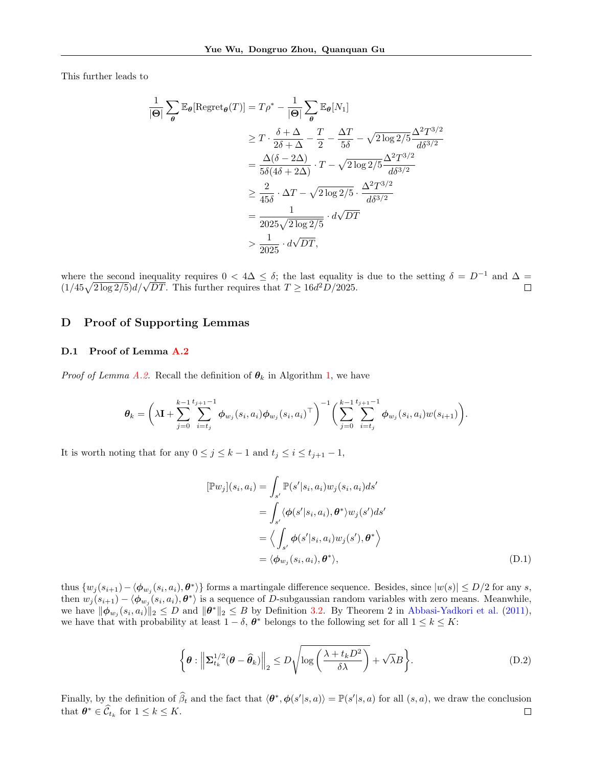This further leads to

$$
\begin{aligned}
\frac{1}{|\boldsymbol{\Theta}|} \sum_{\boldsymbol{\theta}} \mathbb{E}_{\boldsymbol{\theta}}[\text{Regret}_{\boldsymbol{\theta}}(T)] &= T\rho^* - \frac{1}{|\boldsymbol{\Theta}|} \sum_{\boldsymbol{\theta}} \mathbb{E}_{\boldsymbol{\theta}}[N_1] \\
&\geq T \cdot \frac{\delta + \Delta}{2\delta + \Delta} - \frac{T}{2} - \frac{\Delta T}{5\delta} - \sqrt{2 \log 2/5} \frac{\Delta^2 T^{3/2}}{d\delta^{3/2}} \\
&= \frac{\Delta(\delta - 2\Delta)}{5\delta(4\delta + 2\Delta)} \cdot T - \sqrt{2 \log 2/5} \frac{\Delta^2 T^{3/2}}{d\delta^{3/2}} \\
&\geq \frac{2}{45\delta} \cdot \Delta T - \sqrt{2 \log 2/5} \cdot \frac{\Delta^2 T^{3/2}}{d\delta^{3/2}} \\
&= \frac{1}{2025\sqrt{2 \log 2/5}} \cdot d\sqrt{DT} \\
&> \frac{1}{2025} \cdot d\sqrt{DT},
\end{aligned}
$$

where the second inequality requires $0 < 4\Delta \leq \delta$; the last equality is due to the setting $\delta = D^{-1}$ and $\Delta = (1/45\sqrt{2\log 2/5})d/\sqrt{DT}$. This further requires that $T \geq 16d^2 D/2025$. $\square$

## D Proof of Supporting Lemmas

### D.1 Proof of Lemma A.2

*Proof of Lemma A.2.* Recall the definition of $\boldsymbol{\theta}_k$ in Algorithm 1, we have

$$
\boldsymbol{\theta}_k = \bigg(\lambda \mathbf{I} + \sum_{j=0}^{k-1} \sum_{i=t_j}^{t_{j+1}-1} \boldsymbol{\phi}_{w_j}(s_i, a_i) \boldsymbol{\phi}_{w_j}(s_i, a_i)^\top \bigg)^{-1} \bigg( \sum_{j=0}^{k-1} \sum_{i=t_j}^{t_{j+1}-1} \boldsymbol{\phi}_{w_j}(s_i, a_i) w(s_{i+1}) \bigg).
$$

It is worth noting that for any $0 \leq j \leq k-1$ and $t_j \leq i \leq t_{j+1} - 1$,

$$
\begin{aligned}
[\mathbb{P} w_j](s_i, a_i) &= \int_{s'} \mathbb{P}(s'|s_i, a_i) w_j(s_i, a_i) ds' \\
&= \int_{s'} \langle \boldsymbol{\phi}(s'|s_i, a_i), \boldsymbol{\theta}^* \rangle w_j(s') ds' \\
&= \Big\langle \int_{s'} \boldsymbol{\phi}(s'|s_i, a_i) w_j(s'), \boldsymbol{\theta}^* \Big\rangle \\
&= \langle \boldsymbol{\phi}_{w_j}(s_i, a_i), \boldsymbol{\theta}^* \rangle,
\end{aligned} \tag{D.1}
$$

thus $\{w_j(s_{i+1}) - \langle \boldsymbol{\phi}_{w_j}(s_i, a_i), \boldsymbol{\theta}^* \rangle\}$ forms a martingale difference sequence. Besides, since $|w(s)| \leq D/2$ for any $s$, then $w_j(s_{i+1}) - \langle \boldsymbol{\phi}_{w_j}(s_i, a_i), \boldsymbol{\theta}^* \rangle$ is a sequence of $D$-subgaussian random variables with zero means. Meanwhile, we have $\|\boldsymbol{\phi}_{w_j}(s_i, a_i)\|_2 \leq D$ and $\|\boldsymbol{\theta}^*\|_2 \leq B$ by Definition 3.2. By Theorem 2 in Abbasi-Yadkori et al. (2011), we have that with probability at least $1 - \delta$, $\boldsymbol{\theta}^*$ belongs to the following set for all $1 \leq k \leq K$:

$$
\bigg\{ \boldsymbol{\theta} : \Big\| \boldsymbol{\Sigma}_{t_k}^{1/2} (\boldsymbol{\theta} - \widehat{\boldsymbol{\theta}}_k) \Big\|_2 \leq D \sqrt{\log \bigg( \frac{\lambda + t_k D^2}{\delta \lambda} \bigg)} + \sqrt{\lambda} B \bigg\}. \tag{D.2}
$$

Finally, by the definition of $\widehat{\beta}_t$ and the fact that $\langle \boldsymbol{\theta}^*, \boldsymbol{\phi}(s'|s, a) \rangle = \mathbb{P}(s'|s, a)$ for all $(s, a)$, we draw the conclusion that $\boldsymbol{\theta}^* \in \widehat{\mathcal{C}}_{t_k}$ for $1 \leq k \leq K$. $\square$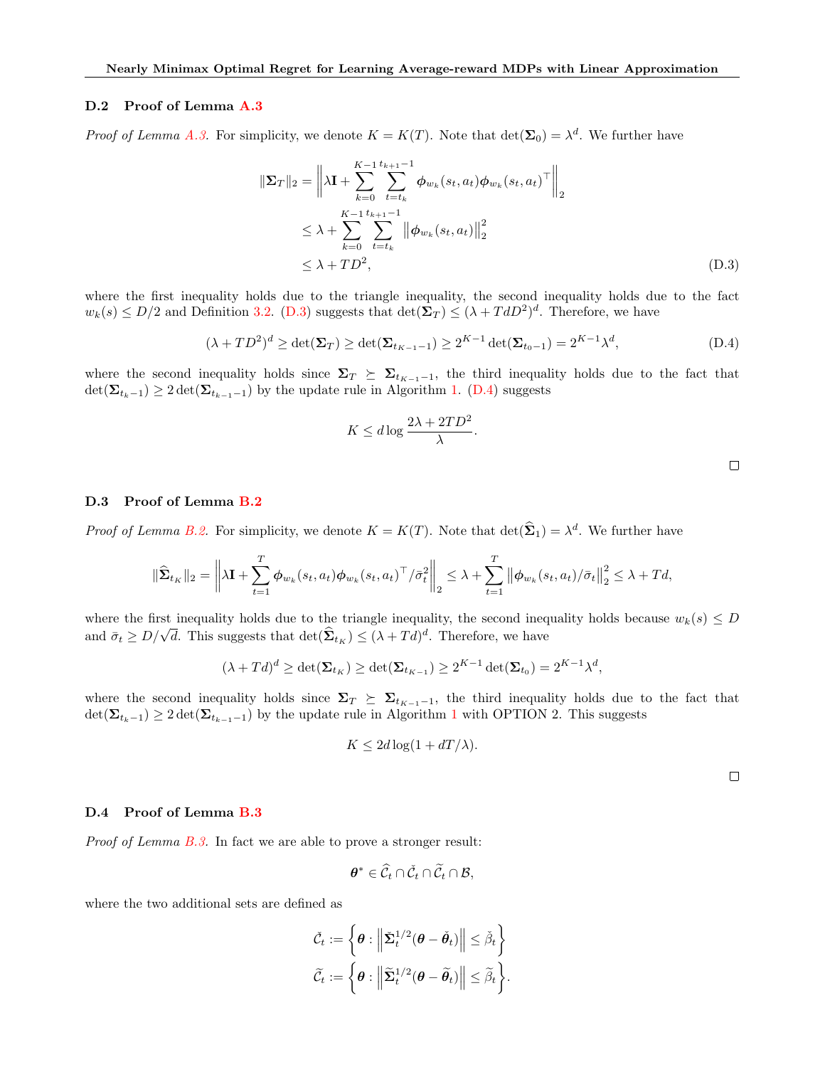### D.2 Proof of Lemma A.3

*Proof of Lemma A.3.* For simplicity, we denote $K = K(T)$. Note that $\det(\mathbf{\Sigma}_0) = \lambda^d$. We further have

$$
\begin{aligned}
\|\mathbf{\Sigma}_T\|_2 &= \left\| \lambda \mathbf{I} + \sum_{k=0}^{K-1} \sum_{t=t_k}^{t_{k+1}-1} \boldsymbol{\phi}_{w_k}(s_t, a_t) \boldsymbol{\phi}_{w_k}(s_t, a_t)^\top \right\|_2 \\
&\leq \lambda + \sum_{k=0}^{K-1} \sum_{t=t_k}^{t_{k+1}-1} \left\| \boldsymbol{\phi}_{w_k}(s_t, a_t) \right\|_2^2 \\
&\leq \lambda + TD^2,
\end{aligned} \tag{D.3}
$$

where the first inequality holds due to the triangle inequality, the second inequality holds due to the fact $w_k(s) \leq D/2$ and Definition 3.2. (D.3) suggests that $\det(\mathbf{\Sigma}_T) \leq (\lambda + TdD^2)^d$. Therefore, we have

$$
(\lambda + TD^2)^d \geq \det(\mathbf{\Sigma}_T) \geq \det(\mathbf{\Sigma}_{t_{K-1}-1}) \geq 2^{K-1} \det(\mathbf{\Sigma}_{t_0 - 1}) = 2^{K-1} \lambda^d, \tag{D.4}
$$

where the second inequality holds since $\mathbf{\Sigma}_T \succeq \mathbf{\Sigma}_{t_{K-1}-1}$, the third inequality holds due to the fact that $\det(\mathbf{\Sigma}_{t_k - 1}) \geq 2 \det(\mathbf{\Sigma}_{t_{k-1}-1})$ by the update rule in Algorithm 1. (D.4) suggests

$$
K \leq d \log \frac{2\lambda + 2TD^2}{\lambda}.
$$

□

### D.3 Proof of Lemma B.2

*Proof of Lemma B.2.* For simplicity, we denote $K = K(T)$. Note that $\det(\widehat{\mathbf{\Sigma}}_1) = \lambda^d$. We further have

$$
\|\widehat{\mathbf{\Sigma}}_{t_K}\|_2 = \left\| \lambda \mathbf{I} + \sum_{t=1}^{T} \boldsymbol{\phi}_{w_k}(s_t, a_t) \boldsymbol{\phi}_{w_k}(s_t, a_t)^\top / \bar{\sigma}_t^2 \right\|_2 \leq \lambda + \sum_{t=1}^{T} \left\| \boldsymbol{\phi}_{w_k}(s_t, a_t) / \bar{\sigma}_t \right\|_2^2 \leq \lambda + Td,
$$

where the first inequality holds due to the triangle inequality, the second inequality holds because $w_k(s) \leq D$ and $\bar{\sigma}_t \geq D/\sqrt{d}$. This suggests that $\det(\widehat{\mathbf{\Sigma}}_{t_K}) \leq (\lambda + Td)^d$. Therefore, we have

$$
(\lambda + Td)^d \geq \det(\mathbf{\Sigma}_{t_K}) \geq \det(\mathbf{\Sigma}_{t_{K-1}}) \geq 2^{K-1} \det(\mathbf{\Sigma}_{t_0}) = 2^{K-1} \lambda^d,
$$

where the second inequality holds since $\mathbf{\Sigma}_T \succeq \mathbf{\Sigma}_{t_{K-1}-1}$, the third inequality holds due to the fact that $\det(\mathbf{\Sigma}_{t_k - 1}) \geq 2 \det(\mathbf{\Sigma}_{t_{k-1}-1})$ by the update rule in Algorithm 1 with OPTION 2. This suggests

$$
K \leq 2d \log(1 + dT/\lambda).
$$

□

### D.4 Proof of Lemma B.3

*Proof of Lemma B.3.* In fact we are able to prove a stronger result:

$$
\boldsymbol{\theta}^* \in \widehat{\mathcal{C}}_t \cap \check{\mathcal{C}}_t \cap \widetilde{\mathcal{C}}_t \cap \mathcal{B},
$$

where the two additional sets are defined as

$$
\begin{aligned}
\check{\mathcal{C}}_t &:= \left\{ \boldsymbol{\theta} : \left\| \check{\mathbf{\Sigma}}_t^{1/2} (\boldsymbol{\theta} - \check{\boldsymbol{\theta}}_t) \right\| \leq \check{\beta}_t \right\} \\
\widetilde{\mathcal{C}}_t &:= \left\{ \boldsymbol{\theta} : \left\| \widetilde{\mathbf{\Sigma}}_t^{1/2} (\boldsymbol{\theta} - \widetilde{\boldsymbol{\theta}}_t) \right\| \leq \widetilde{\beta}_t \right\}.
\end{aligned}
$$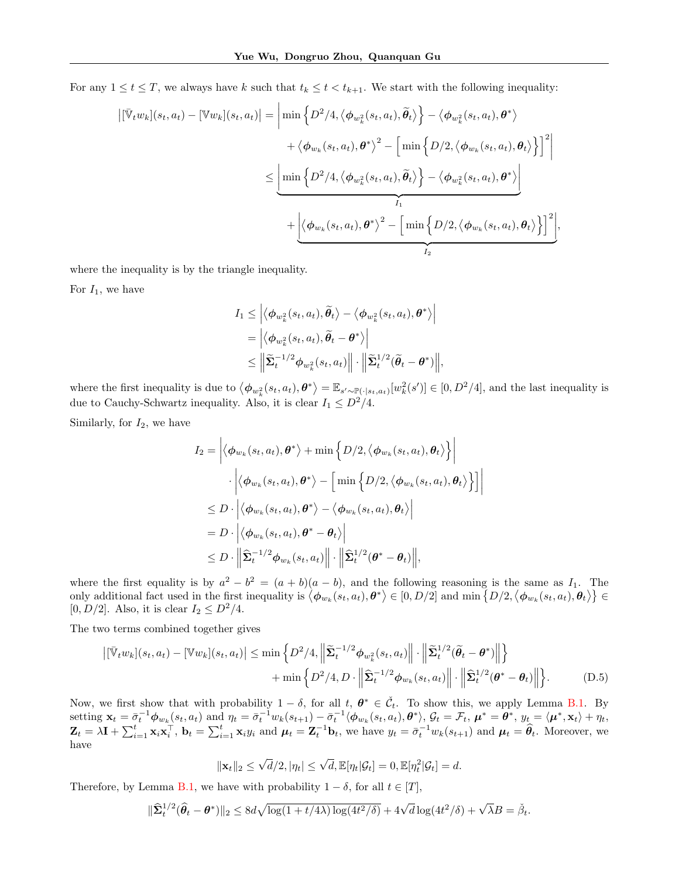For any $1 \le t \le T$, we always have $k$ such that $t_k \le t < t_{k+1}$. We start with the following inequality:

$$
\begin{aligned}
\big|[\bar{\mathbb{V}}_t w_k](s_t,a_t) - [\mathbb{V} w_k](s_t,a_t)\big| &= \bigg| \min\Big\{D^2/4, \big\langle \boldsymbol{\phi}_{w_k^2}(s_t,a_t), \widetilde{\boldsymbol{\theta}}_t\big\rangle\Big\} - \big\langle \boldsymbol{\phi}_{w_k^2}(s_t,a_t), \boldsymbol{\theta}^*\big\rangle \\
&\quad + \big\langle \boldsymbol{\phi}_{w_k}(s_t,a_t), \boldsymbol{\theta}^*\big\rangle^2 - \Big[\min\Big\{D/2, \big\langle \boldsymbol{\phi}_{w_k}(s_t,a_t), \boldsymbol{\theta}_t\big\rangle\Big\}\Big]^2\bigg| \\
&\le \underbrace{\bigg| \min\Big\{D^2/4, \big\langle \boldsymbol{\phi}_{w_k^2}(s_t,a_t), \widetilde{\boldsymbol{\theta}}_t\big\rangle\Big\} - \big\langle \boldsymbol{\phi}_{w_k^2}(s_t,a_t), \boldsymbol{\theta}^*\big\rangle\bigg|}_{I_1} \\
&\quad + \underbrace{\bigg|\big\langle \boldsymbol{\phi}_{w_k}(s_t,a_t), \boldsymbol{\theta}^*\big\rangle^2 - \Big[\min\Big\{D/2, \big\langle \boldsymbol{\phi}_{w_k}(s_t,a_t), \boldsymbol{\theta}_t\big\rangle\Big\}\Big]^2\bigg|}_{I_2},
\end{aligned}
$$

where the inequality is by the triangle inequality.

For $I_1$, we have

$$
\begin{aligned}
I_1 &\le \Big|\big\langle \boldsymbol{\phi}_{w_k^2}(s_t,a_t), \widetilde{\boldsymbol{\theta}}_t\big\rangle - \big\langle \boldsymbol{\phi}_{w_k^2}(s_t,a_t), \boldsymbol{\theta}^*\big\rangle\Big| \\
&= \Big|\big\langle \boldsymbol{\phi}_{w_k^2}(s_t,a_t), \widetilde{\boldsymbol{\theta}}_t - \boldsymbol{\theta}^*\big\rangle\Big| \\
&\le \Big\|\widetilde{\boldsymbol{\Sigma}}_t^{-1/2}\boldsymbol{\phi}_{w_k^2}(s_t,a_t)\Big\| \cdot \Big\|\widetilde{\boldsymbol{\Sigma}}_t^{1/2}(\widetilde{\boldsymbol{\theta}}_t - \boldsymbol{\theta}^*)\Big\|,
\end{aligned}
$$

where the first inequality is due to $\big\langle \boldsymbol{\phi}_{w_k^2}(s_t,a_t), \boldsymbol{\theta}^*\big\rangle = \mathbb{E}_{s'\sim\mathbb{P}(\cdot|s_t,a_t)}[w_k^2(s')] \in [0, D^2/4]$, and the last inequality is due to Cauchy-Schwartz inequality. Also, it is clear $I_1 \le D^2/4$.

Similarly, for $I_2$, we have

$$
\begin{aligned}
I_2 &= \Big|\big\langle \boldsymbol{\phi}_{w_k}(s_t,a_t), \boldsymbol{\theta}^*\big\rangle + \min\Big\{D/2, \big\langle \boldsymbol{\phi}_{w_k}(s_t,a_t), \boldsymbol{\theta}_t\big\rangle\Big\}\Big| \\
&\quad \cdot \Big|\big\langle \boldsymbol{\phi}_{w_k}(s_t,a_t), \boldsymbol{\theta}^*\big\rangle - \Big[\min\Big\{D/2, \big\langle \boldsymbol{\phi}_{w_k}(s_t,a_t), \boldsymbol{\theta}_t\big\rangle\Big\}\Big]\Big| \\
&\le D \cdot \Big|\big\langle \boldsymbol{\phi}_{w_k}(s_t,a_t), \boldsymbol{\theta}^*\big\rangle - \big\langle \boldsymbol{\phi}_{w_k}(s_t,a_t), \boldsymbol{\theta}_t\big\rangle\Big| \\
&= D \cdot \Big|\big\langle \boldsymbol{\phi}_{w_k}(s_t,a_t), \boldsymbol{\theta}^* - \boldsymbol{\theta}_t\big\rangle\Big| \\
&\le D \cdot \Big\|\widehat{\boldsymbol{\Sigma}}_t^{-1/2}\boldsymbol{\phi}_{w_k}(s_t,a_t)\Big\| \cdot \Big\|\widehat{\boldsymbol{\Sigma}}_t^{1/2}(\boldsymbol{\theta}^* - \boldsymbol{\theta}_t)\Big\|,
\end{aligned}
$$

where the first equality is by $a^2 - b^2 = (a+b)(a-b)$, and the following reasoning is the same as $I_1$. The only additional fact used in the first inequality is $\big\langle \boldsymbol{\phi}_{w_k}(s_t,a_t), \boldsymbol{\theta}^*\big\rangle \in [0, D/2]$ and $\min\big\{D/2, \big\langle \boldsymbol{\phi}_{w_k}(s_t,a_t), \boldsymbol{\theta}_t\big\rangle\big\} \in [0, D/2]$. Also, it is clear $I_2 \le D^2/4$.

The two terms combined together gives

$$
\begin{aligned}
\big|[\bar{\mathbb{V}}_t w_k](s_t,a_t) - [\mathbb{V} w_k](s_t,a_t)\big| &\le \min\Big\{D^2/4, \Big\|\widetilde{\boldsymbol{\Sigma}}_t^{-1/2}\boldsymbol{\phi}_{w_k^2}(s_t,a_t)\Big\| \cdot \Big\|\widetilde{\boldsymbol{\Sigma}}_t^{1/2}(\widetilde{\boldsymbol{\theta}}_t - \boldsymbol{\theta}^*)\Big\|\Big\} \\
&\quad + \min\Big\{D^2/4, D \cdot \Big\|\widehat{\boldsymbol{\Sigma}}_t^{-1/2}\boldsymbol{\phi}_{w_k}(s_t,a_t)\Big\| \cdot \Big\|\widehat{\boldsymbol{\Sigma}}_t^{1/2}(\boldsymbol{\theta}^* - \boldsymbol{\theta}_t)\Big\|\Big\}. \qquad \text{(D.5)}
\end{aligned}
$$

Now, we first show that with probability $1-\delta$, for all $t$, $\boldsymbol{\theta}^* \in \check{\mathcal{C}}_t$. To show this, we apply Lemma B.1. By setting $\mathbf{x}_t = \bar{\sigma}_t^{-1}\boldsymbol{\phi}_{w_k}(s_t,a_t)$ and $\eta_t = \bar{\sigma}_t^{-1}w_k(s_{t+1}) - \bar{\sigma}_t^{-1}\langle \boldsymbol{\phi}_{w_k}(s_t,a_t), \boldsymbol{\theta}^*\rangle$, $\mathcal{G}_t = \mathcal{F}_t$, $\boldsymbol{\mu}^* = \boldsymbol{\theta}^*$, $y_t = \langle \boldsymbol{\mu}^*, \mathbf{x}_t\rangle + \eta_t$, $\mathbf{Z}_t = \lambda\mathbf{I} + \sum_{i=1}^t \mathbf{x}_i\mathbf{x}_i^\top$, $\mathbf{b}_t = \sum_{i=1}^t \mathbf{x}_i y_i$ and $\boldsymbol{\mu}_t = \mathbf{Z}_t^{-1}\mathbf{b}_t$, we have $y_t = \bar{\sigma}_t^{-1}w_k(s_{t+1})$ and $\boldsymbol{\mu}_t = \widehat{\boldsymbol{\theta}}_t$. Moreover, we have

$$
\|\mathbf{x}_t\|_2 \le \sqrt{d}/2, |\eta_t| \le \sqrt{d}, \mathbb{E}[\eta_t|\mathcal{G}_t] = 0, \mathbb{E}[\eta_t^2|\mathcal{G}_t] = d.
$$

Therefore, by Lemma B.1, we have with probability $1-\delta$, for all $t \in [T]$,

$$
\|\widehat{\boldsymbol{\Sigma}}_t^{1/2}(\widehat{\boldsymbol{\theta}}_t - \boldsymbol{\theta}^*)\|_2 \le 8d\sqrt{\log(1+t/4\lambda)\log(4t^2/\delta)} + 4\sqrt{d}\log(4t^2/\delta) + \sqrt{\lambda}B = \check{\beta}_t.
$$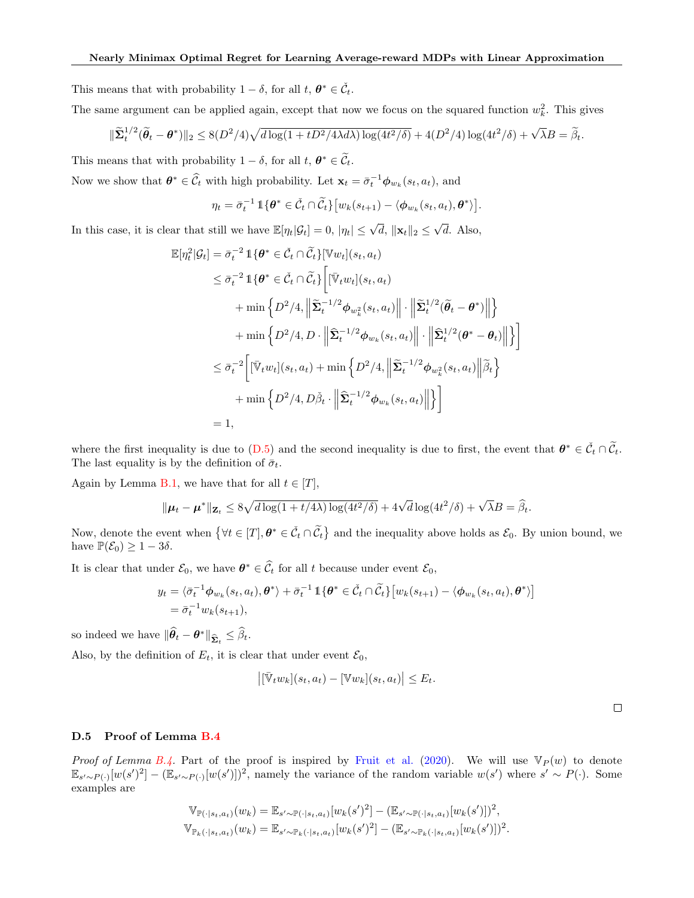This means that with probability $1-\delta$, for all $t$, $\boldsymbol{\theta}^* \in \check{\mathcal{C}}_t$.

The same argument can be applied again, except that now we focus on the squared function $w_k^2$. This gives

$$
\|\widetilde{\boldsymbol{\Sigma}}_t^{1/2}(\widetilde{\boldsymbol{\theta}}_t - \boldsymbol{\theta}^*)\|_2 \le 8(D^2/4)\sqrt{d\log(1+tD^2/4\lambda d\lambda)\log(4t^2/\delta)} + 4(D^2/4)\log(4t^2/\delta) + \sqrt{\lambda}B = \widetilde{\beta}_t.
$$

This means that with probability $1-\delta$, for all $t$, $\boldsymbol{\theta}^* \in \widetilde{\mathcal{C}}_t$.

Now we show that $\boldsymbol{\theta}^* \in \widehat{\mathcal{C}}_t$ with high probability. Let $\mathbf{x}_t = \bar{\sigma}_t^{-1}\boldsymbol{\phi}_{w_k}(s_t, a_t)$, and

$$
\eta_t = \bar{\sigma}_t^{-1}\mathbb{1}\{\boldsymbol{\theta}^* \in \check{\mathcal{C}}_t \cap \widetilde{\mathcal{C}}_t\}\big[w_k(s_{t+1}) - \langle \boldsymbol{\phi}_{w_k}(s_t, a_t), \boldsymbol{\theta}^*\rangle\big].
$$

In this case, it is clear that still we have $\mathbb{E}[\eta_t|\mathcal{G}_t] = 0$, $|\eta_t| \le \sqrt{d}$, $\|\mathbf{x}_t\|_2 \le \sqrt{d}$. Also,

$$
\begin{aligned}
\mathbb{E}[\eta_t^2|\mathcal{G}_t] &= \bar{\sigma}_t^{-2}\mathbb{1}\{\boldsymbol{\theta}^* \in \check{\mathcal{C}}_t \cap \widetilde{\mathcal{C}}_t\}[\mathbb{V}w_t](s_t, a_t) \\
&\le \bar{\sigma}_t^{-2}\mathbb{1}\{\boldsymbol{\theta}^* \in \check{\mathcal{C}}_t \cap \widetilde{\mathcal{C}}_t\}\bigg[[\bar{\mathbb{V}}_t w_t](s_t, a_t) \\
&\quad + \min\Big\{D^2/4, \Big\|\widetilde{\boldsymbol{\Sigma}}_t^{-1/2}\boldsymbol{\phi}_{w_k^2}(s_t, a_t)\Big\| \cdot \Big\|\widetilde{\boldsymbol{\Sigma}}_t^{1/2}(\widetilde{\boldsymbol{\theta}}_t - \boldsymbol{\theta}^*)\Big\|\Big\} \\
&\quad + \min\Big\{D^2/4, D\cdot\Big\|\widehat{\boldsymbol{\Sigma}}_t^{-1/2}\boldsymbol{\phi}_{w_k}(s_t, a_t)\Big\| \cdot \Big\|\widehat{\boldsymbol{\Sigma}}_t^{1/2}(\boldsymbol{\theta}^* - \boldsymbol{\theta}_t)\Big\|\Big\}\bigg] \\
&\le \bar{\sigma}_t^{-2}\bigg[[\bar{\mathbb{V}}_t w_t](s_t, a_t) + \min\Big\{D^2/4, \Big\|\widetilde{\boldsymbol{\Sigma}}_t^{-1/2}\boldsymbol{\phi}_{w_k^2}(s_t, a_t)\Big\|\widetilde{\beta}_t\Big\} \\
&\quad + \min\Big\{D^2/4, D\check{\beta}_t\cdot\Big\|\widehat{\boldsymbol{\Sigma}}_t^{-1/2}\boldsymbol{\phi}_{w_k}(s_t, a_t)\Big\|\Big\}\bigg] \\
&= 1,
\end{aligned}
$$

where the first inequality is due to (D.5) and the second inequality is due to first, the event that $\boldsymbol{\theta}^* \in \check{\mathcal{C}}_t \cap \widetilde{\mathcal{C}}_t$. The last equality is by the definition of $\bar{\sigma}_t$.

Again by Lemma B.1, we have that for all $t \in [T]$,

$$
\|\boldsymbol{\mu}_t - \boldsymbol{\mu}^*\|_{\mathbf{Z}_t} \le 8\sqrt{d\log(1+t/4\lambda)\log(4t^2/\delta)} + 4\sqrt{d}\log(4t^2/\delta) + \sqrt{\lambda}B = \widehat{\beta}_t.
$$

Now, denote the event when $\big\{\forall t \in [T], \boldsymbol{\theta}^* \in \check{\mathcal{C}}_t \cap \widetilde{\mathcal{C}}_t\big\}$ and the inequality above holds as $\mathcal{E}_0$. By union bound, we have $\mathbb{P}(\mathcal{E}_0) \ge 1 - 3\delta$.

It is clear that under $\mathcal{E}_0$, we have $\boldsymbol{\theta}^* \in \widehat{\mathcal{C}}_t$ for all $t$ because under event $\mathcal{E}_0$,

$$
\begin{aligned}
y_t &= \langle \bar{\sigma}_t^{-1}\boldsymbol{\phi}_{w_k}(s_t, a_t), \boldsymbol{\theta}^*\rangle + \bar{\sigma}_t^{-1}\mathbb{1}\{\boldsymbol{\theta}^* \in \check{\mathcal{C}}_t \cap \widetilde{\mathcal{C}}_t\}\big[w_k(s_{t+1}) - \langle \boldsymbol{\phi}_{w_k}(s_t, a_t), \boldsymbol{\theta}^*\rangle\big] \\
&= \bar{\sigma}_t^{-1}w_k(s_{t+1}),
\end{aligned}
$$

so indeed we have $\|\widehat{\boldsymbol{\theta}}_t - \boldsymbol{\theta}^*\|_{\widehat{\boldsymbol{\Sigma}}_t} \le \widehat{\beta}_t$.

Also, by the definition of $E_t$, it is clear that under event $\mathcal{E}_0$,

$$
\big|[\bar{\mathbb{V}}_t w_k](s_t, a_t) - [\mathbb{V}w_k](s_t, a_t)\big| \le E_t.
$$

□

### D.5 Proof of Lemma B.4

*Proof of Lemma B.4.* Part of the proof is inspired by Fruit et al. (2020). We will use $\mathbb{V}_P(w)$ to denote $\mathbb{E}_{s'\sim P(\cdot)}[w(s')^2] - (\mathbb{E}_{s'\sim P(\cdot)}[w(s')])^2$, namely the variance of the random variable $w(s')$ where $s' \sim P(\cdot)$. Some examples are

$$
\begin{aligned}
\mathbb{V}_{\mathbb{P}(\cdot|s_t,a_t)}(w_k) &= \mathbb{E}_{s'\sim\mathbb{P}(\cdot|s_t,a_t)}[w_k(s')^2] - (\mathbb{E}_{s'\sim\mathbb{P}(\cdot|s_t,a_t)}[w_k(s')])^2, \\
\mathbb{V}_{\mathbb{P}_k(\cdot|s_t,a_t)}(w_k) &= \mathbb{E}_{s'\sim\mathbb{P}_k(\cdot|s_t,a_t)}[w_k(s')^2] - (\mathbb{E}_{s'\sim\mathbb{P}_k(\cdot|s_t,a_t)}[w_k(s')])^2.
\end{aligned}
$$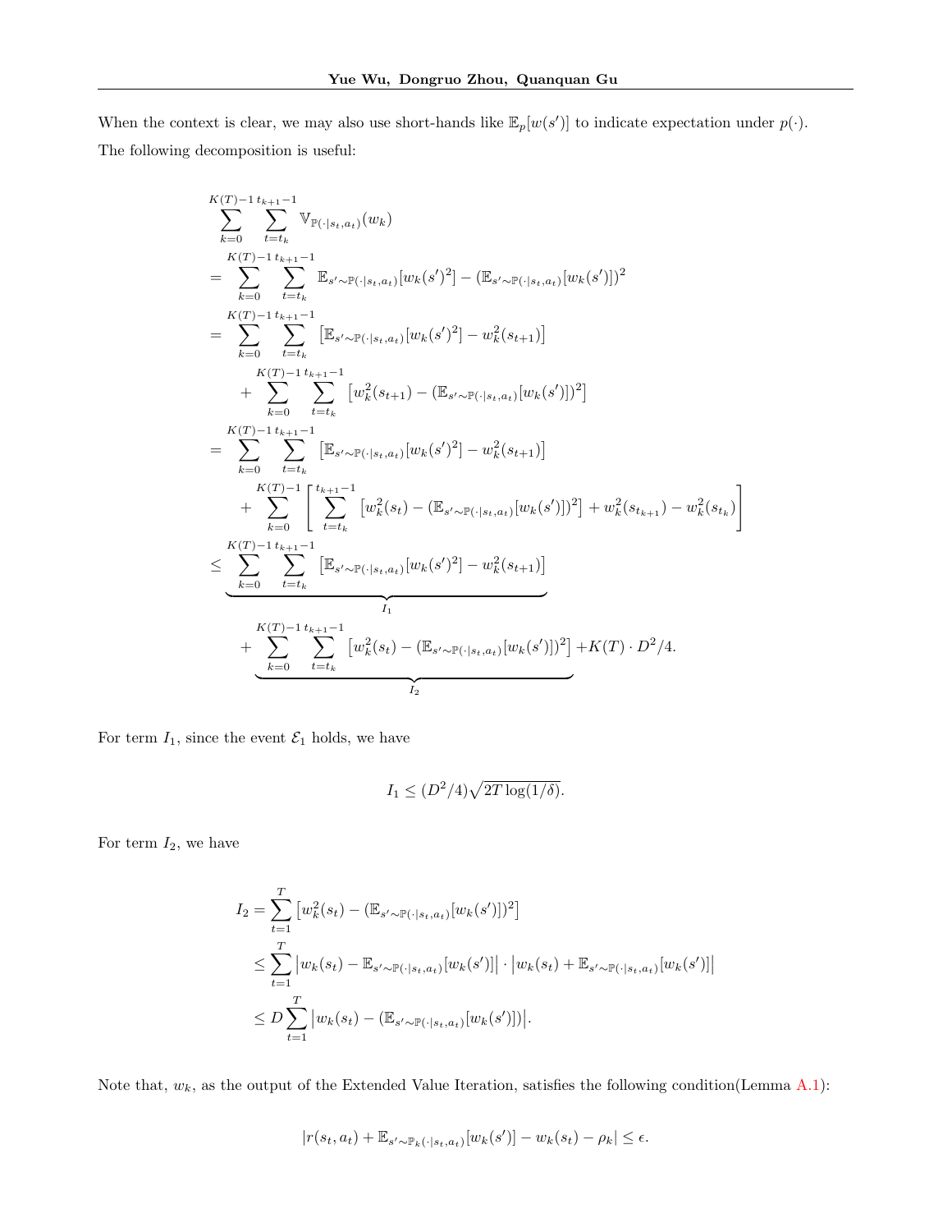When the context is clear, we may also use short-hands like $\mathbb{E}_p[w(s')]$ to indicate expectation under $p(\cdot)$.

The following decomposition is useful:

$$
\begin{aligned}
&\sum_{k=0}^{K(T)-1}\sum_{t=t_k}^{t_{k+1}-1} \mathbb{V}_{\mathbb{P}(\cdot|s_t,a_t)}(w_k) \\
&= \sum_{k=0}^{K(T)-1}\sum_{t=t_k}^{t_{k+1}-1} \mathbb{E}_{s'\sim\mathbb{P}(\cdot|s_t,a_t)}[w_k(s')^2] - (\mathbb{E}_{s'\sim\mathbb{P}(\cdot|s_t,a_t)}[w_k(s')])^2 \\
&= \sum_{k=0}^{K(T)-1}\sum_{t=t_k}^{t_{k+1}-1} \left[\mathbb{E}_{s'\sim\mathbb{P}(\cdot|s_t,a_t)}[w_k(s')^2] - w_k^2(s_{t+1})\right] \\
&\quad + \sum_{k=0}^{K(T)-1}\sum_{t=t_k}^{t_{k+1}-1} \left[w_k^2(s_{t+1}) - (\mathbb{E}_{s'\sim\mathbb{P}(\cdot|s_t,a_t)}[w_k(s')])^2\right] \\
&= \sum_{k=0}^{K(T)-1}\sum_{t=t_k}^{t_{k+1}-1} \left[\mathbb{E}_{s'\sim\mathbb{P}(\cdot|s_t,a_t)}[w_k(s')^2] - w_k^2(s_{t+1})\right] \\
&\quad + \sum_{k=0}^{K(T)-1}\left[\sum_{t=t_k}^{t_{k+1}-1} \left[w_k^2(s_t) - (\mathbb{E}_{s'\sim\mathbb{P}(\cdot|s_t,a_t)}[w_k(s')])^2\right] + w_k^2(s_{t_{k+1}}) - w_k^2(s_{t_k})\right] \\
&\le \underbrace{\sum_{k=0}^{K(T)-1}\sum_{t=t_k}^{t_{k+1}-1} \left[\mathbb{E}_{s'\sim\mathbb{P}(\cdot|s_t,a_t)}[w_k(s')^2] - w_k^2(s_{t+1})\right]}_{I_1} \\
&\quad + \underbrace{\sum_{k=0}^{K(T)-1}\sum_{t=t_k}^{t_{k+1}-1} \left[w_k^2(s_t) - (\mathbb{E}_{s'\sim\mathbb{P}(\cdot|s_t,a_t)}[w_k(s')])^2\right]}_{I_2} + K(T)\cdot D^2/4.
\end{aligned}
$$

For term $I_1$, since the event $\mathcal{E}_1$ holds, we have

$$
I_1 \le (D^2/4)\sqrt{2T\log(1/\delta)}.
$$

For term $I_2$, we have

$$
\begin{aligned}
I_2 &= \sum_{t=1}^{T}\left[w_k^2(s_t) - (\mathbb{E}_{s'\sim\mathbb{P}(\cdot|s_t,a_t)}[w_k(s')])^2\right] \\
&\le \sum_{t=1}^{T}\left|w_k(s_t) - \mathbb{E}_{s'\sim\mathbb{P}(\cdot|s_t,a_t)}[w_k(s')]\right| \cdot \left|w_k(s_t) + \mathbb{E}_{s'\sim\mathbb{P}(\cdot|s_t,a_t)}[w_k(s')]\right| \\
&\le D\sum_{t=1}^{T}\left|w_k(s_t) - (\mathbb{E}_{s'\sim\mathbb{P}(\cdot|s_t,a_t)}[w_k(s')])\right|.
\end{aligned}
$$

Note that, $w_k$, as the output of the Extended Value Iteration, satisfies the following condition(Lemma A.1):

$$
|r(s_t,a_t) + \mathbb{E}_{s'\sim\mathbb{P}_k(\cdot|s_t,a_t)}[w_k(s')] - w_k(s_t) - \rho_k| \le \epsilon.
$$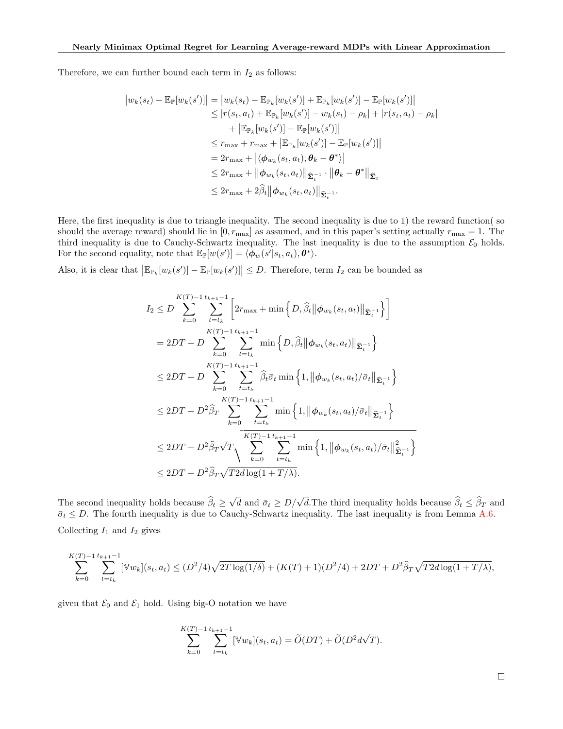Therefore, we can further bound each term in $I_2$ as follows:

$$
\begin{aligned}
\big|w_k(s_t) - \mathbb{E}_{\mathbb{P}}[w_k(s')]\big| &= \big|w_k(s_t) - \mathbb{E}_{\mathbb{P}_k}[w_k(s')] + \mathbb{E}_{\mathbb{P}_k}[w_k(s')] - \mathbb{E}_{\mathbb{P}}[w_k(s')]\big| \\
&\le |r(s_t,a_t) + \mathbb{E}_{\mathbb{P}_k}[w_k(s')] - w_k(s_t) - \rho_k| + |r(s_t,a_t) - \rho_k| \\
&\quad + \big|\mathbb{E}_{\mathbb{P}_k}[w_k(s')] - \mathbb{E}_{\mathbb{P}}[w_k(s')]\big| \\
&\le r_{\max} + r_{\max} + \big|\mathbb{E}_{\mathbb{P}_k}[w_k(s')] - \mathbb{E}_{\mathbb{P}}[w_k(s')]\big| \\
&= 2r_{\max} + \big|\langle \boldsymbol{\phi}_{w_k}(s_t,a_t), \boldsymbol{\theta}_k - \boldsymbol{\theta}^*\rangle\big| \\
&\le 2r_{\max} + \big\|\boldsymbol{\phi}_{w_k}(s_t,a_t)\big\|_{\widehat{\boldsymbol{\Sigma}}_t^{-1}} \cdot \big\|\boldsymbol{\theta}_k - \boldsymbol{\theta}^*\big\|_{\widehat{\boldsymbol{\Sigma}}_t} \\
&\le 2r_{\max} + 2\widehat{\beta}_t\big\|\boldsymbol{\phi}_{w_k}(s_t,a_t)\big\|_{\widehat{\boldsymbol{\Sigma}}_t^{-1}}.
\end{aligned}
$$

Here, the first inequality is due to triangle inequality. The second inequality is due to 1) the reward function( so should the average reward) should lie in $[0, r_{\max}]$ as assumed, and in this paper's setting actually $r_{\max} = 1$. The third inequality is due to Cauchy-Schwartz inequality. The last inequality is due to the assumption $\mathcal{E}_0$ holds. For the second equality, note that $\mathbb{E}_{\mathbb{P}}[w(s')] = \langle \boldsymbol{\phi}_w(s'|s_t,a_t), \boldsymbol{\theta}^*\rangle$.

Also, it is clear that $\big|\mathbb{E}_{\mathbb{P}_k}[w_k(s')] - \mathbb{E}_{\mathbb{P}}[w_k(s')]\big| \le D$. Therefore, term $I_2$ can be bounded as

$$
\begin{aligned}
I_2 &\le D\sum_{k=0}^{K(T)-1}\sum_{t=t_k}^{t_{k+1}-1}\Big[2r_{\max} + \min\Big\{D, \widehat{\beta}_t\big\|\boldsymbol{\phi}_{w_k}(s_t,a_t)\big\|_{\widehat{\boldsymbol{\Sigma}}_t^{-1}}\Big\}\Big] \\
&= 2DT + D\sum_{k=0}^{K(T)-1}\sum_{t=t_k}^{t_{k+1}-1}\min\Big\{D, \widehat{\beta}_t\big\|\boldsymbol{\phi}_{w_k}(s_t,a_t)\big\|_{\widehat{\boldsymbol{\Sigma}}_t^{-1}}\Big\} \\
&\le 2DT + D\sum_{k=0}^{K(T)-1}\sum_{t=t_k}^{t_{k+1}-1}\widehat{\beta}_t\bar{\sigma}_t\min\Big\{1, \big\|\boldsymbol{\phi}_{w_k}(s_t,a_t)/\bar{\sigma}_t\big\|_{\widehat{\boldsymbol{\Sigma}}_t^{-1}}\Big\} \\
&\le 2DT + D^2\widehat{\beta}_T\sum_{k=0}^{K(T)-1}\sum_{t=t_k}^{t_{k+1}-1}\min\Big\{1, \big\|\boldsymbol{\phi}_{w_k}(s_t,a_t)/\bar{\sigma}_t\big\|_{\widehat{\boldsymbol{\Sigma}}_t^{-1}}\Big\} \\
&\le 2DT + D^2\widehat{\beta}_T\sqrt{T}\sqrt{\sum_{k=0}^{K(T)-1}\sum_{t=t_k}^{t_{k+1}-1}\min\Big\{1, \big\|\boldsymbol{\phi}_{w_k}(s_t,a_t)/\bar{\sigma}_t\big\|^2_{\widehat{\boldsymbol{\Sigma}}_t^{-1}}\Big\}} \\
&\le 2DT + D^2\widehat{\beta}_T\sqrt{T2d\log(1+T/\lambda)}.
\end{aligned}
$$

The second inequality holds because $\widehat{\beta}_t \ge \sqrt{d}$ and $\bar{\sigma}_t \ge D/\sqrt{d}$.The third inequality holds because $\widehat{\beta}_t \le \widehat{\beta}_T$ and $\bar{\sigma}_t \le D$. The fourth inequality is due to Cauchy-Schwartz inequality. The last inequality is from Lemma A.6.

Collecting $I_1$ and $I_2$ gives

$$
\sum_{k=0}^{K(T)-1}\sum_{t=t_k}^{t_{k+1}-1}[\mathbb{V}w_k](s_t,a_t) \le (D^2/4)\sqrt{2T\log(1/\delta)} + (K(T)+1)(D^2/4) + 2DT + D^2\widehat{\beta}_T\sqrt{T2d\log(1+T/\lambda)},
$$

given that $\mathcal{E}_0$ and $\mathcal{E}_1$ hold. Using big-O notation we have

$$
\sum_{k=0}^{K(T)-1}\sum_{t=t_k}^{t_{k+1}-1}[\mathbb{V}w_k](s_t,a_t) = \widetilde{O}(DT) + \widetilde{O}(D^2 d\sqrt{T}).
$$

□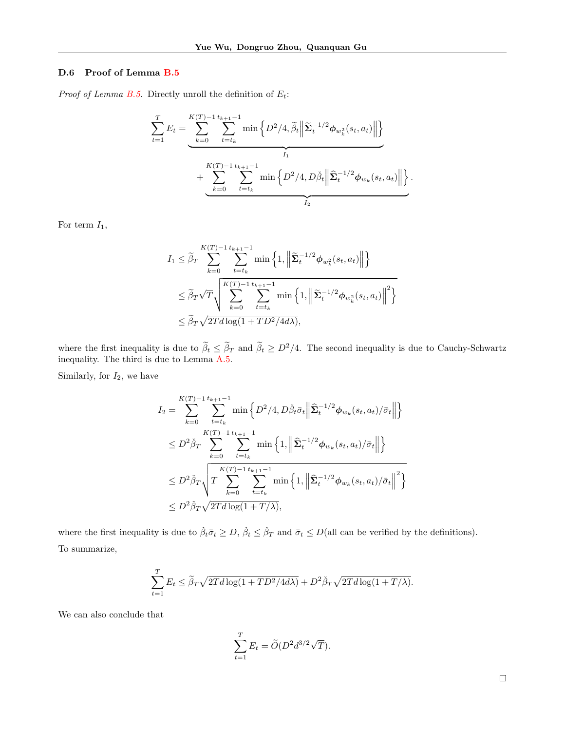### D.6 Proof of Lemma B.5

*Proof of Lemma B.5.* Directly unroll the definition of $E_t$:

$$\sum_{t=1}^{T} E_t = \underbrace{\sum_{k=0}^{K(T)-1} \sum_{t=t_k}^{t_{k+1}-1} \min\Big\{D^2/4, \widetilde{\beta}_t \Big\|\widetilde{\boldsymbol{\Sigma}}_t^{-1/2} \boldsymbol{\phi}_{w_k^2}(s_t, a_t)\Big\|\Big\}}_{I_1}$$

$$+ \underbrace{\sum_{k=0}^{K(T)-1} \sum_{t=t_k}^{t_{k+1}-1} \min\Big\{D^2/4, D\check{\beta}_t \Big\|\widehat{\boldsymbol{\Sigma}}_t^{-1/2} \boldsymbol{\phi}_{w_k}(s_t, a_t)\Big\|\Big\}}_{I_2}.$$

For term $I_1$,

$$\begin{aligned}
I_1 &\le \widetilde{\beta}_T \sum_{k=0}^{K(T)-1} \sum_{t=t_k}^{t_{k+1}-1} \min\Big\{1, \Big\|\widetilde{\boldsymbol{\Sigma}}_t^{-1/2} \boldsymbol{\phi}_{w_k^2}(s_t, a_t)\Big\|\Big\} \\
&\le \widetilde{\beta}_T \sqrt{T} \sqrt{\sum_{k=0}^{K(T)-1} \sum_{t=t_k}^{t_{k+1}-1} \min\Big\{1, \Big\|\widetilde{\boldsymbol{\Sigma}}_t^{-1/2} \boldsymbol{\phi}_{w_k^2}(s_t, a_t)\Big\|^2\Big\}} \\
&\le \widetilde{\beta}_T \sqrt{2Td\log(1 + TD^2/4d\lambda)},
\end{aligned}$$

where the first inequality is due to $\widetilde{\beta}_t \le \widetilde{\beta}_T$ and $\widetilde{\beta}_t \ge D^2/4$. The second inequality is due to Cauchy-Schwartz inequality. The third is due to Lemma A.5.

Similarly, for $I_2$, we have

$$\begin{aligned}
I_2 &= \sum_{k=0}^{K(T)-1} \sum_{t=t_k}^{t_{k+1}-1} \min\Big\{D^2/4, D\check{\beta}_t \bar{\sigma}_t \Big\|\widehat{\boldsymbol{\Sigma}}_t^{-1/2} \boldsymbol{\phi}_{w_k}(s_t, a_t)/\bar{\sigma}_t\Big\|\Big\} \\
&\le D^2 \check{\beta}_T \sum_{k=0}^{K(T)-1} \sum_{t=t_k}^{t_{k+1}-1} \min\Big\{1, \Big\|\widehat{\boldsymbol{\Sigma}}_t^{-1/2} \boldsymbol{\phi}_{w_k}(s_t, a_t)/\bar{\sigma}_t\Big\|\Big\} \\
&\le D^2 \check{\beta}_T \sqrt{T \sum_{k=0}^{K(T)-1} \sum_{t=t_k}^{t_{k+1}-1} \min\Big\{1, \Big\|\widehat{\boldsymbol{\Sigma}}_t^{-1/2} \boldsymbol{\phi}_{w_k}(s_t, a_t)/\bar{\sigma}_t\Big\|^2\Big\}} \\
&\le D^2 \check{\beta}_T \sqrt{2Td\log(1 + T/\lambda)},
\end{aligned}$$

where the first inequality is due to $\check{\beta}_t \bar{\sigma}_t \ge D$, $\check{\beta}_t \le \check{\beta}_T$ and $\bar{\sigma}_t \le D$(all can be verified by the definitions).

To summarize,

$$\sum_{t=1}^{T} E_t \le \widetilde{\beta}_T \sqrt{2Td\log(1 + TD^2/4d\lambda)} + D^2 \check{\beta}_T \sqrt{2Td\log(1 + T/\lambda)}.$$

We can also conclude that

$$\sum_{t=1}^{T} E_t = \widetilde{O}(D^2 d^{3/2} \sqrt{T}).$$

□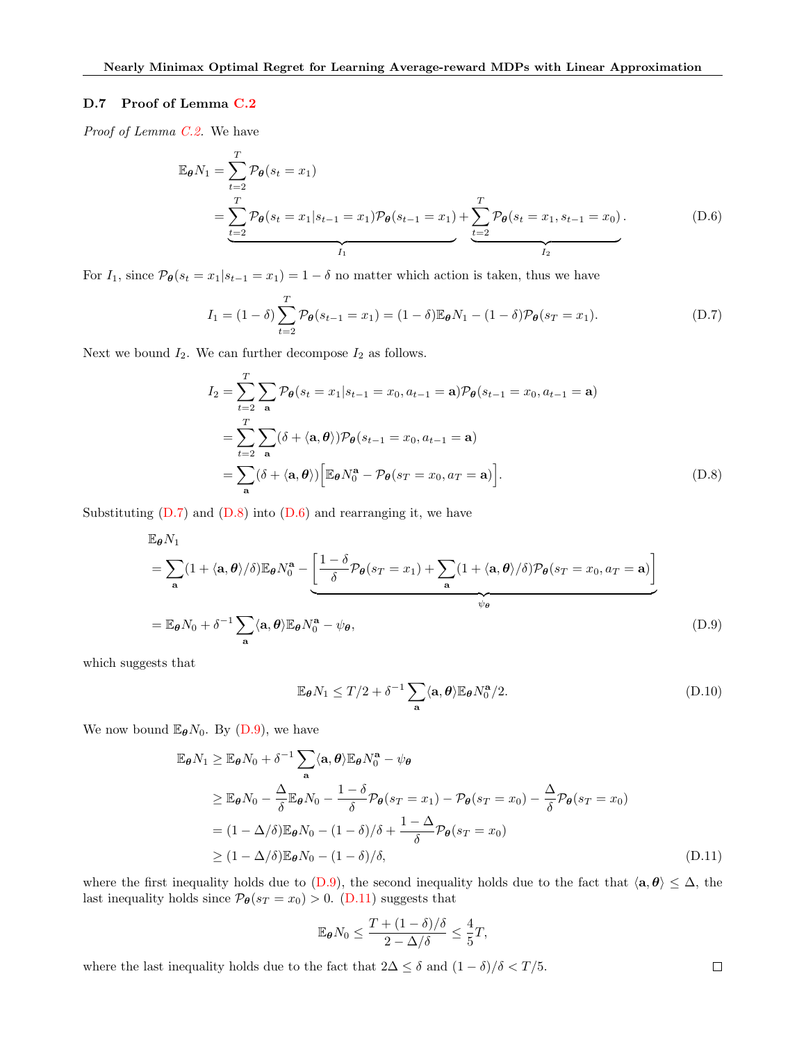### D.7 Proof of Lemma C.2

*Proof of Lemma C.2.* We have

$$
\begin{aligned}
\mathbb{E}_{\boldsymbol{\theta}} N_1 &= \sum_{t=2}^{T} \mathcal{P}_{\boldsymbol{\theta}}(s_t = x_1) \\
&= \underbrace{\sum_{t=2}^{T} \mathcal{P}_{\boldsymbol{\theta}}(s_t = x_1 | s_{t-1} = x_1) \mathcal{P}_{\boldsymbol{\theta}}(s_{t-1} = x_1)}_{I_1} + \underbrace{\sum_{t=2}^{T} \mathcal{P}_{\boldsymbol{\theta}}(s_t = x_1, s_{t-1} = x_0)}_{I_2}.
\end{aligned}
\tag{D.6}
$$

For $I_1$, since $\mathcal{P}_{\boldsymbol{\theta}}(s_t = x_1 | s_{t-1} = x_1) = 1 - \delta$ no matter which action is taken, thus we have

$$
I_1 = (1-\delta) \sum_{t=2}^{T} \mathcal{P}_{\boldsymbol{\theta}}(s_{t-1} = x_1) = (1-\delta) \mathbb{E}_{\boldsymbol{\theta}} N_1 - (1-\delta) \mathcal{P}_{\boldsymbol{\theta}}(s_T = x_1). \tag{D.7}
$$

Next we bound $I_2$. We can further decompose $I_2$ as follows.

$$
\begin{aligned}
I_2 &= \sum_{t=2}^{T} \sum_{\mathbf{a}} \mathcal{P}_{\boldsymbol{\theta}}(s_t = x_1 | s_{t-1} = x_0, a_{t-1} = \mathbf{a}) \mathcal{P}_{\boldsymbol{\theta}}(s_{t-1} = x_0, a_{t-1} = \mathbf{a}) \\
&= \sum_{t=2}^{T} \sum_{\mathbf{a}} (\delta + \langle \mathbf{a}, \boldsymbol{\theta} \rangle) \mathcal{P}_{\boldsymbol{\theta}}(s_{t-1} = x_0, a_{t-1} = \mathbf{a}) \\
&= \sum_{\mathbf{a}} (\delta + \langle \mathbf{a}, \boldsymbol{\theta} \rangle) \Big[ \mathbb{E}_{\boldsymbol{\theta}} N_0^{\mathbf{a}} - \mathcal{P}_{\boldsymbol{\theta}}(s_T = x_0, a_T = \mathbf{a}) \Big].
\end{aligned}
\tag{D.8}
$$

Substituting (D.7) and (D.8) into (D.6) and rearranging it, we have

$$
\begin{aligned}
&\mathbb{E}_{\boldsymbol{\theta}} N_1 \\
&= \sum_{\mathbf{a}} (1 + \langle \mathbf{a}, \boldsymbol{\theta} \rangle / \delta) \mathbb{E}_{\boldsymbol{\theta}} N_0^{\mathbf{a}} - \underbrace{\bigg[ \frac{1-\delta}{\delta} \mathcal{P}_{\boldsymbol{\theta}}(s_T = x_1) + \sum_{\mathbf{a}} (1 + \langle \mathbf{a}, \boldsymbol{\theta} \rangle / \delta) \mathcal{P}_{\boldsymbol{\theta}}(s_T = x_0, a_T = \mathbf{a}) \bigg]}_{\psi_{\boldsymbol{\theta}}} \\
&= \mathbb{E}_{\boldsymbol{\theta}} N_0 + \delta^{-1} \sum_{\mathbf{a}} \langle \mathbf{a}, \boldsymbol{\theta} \rangle \mathbb{E}_{\boldsymbol{\theta}} N_0^{\mathbf{a}} - \psi_{\boldsymbol{\theta}},
\end{aligned}
\tag{D.9}
$$

which suggests that

$$
\mathbb{E}_{\boldsymbol{\theta}} N_1 \le T/2 + \delta^{-1} \sum_{\mathbf{a}} \langle \mathbf{a}, \boldsymbol{\theta} \rangle \mathbb{E}_{\boldsymbol{\theta}} N_0^{\mathbf{a}} / 2. \tag{D.10}
$$

We now bound $\mathbb{E}_{\boldsymbol{\theta}} N_0$. By (D.9), we have

$$
\begin{aligned}
\mathbb{E}_{\boldsymbol{\theta}} N_1 &\ge \mathbb{E}_{\boldsymbol{\theta}} N_0 + \delta^{-1} \sum_{\mathbf{a}} \langle \mathbf{a}, \boldsymbol{\theta} \rangle \mathbb{E}_{\boldsymbol{\theta}} N_0^{\mathbf{a}} - \psi_{\boldsymbol{\theta}} \\
&\ge \mathbb{E}_{\boldsymbol{\theta}} N_0 - \frac{\Delta}{\delta} \mathbb{E}_{\boldsymbol{\theta}} N_0 - \frac{1-\delta}{\delta} \mathcal{P}_{\boldsymbol{\theta}}(s_T = x_1) - \mathcal{P}_{\boldsymbol{\theta}}(s_T = x_0) - \frac{\Delta}{\delta} \mathcal{P}_{\boldsymbol{\theta}}(s_T = x_0) \\
&= (1 - \Delta/\delta) \mathbb{E}_{\boldsymbol{\theta}} N_0 - (1-\delta)/\delta + \frac{1-\Delta}{\delta} \mathcal{P}_{\boldsymbol{\theta}}(s_T = x_0) \\
&\ge (1 - \Delta/\delta) \mathbb{E}_{\boldsymbol{\theta}} N_0 - (1-\delta)/\delta,
\end{aligned}
\tag{D.11}
$$

where the first inequality holds due to (D.9), the second inequality holds due to the fact that $\langle \mathbf{a}, \boldsymbol{\theta} \rangle \le \Delta$, the last inequality holds since $\mathcal{P}_{\boldsymbol{\theta}}(s_T = x_0) > 0$. (D.11) suggests that

$$
\mathbb{E}_{\boldsymbol{\theta}} N_0 \le \frac{T + (1-\delta)/\delta}{2 - \Delta/\delta} \le \frac{4}{5} T,
$$

where the last inequality holds due to the fact that $2\Delta \le \delta$ and $(1-\delta)/\delta < T/5$. $\square$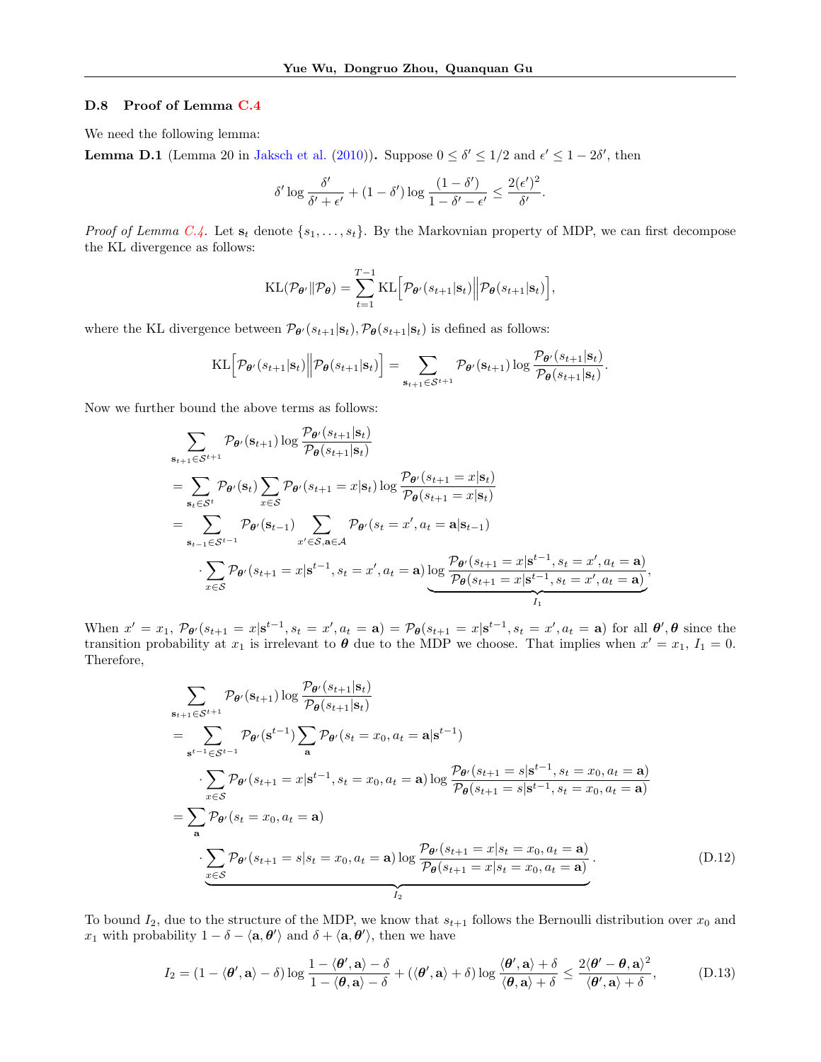### D.8 Proof of Lemma C.4

We need the following lemma:

**Lemma D.1** (Lemma 20 in Jaksch et al. (2010))**.** Suppose $0 \le \delta' \le 1/2$ and $\epsilon' \le 1 - 2\delta'$, then

$$
\delta' \log \frac{\delta'}{\delta' + \epsilon'} + (1 - \delta') \log \frac{(1 - \delta')}{1 - \delta' - \epsilon'} \le \frac{2(\epsilon')^2}{\delta'}.
$$

*Proof of Lemma C.4.* Let $\mathbf{s}_t$ denote $\{s_1, \dots, s_t\}$. By the Markovnian property of MDP, we can first decompose the KL divergence as follows:

$$
\mathrm{KL}(\mathcal{P}_{\boldsymbol{\theta}'} \| \mathcal{P}_{\boldsymbol{\theta}}) = \sum_{t=1}^{T-1} \mathrm{KL}\Big[\mathcal{P}_{\boldsymbol{\theta}'}(s_{t+1}|\mathbf{s}_t) \Big\| \mathcal{P}_{\boldsymbol{\theta}}(s_{t+1}|\mathbf{s}_t)\Big],
$$

where the KL divergence between $\mathcal{P}_{\boldsymbol{\theta}'}(s_{t+1}|\mathbf{s}_t), \mathcal{P}_{\boldsymbol{\theta}}(s_{t+1}|\mathbf{s}_t)$ is defined as follows:

$$
\mathrm{KL}\Big[\mathcal{P}_{\boldsymbol{\theta}'}(s_{t+1}|\mathbf{s}_t) \Big\| \mathcal{P}_{\boldsymbol{\theta}}(s_{t+1}|\mathbf{s}_t)\Big] = \sum_{\mathbf{s}_{t+1} \in \mathcal{S}^{t+1}} \mathcal{P}_{\boldsymbol{\theta}'}(\mathbf{s}_{t+1}) \log \frac{\mathcal{P}_{\boldsymbol{\theta}'}(s_{t+1}|\mathbf{s}_t)}{\mathcal{P}_{\boldsymbol{\theta}}(s_{t+1}|\mathbf{s}_t)}.
$$

Now we further bound the above terms as follows:

$$
\begin{aligned}
&\sum_{\mathbf{s}_{t+1} \in \mathcal{S}^{t+1}} \mathcal{P}_{\boldsymbol{\theta}'}(\mathbf{s}_{t+1}) \log \frac{\mathcal{P}_{\boldsymbol{\theta}'}(s_{t+1}|\mathbf{s}_t)}{\mathcal{P}_{\boldsymbol{\theta}}(s_{t+1}|\mathbf{s}_t)} \\
&= \sum_{\mathbf{s}_t \in \mathcal{S}^t} \mathcal{P}_{\boldsymbol{\theta}'}(\mathbf{s}_t) \sum_{x \in \mathcal{S}} \mathcal{P}_{\boldsymbol{\theta}'}(s_{t+1} = x|\mathbf{s}_t) \log \frac{\mathcal{P}_{\boldsymbol{\theta}'}(s_{t+1} = x|\mathbf{s}_t)}{\mathcal{P}_{\boldsymbol{\theta}}(s_{t+1} = x|\mathbf{s}_t)} \\
&= \sum_{\mathbf{s}_{t-1} \in \mathcal{S}^{t-1}} \mathcal{P}_{\boldsymbol{\theta}'}(\mathbf{s}_{t-1}) \sum_{x' \in \mathcal{S}, \mathbf{a} \in \mathcal{A}} \mathcal{P}_{\boldsymbol{\theta}'}(s_t = x', a_t = \mathbf{a}|\mathbf{s}_{t-1}) \\
&\quad \cdot \sum_{x \in \mathcal{S}} \mathcal{P}_{\boldsymbol{\theta}'}(s_{t+1} = x|\mathbf{s}^{t-1}, s_t = x', a_t = \mathbf{a}) \underbrace{\log \frac{\mathcal{P}_{\boldsymbol{\theta}'}(s_{t+1} = x|\mathbf{s}^{t-1}, s_t = x', a_t = \mathbf{a})}{\mathcal{P}_{\boldsymbol{\theta}}(s_{t+1} = x|\mathbf{s}^{t-1}, s_t = x', a_t = \mathbf{a})}}_{I_1},
\end{aligned}
$$

When $x' = x_1$, $\mathcal{P}_{\boldsymbol{\theta}'}(s_{t+1} = x|\mathbf{s}^{t-1}, s_t = x', a_t = \mathbf{a}) = \mathcal{P}_{\boldsymbol{\theta}}(s_{t+1} = x|\mathbf{s}^{t-1}, s_t = x', a_t = \mathbf{a})$ for all $\boldsymbol{\theta}', \boldsymbol{\theta}$ since the transition probability at $x_1$ is irrelevant to $\boldsymbol{\theta}$ due to the MDP we choose. That implies when $x' = x_1$, $I_1 = 0$. Therefore,

$$
\begin{aligned}
&\sum_{\mathbf{s}_{t+1} \in \mathcal{S}^{t+1}} \mathcal{P}_{\boldsymbol{\theta}'}(\mathbf{s}_{t+1}) \log \frac{\mathcal{P}_{\boldsymbol{\theta}'}(s_{t+1}|\mathbf{s}_t)}{\mathcal{P}_{\boldsymbol{\theta}}(s_{t+1}|\mathbf{s}_t)} \\
&= \sum_{\mathbf{s}^{t-1} \in \mathcal{S}^{t-1}} \mathcal{P}_{\boldsymbol{\theta}'}(\mathbf{s}^{t-1}) \sum_{\mathbf{a}} \mathcal{P}_{\boldsymbol{\theta}'}(s_t = x_0, a_t = \mathbf{a}|\mathbf{s}^{t-1}) \\
&\quad \cdot \sum_{x \in \mathcal{S}} \mathcal{P}_{\boldsymbol{\theta}'}(s_{t+1} = x|\mathbf{s}^{t-1}, s_t = x_0, a_t = \mathbf{a}) \log \frac{\mathcal{P}_{\boldsymbol{\theta}'}(s_{t+1} = s|\mathbf{s}^{t-1}, s_t = x_0, a_t = \mathbf{a})}{\mathcal{P}_{\boldsymbol{\theta}}(s_{t+1} = s|\mathbf{s}^{t-1}, s_t = x_0, a_t = \mathbf{a})} \\
&= \sum_{\mathbf{a}} \mathcal{P}_{\boldsymbol{\theta}'}(s_t = x_0, a_t = \mathbf{a}) \\
&\quad \underbrace{\cdot \sum_{x \in \mathcal{S}} \mathcal{P}_{\boldsymbol{\theta}'}(s_{t+1} = s|s_t = x_0, a_t = \mathbf{a}) \log \frac{\mathcal{P}_{\boldsymbol{\theta}'}(s_{t+1} = x|s_t = x_0, a_t = \mathbf{a})}{\mathcal{P}_{\boldsymbol{\theta}}(s_{t+1} = x|s_t = x_0, a_t = \mathbf{a})}}_{I_2}.
\end{aligned} \tag{D.12}
$$

To bound $I_2$, due to the structure of the MDP, we know that $s_{t+1}$ follows the Bernoulli distribution over $x_0$ and $x_1$ with probability $1 - \delta - \langle \mathbf{a}, \boldsymbol{\theta}' \rangle$ and $\delta + \langle \mathbf{a}, \boldsymbol{\theta}' \rangle$, then we have

$$
I_2 = (1 - \langle \boldsymbol{\theta}', \mathbf{a} \rangle - \delta) \log \frac{1 - \langle \boldsymbol{\theta}', \mathbf{a} \rangle - \delta}{1 - \langle \boldsymbol{\theta}, \mathbf{a} \rangle - \delta} + (\langle \boldsymbol{\theta}', \mathbf{a} \rangle + \delta) \log \frac{\langle \boldsymbol{\theta}', \mathbf{a} \rangle + \delta}{\langle \boldsymbol{\theta}, \mathbf{a} \rangle + \delta} \le \frac{2\langle \boldsymbol{\theta}' - \boldsymbol{\theta}, \mathbf{a} \rangle^2}{\langle \boldsymbol{\theta}', \mathbf{a} \rangle + \delta}, \tag{D.13}
$$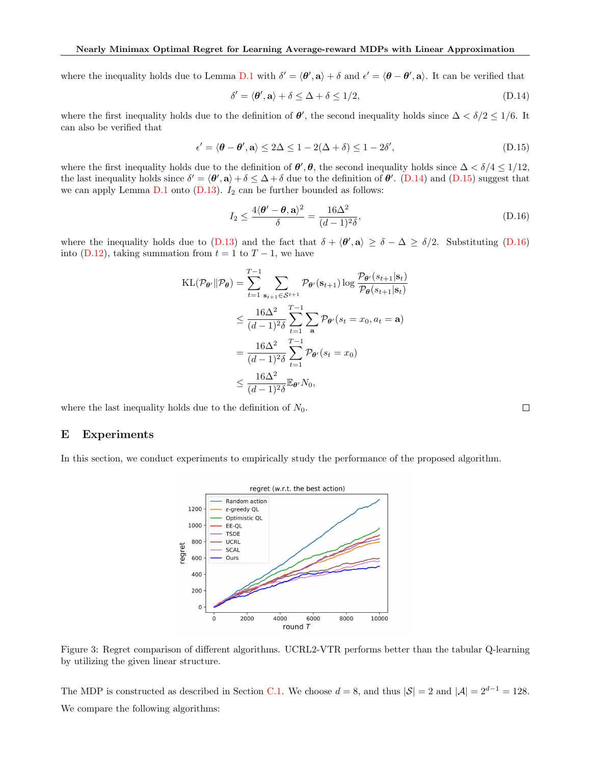where the inequality holds due to Lemma D.1 with $\delta' = \langle \boldsymbol{\theta}', \mathbf{a} \rangle + \delta$ and $\epsilon' = \langle \boldsymbol{\theta} - \boldsymbol{\theta}', \mathbf{a} \rangle$. It can be verified that

$$\delta' = \langle \boldsymbol{\theta}', \mathbf{a} \rangle + \delta \le \Delta + \delta \le 1/2, \tag{D.14}$$

where the first inequality holds due to the definition of $\boldsymbol{\theta}'$, the second inequality holds since $\Delta < \delta/2 \le 1/6$. It can also be verified that

$$\epsilon' = \langle \boldsymbol{\theta} - \boldsymbol{\theta}', \mathbf{a} \rangle \le 2\Delta \le 1 - 2(\Delta + \delta) \le 1 - 2\delta', \tag{D.15}$$

where the first inequality holds due to the definition of $\boldsymbol{\theta}', \boldsymbol{\theta}$, the second inequality holds since $\Delta < \delta/4 \le 1/12$, the last inequality holds since $\delta' = \langle \boldsymbol{\theta}', \mathbf{a} \rangle + \delta \le \Delta + \delta$ due to the definition of $\boldsymbol{\theta}'$. (D.14) and (D.15) suggest that we can apply Lemma D.1 onto (D.13). $I_2$ can be further bounded as follows:

$$I_2 \le \frac{4\langle \boldsymbol{\theta}' - \boldsymbol{\theta}, \mathbf{a} \rangle^2}{\delta} = \frac{16\Delta^2}{(d-1)^2 \delta}, \tag{D.16}$$

where the inequality holds due to (D.13) and the fact that $\delta + \langle \boldsymbol{\theta}', \mathbf{a} \rangle \ge \delta - \Delta \ge \delta/2$. Substituting (D.16) into (D.12), taking summation from $t = 1$ to $T - 1$, we have

$$\begin{aligned}
\mathrm{KL}(\mathcal{P}_{\boldsymbol{\theta}'} \| \mathcal{P}_{\boldsymbol{\theta}}) &= \sum_{t=1}^{T-1} \sum_{\mathbf{s}_{t+1} \in \mathcal{S}^{t+1}} \mathcal{P}_{\boldsymbol{\theta}'}(\mathbf{s}_{t+1}) \log \frac{\mathcal{P}_{\boldsymbol{\theta}'}(s_{t+1}|\mathbf{s}_t)}{\mathcal{P}_{\boldsymbol{\theta}}(s_{t+1}|\mathbf{s}_t)} \\
&\le \frac{16\Delta^2}{(d-1)^2\delta} \sum_{t=1}^{T-1} \sum_{\mathbf{a}} \mathcal{P}_{\boldsymbol{\theta}'}(s_t = x_0, a_t = \mathbf{a}) \\
&= \frac{16\Delta^2}{(d-1)^2\delta} \sum_{t=1}^{T-1} \mathcal{P}_{\boldsymbol{\theta}'}(s_t = x_0) \\
&\le \frac{16\Delta^2}{(d-1)^2\delta} \mathbb{E}_{\boldsymbol{\theta}'} N_0,
\end{aligned}$$

where the last inequality holds due to the definition of $N_0$. □

# E Experiments

In this section, we conduct experiments to empirically study the performance of the proposed algorithm.

Figure 3: Regret comparison of different algorithms. UCRL2-VTR performs better than the tabular Q-learning by utilizing the given linear structure.

The MDP is constructed as described in Section C.1. We choose $d = 8$, and thus $|\mathcal{S}| = 2$ and $|\mathcal{A}| = 2^{d-1} = 128$. We compare the following algorithms: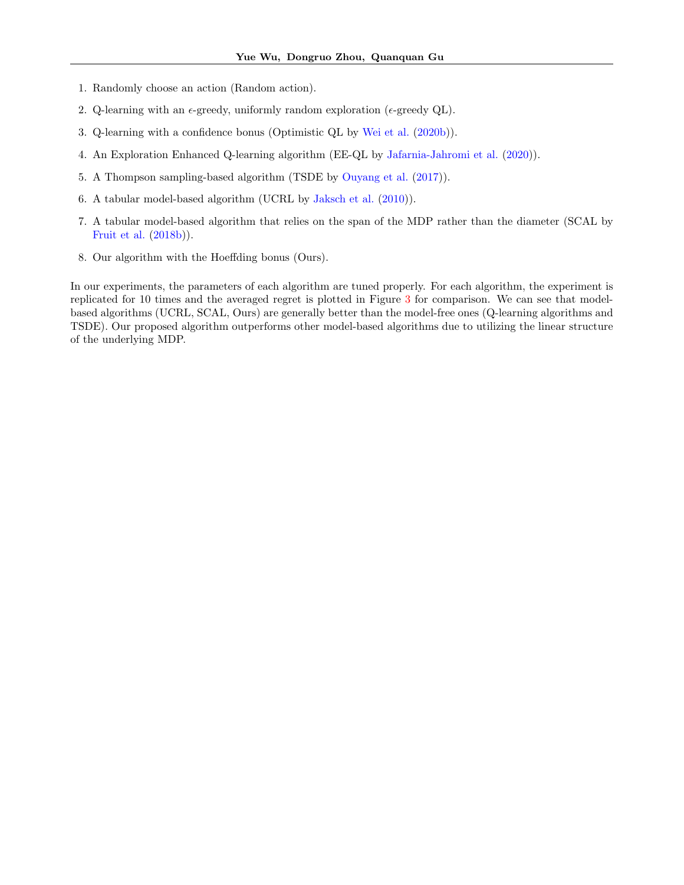1. Randomly choose an action (Random action).
2. Q-learning with an $\epsilon$-greedy, uniformly random exploration ($\epsilon$-greedy QL).
3. Q-learning with a confidence bonus (Optimistic QL by Wei et al. (2020b)).
4. An Exploration Enhanced Q-learning algorithm (EE-QL by Jafarnia-Jahromi et al. (2020)).
5. A Thompson sampling-based algorithm (TSDE by Ouyang et al. (2017)).
6. A tabular model-based algorithm (UCRL by Jaksch et al. (2010)).
7. A tabular model-based algorithm that relies on the span of the MDP rather than the diameter (SCAL by Fruit et al. (2018b)).
8. Our algorithm with the Hoeffding bonus (Ours).

In our experiments, the parameters of each algorithm are tuned properly. For each algorithm, the experiment is replicated for 10 times and the averaged regret is plotted in Figure 3 for comparison. We can see that model-based algorithms (UCRL, SCAL, Ours) are generally better than the model-free ones (Q-learning algorithms and TSDE). Our proposed algorithm outperforms other model-based algorithms due to utilizing the linear structure of the underlying MDP.